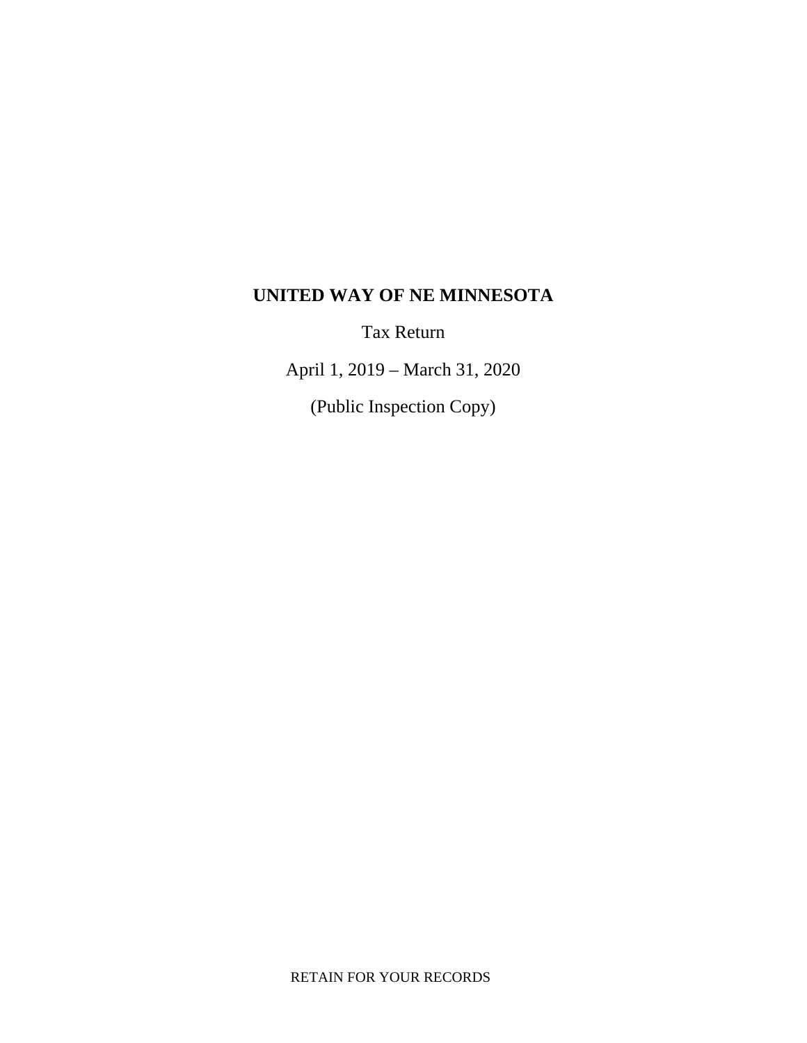# UNITED WAY OF NE MINNESOTA

Tax Return

April 1, 2019 – March 31, 2020

(Public Inspection Copy)

RETAIN FOR YOUR RECORDS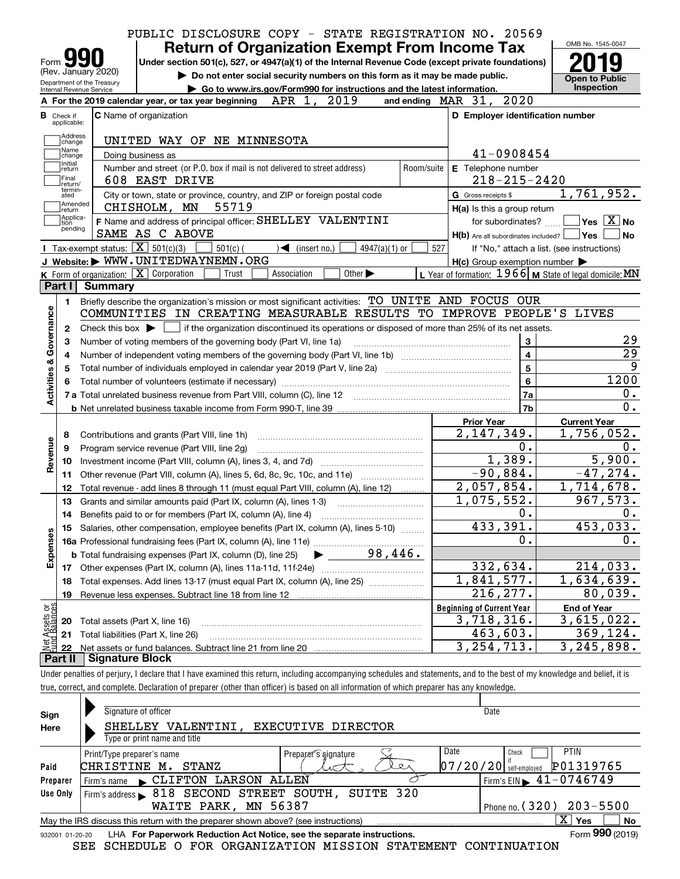PUBLIC DISCLOSURE COPY - STATE REGISTRATION NO. 20569

# Form 990 Return of Organization Exempt From Income Tax

(Rev. January 2020) Department of the Treasury Internal Revenue Service

Under section 501(c), 527, or 4947(a)(1) of the Internal Revenue Code (except private foundations)

▶ Do not enter social security numbers on this form as it may be made public.

▶ Go to www.irs.gov/Form990 for instructions and the latest information.

OMB No. 1545-0047 **2019** Open to Public Inspection

**A** For the 2019 calendar year, or tax year beginning APR 1, 2019 and ending MAR 31, 2020

**B** Check if applicable: Address change, Name change, Initial return, Final return/terminated, Amended return, Application pending

**C** Name of organization: UNITED WAY OF NE MINNESOTA

Doing business as

Number and street (or P.O. box if mail is not delivered to street address): 608 EAST DRIVE | Room/suite

City or town, state or province, country, and ZIP or foreign postal code: CHISHOLM, MN 55719

**D** Employer identification number: 41-0908454

**E** Telephone number: 218-215-2420

**G** Gross receipts $ 1,761,952.

**F** Name and address of principal officer: SHELLEY VALENTINI SAME AS C ABOVE

**H(a)** Is this a group return for subordinates? ☐ Yes ☒ No

**H(b)** Are all subordinates included? ☐ Yes ☐ No If "No," attach a list. (see instructions)

**H(c)** Group exemption number ▶

**I** Tax-exempt status: ☒ 501(c)(3) ☐ 501(c) ( ) ◀ (insert no.) ☐ 4947(a)(1) or ☐ 527

**J** Website: ▶ WWW.UNITEDWAYNEMN.ORG

**K** Form of organization: ☒ Corporation ☐ Trust ☐ Association ☐ Other ▶

**L** Year of formation: 1966 **M** State of legal domicile: MN

## Part I Summary

**Activities & Governance**

1 Briefly describe the organization's mission or most significant activities: TO UNITE AND FOCUS OUR COMMUNITIES IN CREATING MEASURABLE RESULTS TO IMPROVE PEOPLE'S LIVES

2 Check this box ▶ ☐ if the organization discontinued its operations or disposed of more than 25% of its net assets.

| | | | |
|---|---|---|---|
| 3 | Number of voting members of the governing body (Part VI, line 1a) | 3 | 29 |
| 4 | Number of independent voting members of the governing body (Part VI, line 1b) | 4 | 29 |
| 5 | Total number of individuals employed in calendar year 2019 (Part V, line 2a) | 5 | 9 |
| 6 | Total number of volunteers (estimate if necessary) | 6 | 1200 |
| 7a | Total unrelated business revenue from Part VIII, column (C), line 12 | 7a | 0. |
| b | Net unrelated business taxable income from Form 990-T, line 39 | 7b | 0. |

| | | Prior Year | Current Year |
|---|---|---|---|
| **Revenue** | | | |
| 8 | Contributions and grants (Part VIII, line 1h) | 2,147,349. | 1,756,052. |
| 9 | Program service revenue (Part VIII, line 2g) | 0. | 0. |
| 10 | Investment income (Part VIII, column (A), lines 3, 4, and 7d) | 1,389. | 5,900. |
| 11 | Other revenue (Part VIII, column (A), lines 5, 6d, 8c, 9c, 10c, and 11e) | -90,884. | -47,274. |
| 12 | Total revenue - add lines 8 through 11 (must equal Part VIII, column (A), line 12) | 2,057,854. | 1,714,678. |
| **Expenses** | | | |
| 13 | Grants and similar amounts paid (Part IX, column (A), lines 1-3) | 1,075,552. | 967,573. |
| 14 | Benefits paid to or for members (Part IX, column (A), line 4) | 0. | 0. |
| 15 | Salaries, other compensation, employee benefits (Part IX, column (A), lines 5-10) | 433,391. | 453,033. |
| 16a | Professional fundraising fees (Part IX, column (A), line 11e) | 0. | 0. |
| b | Total fundraising expenses (Part IX, column (D), line 25) ▶ 98,446. | | |
| 17 | Other expenses (Part IX, column (A), lines 11a-11d, 11f-24e) | 332,634. | 214,033. |
| 18 | Total expenses. Add lines 13-17 (must equal Part IX, column (A), line 25) | 1,841,577. | 1,634,639. |
| 19 | Revenue less expenses. Subtract line 18 from line 12 | 216,277. | 80,039. |

| **Net Assets or Fund Balances** | | Beginning of Current Year | End of Year |
|---|---|---|---|
| 20 | Total assets (Part X, line 16) | 3,718,316. | 3,615,022. |
| 21 | Total liabilities (Part X, line 26) | 463,603. | 369,124. |
| 22 | Net assets or fund balances. Subtract line 21 from line 20 | 3,254,713. | 3,245,898. |

## Part II Signature Block

Under penalties of perjury, I declare that I have examined this return, including accompanying schedules and statements, and to the best of my knowledge and belief, it is true, correct, and complete. Declaration of preparer (other than officer) is based on all information of which preparer has any knowledge.

**Sign Here**

Signature of officer | Date

SHELLEY VALENTINI, EXECUTIVE DIRECTOR

Type or print name and title

**Paid Preparer Use Only**

| Print/Type preparer's name | Preparer's signature | Date | Check if self-employed | PTIN |
|---|---|---|---|---|
| CHRISTINE M. STANZ | | 07/20/20 | ☐ | P01319765 |

Firm's name ▶ CLIFTON LARSON ALLEN | Firm's EIN ▶ 41-0746749

Firm's address ▶ 818 SECOND STREET SOUTH, SUITE 320 WAITE PARK, MN 56387 | Phone no. (320) 203-5500

May the IRS discuss this return with the preparer shown above? (see instructions) ☒ Yes ☐ No

932001 01-20-20 LHA For Paperwork Reduction Act Notice, see the separate instructions. Form **990** (2019)

SEE SCHEDULE O FOR ORGANIZATION MISSION STATEMENT CONTINUATION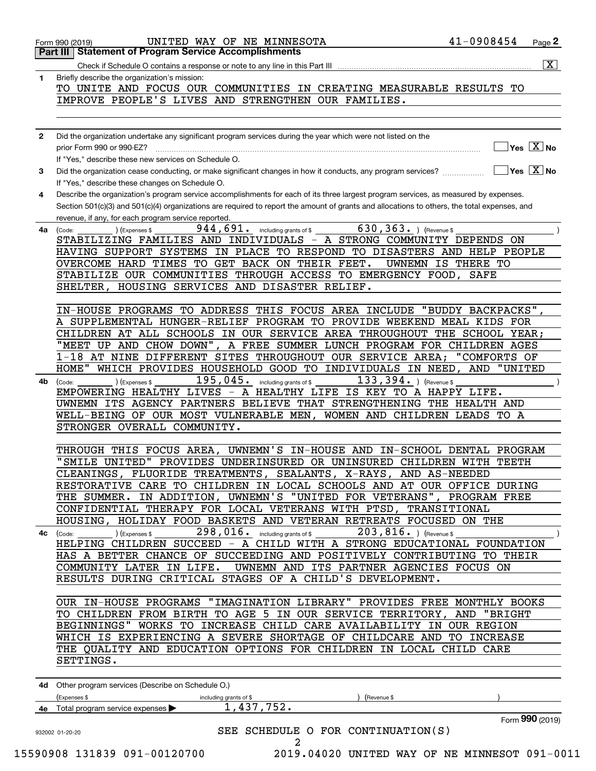Form 990 (2019) UNITED WAY OF NE MINNESOTA 41-0908454

## Part III | Statement of Program Service Accomplishments

Check if Schedule O contains a response or note to any line in this Part III [X]

**1** Briefly describe the organization's mission:

TO UNITE AND FOCUS OUR COMMUNITIES IN CREATING MEASURABLE RESULTS TO IMPROVE PEOPLE'S LIVES AND STRENGTHEN OUR FAMILIES.

**2** Did the organization undertake any significant program services during the year which were not listed on the prior Form 990 or 990-EZ? [ ] Yes [X] No

If "Yes," describe these new services on Schedule O.

**3** Did the organization cease conducting, or make significant changes in how it conducts, any program services? [ ] Yes [X] No

If "Yes," describe these changes on Schedule O.

**4** Describe the organization's program service accomplishments for each of its three largest program services, as measured by expenses. Section 501(c)(3) and 501(c)(4) organizations are required to report the amount of grants and allocations to others, the total expenses, and revenue, if any, for each program service reported.

**4a** (Code: ) (Expenses $ 944,691. including grants of $ 630,363. ) (Revenue $ )

STABILIZING FAMILIES AND INDIVIDUALS - A STRONG COMMUNITY DEPENDS ON HAVING SUPPORT SYSTEMS IN PLACE TO RESPOND TO DISASTERS AND HELP PEOPLE OVERCOME HARD TIMES TO GET BACK ON THEIR FEET. UWNEMN IS THERE TO STABILIZE OUR COMMUNITIES THROUGH ACCESS TO EMERGENCY FOOD, SAFE SHELTER, HOUSING SERVICES AND DISASTER RELIEF.

IN-HOUSE PROGRAMS TO ADDRESS THIS FOCUS AREA INCLUDE "BUDDY BACKPACKS", A SUPPLEMENTAL HUNGER-RELIEF PROGRAM TO PROVIDE WEEKEND MEAL KIDS FOR CHILDREN AT ALL SCHOOLS IN OUR SERVICE AREA THROUGHOUT THE SCHOOL YEAR; "MEET UP AND CHOW DOWN", A FREE SUMMER LUNCH PROGRAM FOR CHILDREN AGES 1-18 AT NINE DIFFERENT SITES THROUGHOUT OUR SERVICE AREA; "COMFORTS OF HOME" WHICH PROVIDES HOUSEHOLD GOOD TO INDIVIDUALS IN NEED, AND "UNITED

**4b** (Code: ) (Expenses $ 195,045. including grants of $ 133,394. ) (Revenue $ )

EMPOWERING HEALTHY LIVES - A HEALTHY LIFE IS KEY TO A HAPPY LIFE. UWNEMN ITS AGENCY PARTNERS BELIEVE THAT STRENGTHENING THE HEALTH AND WELL-BEING OF OUR MOST VULNERABLE MEN, WOMEN AND CHILDREN LEADS TO A STRONGER OVERALL COMMUNITY.

THROUGH THIS FOCUS AREA, UWNEMN'S IN-HOUSE AND IN-SCHOOL DENTAL PROGRAM "SMILE UNITED" PROVIDES UNDERINSURED OR UNINSURED CHILDREN WITH TEETH CLEANINGS, FLUORIDE TREATMENTS, SEALANTS, X-RAYS, AND AS-NEEDED RESTORATIVE CARE TO CHILDREN IN LOCAL SCHOOLS AND AT OUR OFFICE DURING THE SUMMER. IN ADDITION, UWNEMN'S "UNITED FOR VETERANS", PROGRAM FREE CONFIDENTIAL THERAPY FOR LOCAL VETERANS WITH PTSD, TRANSITIONAL HOUSING, HOLIDAY FOOD BASKETS AND VETERAN RETREATS FOCUSED ON THE

**4c** (Code: ) (Expenses $ 298,016. including grants of $ 203,816. ) (Revenue $ )

HELPING CHILDREN SUCCEED - A CHILD WITH A STRONG EDUCATIONAL FOUNDATION HAS A BETTER CHANCE OF SUCCEEDING AND POSITIVELY CONTRIBUTING TO THEIR COMMUNITY LATER IN LIFE. UWNEMN AND ITS PARTNER AGENCIES FOCUS ON RESULTS DURING CRITICAL STAGES OF A CHILD'S DEVELOPMENT.

OUR IN-HOUSE PROGRAMS "IMAGINATION LIBRARY" PROVIDES FREE MONTHLY BOOKS TO CHILDREN FROM BIRTH TO AGE 5 IN OUR SERVICE TERRITORY, AND "BRIGHT BEGINNINGS" WORKS TO INCREASE CHILD CARE AVAILABILITY IN OUR REGION WHICH IS EXPERIENCING A SEVERE SHORTAGE OF CHILDCARE AND TO INCREASE THE QUALITY AND EDUCATION OPTIONS FOR CHILDREN IN LOCAL CHILD CARE SETTINGS.

**4d** Other program services (Describe on Schedule O.)

(Expenses $ including grants of $ ) (Revenue $ )

**4e** Total program service expenses ▶ 1,437,752.

Form 990 (2019)

SEE SCHEDULE O FOR CONTINUATION(S)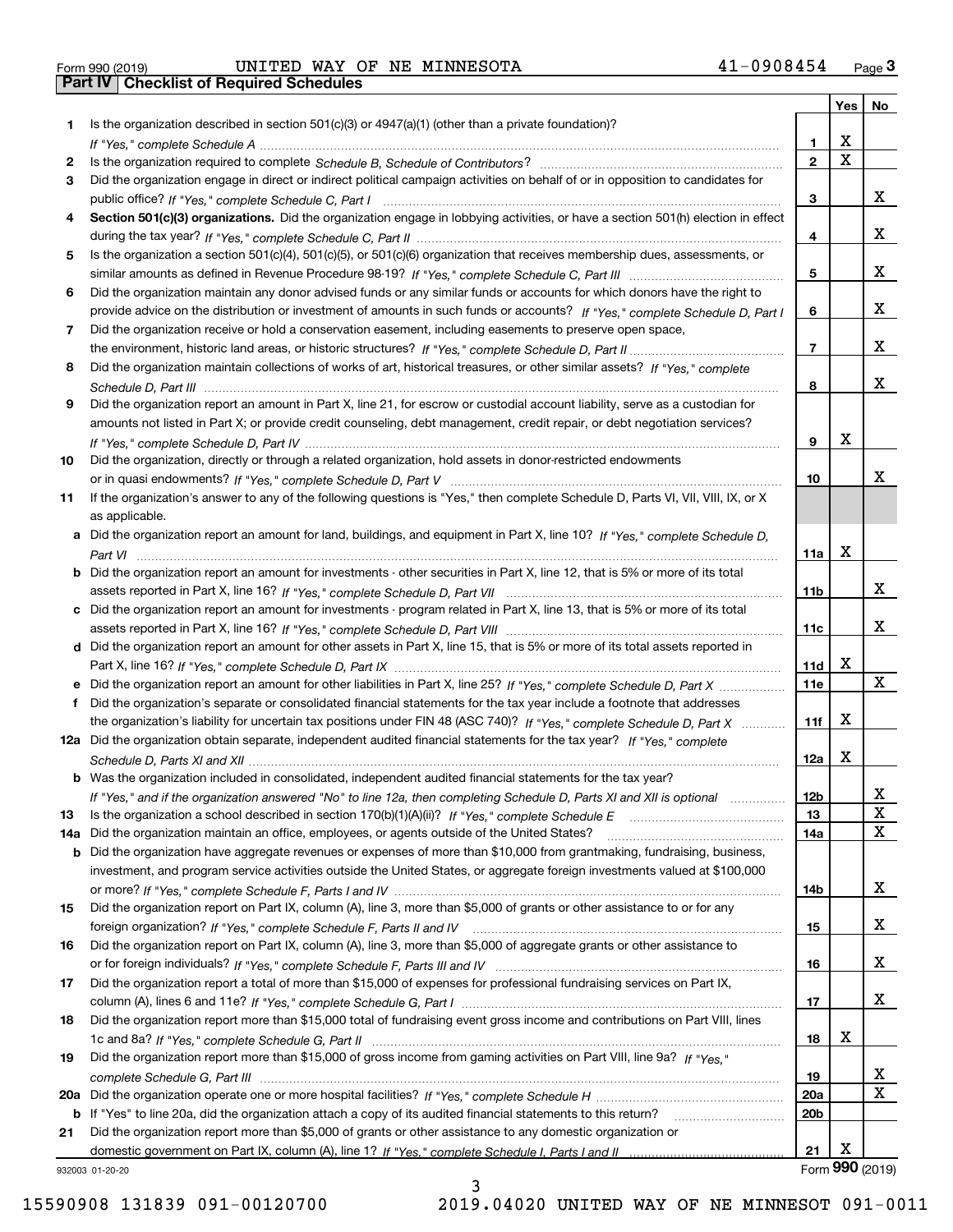Form 990 (2019) UNITED WAY OF NE MINNESOTA 41-0908454 Page 3

## Part IV | Checklist of Required Schedules

| | | | Yes | No |
|---|---|---|---|---|
| 1 | Is the organization described in section 501(c)(3) or 4947(a)(1) (other than a private foundation)? *If "Yes," complete Schedule A* | 1 | X | |
| 2 | Is the organization required to complete *Schedule B, Schedule of Contributors*? | 2 | X | |
| 3 | Did the organization engage in direct or indirect political campaign activities on behalf of or in opposition to candidates for public office? *If "Yes," complete Schedule C, Part I* | 3 | | X |
| 4 | **Section 501(c)(3) organizations.** Did the organization engage in lobbying activities, or have a section 501(h) election in effect during the tax year? *If "Yes," complete Schedule C, Part II* | 4 | | X |
| 5 | Is the organization a section 501(c)(4), 501(c)(5), or 501(c)(6) organization that receives membership dues, assessments, or similar amounts as defined in Revenue Procedure 98-19? *If "Yes," complete Schedule C, Part III* | 5 | | X |
| 6 | Did the organization maintain any donor advised funds or any similar funds or accounts for which donors have the right to provide advice on the distribution or investment of amounts in such funds or accounts? *If "Yes," complete Schedule D, Part I* | 6 | | X |
| 7 | Did the organization receive or hold a conservation easement, including easements to preserve open space, the environment, historic land areas, or historic structures? *If "Yes," complete Schedule D, Part II* | 7 | | X |
| 8 | Did the organization maintain collections of works of art, historical treasures, or other similar assets? *If "Yes," complete Schedule D, Part III* | 8 | | X |
| 9 | Did the organization report an amount in Part X, line 21, for escrow or custodial account liability, serve as a custodian for amounts not listed in Part X; or provide credit counseling, debt management, credit repair, or debt negotiation services? *If "Yes," complete Schedule D, Part IV* | 9 | X | |
| 10 | Did the organization, directly or through a related organization, hold assets in donor-restricted endowments or in quasi endowments? *If "Yes," complete Schedule D, Part V* | 10 | | X |
| 11 | If the organization's answer to any of the following questions is "Yes," then complete Schedule D, Parts VI, VII, VIII, IX, or X as applicable. | | | |
| a | Did the organization report an amount for land, buildings, and equipment in Part X, line 10? *If "Yes," complete Schedule D, Part VI* | 11a | X | |
| b | Did the organization report an amount for investments - other securities in Part X, line 12, that is 5% or more of its total assets reported in Part X, line 16? *If "Yes," complete Schedule D, Part VII* | 11b | | X |
| c | Did the organization report an amount for investments - program related in Part X, line 13, that is 5% or more of its total assets reported in Part X, line 16? *If "Yes," complete Schedule D, Part VIII* | 11c | | X |
| d | Did the organization report an amount for other assets in Part X, line 15, that is 5% or more of its total assets reported in Part X, line 16? *If "Yes," complete Schedule D, Part IX* | 11d | X | |
| e | Did the organization report an amount for other liabilities in Part X, line 25? *If "Yes," complete Schedule D, Part X* | 11e | | X |
| f | Did the organization's separate or consolidated financial statements for the tax year include a footnote that addresses the organization's liability for uncertain tax positions under FIN 48 (ASC 740)? *If "Yes," complete Schedule D, Part X* | 11f | X | |
| 12a | Did the organization obtain separate, independent audited financial statements for the tax year? *If "Yes," complete Schedule D, Parts XI and XII* | 12a | X | |
| b | Was the organization included in consolidated, independent audited financial statements for the tax year? *If "Yes," and if the organization answered "No" to line 12a, then completing Schedule D, Parts XI and XII is optional* | 12b | | X |
| 13 | Is the organization a school described in section 170(b)(1)(A)(ii)? *If "Yes," complete Schedule E* | 13 | | X |
| 14a | Did the organization maintain an office, employees, or agents outside of the United States? | 14a | | X |
| b | Did the organization have aggregate revenues or expenses of more than $10,000 from grantmaking, fundraising, business, investment, and program service activities outside the United States, or aggregate foreign investments valued at $100,000 or more? *If "Yes," complete Schedule F, Parts I and IV* | 14b | | X |
| 15 | Did the organization report on Part IX, column (A), line 3, more than $5,000 of grants or other assistance to or for any foreign organization? *If "Yes," complete Schedule F, Parts II and IV* | 15 | | X |
| 16 | Did the organization report on Part IX, column (A), line 3, more than $5,000 of aggregate grants or other assistance to or for foreign individuals? *If "Yes," complete Schedule F, Parts III and IV* | 16 | | X |
| 17 | Did the organization report a total of more than $15,000 of expenses for professional fundraising services on Part IX, column (A), lines 6 and 11e? *If "Yes," complete Schedule G, Part I* | 17 | | X |
| 18 | Did the organization report more than $15,000 total of fundraising event gross income and contributions on Part VIII, lines 1c and 8a? *If "Yes," complete Schedule G, Part II* | 18 | X | |
| 19 | Did the organization report more than $15,000 of gross income from gaming activities on Part VIII, line 9a? *If "Yes," complete Schedule G, Part III* | 19 | | X |
| 20a | Did the organization operate one or more hospital facilities? *If "Yes," complete Schedule H* | 20a | | X |
| b | If "Yes" to line 20a, did the organization attach a copy of its audited financial statements to this return? | 20b | | |
| 21 | Did the organization report more than $5,000 of grants or other assistance to any domestic organization or domestic government on Part IX, column (A), line 1? *If "Yes," complete Schedule I, Parts I and II* | 21 | X | |

932003 01-20-20 Form **990** (2019)

15590908 131839 091-00120700 2019.04020 UNITED WAY OF NE MINNESOT 091-0011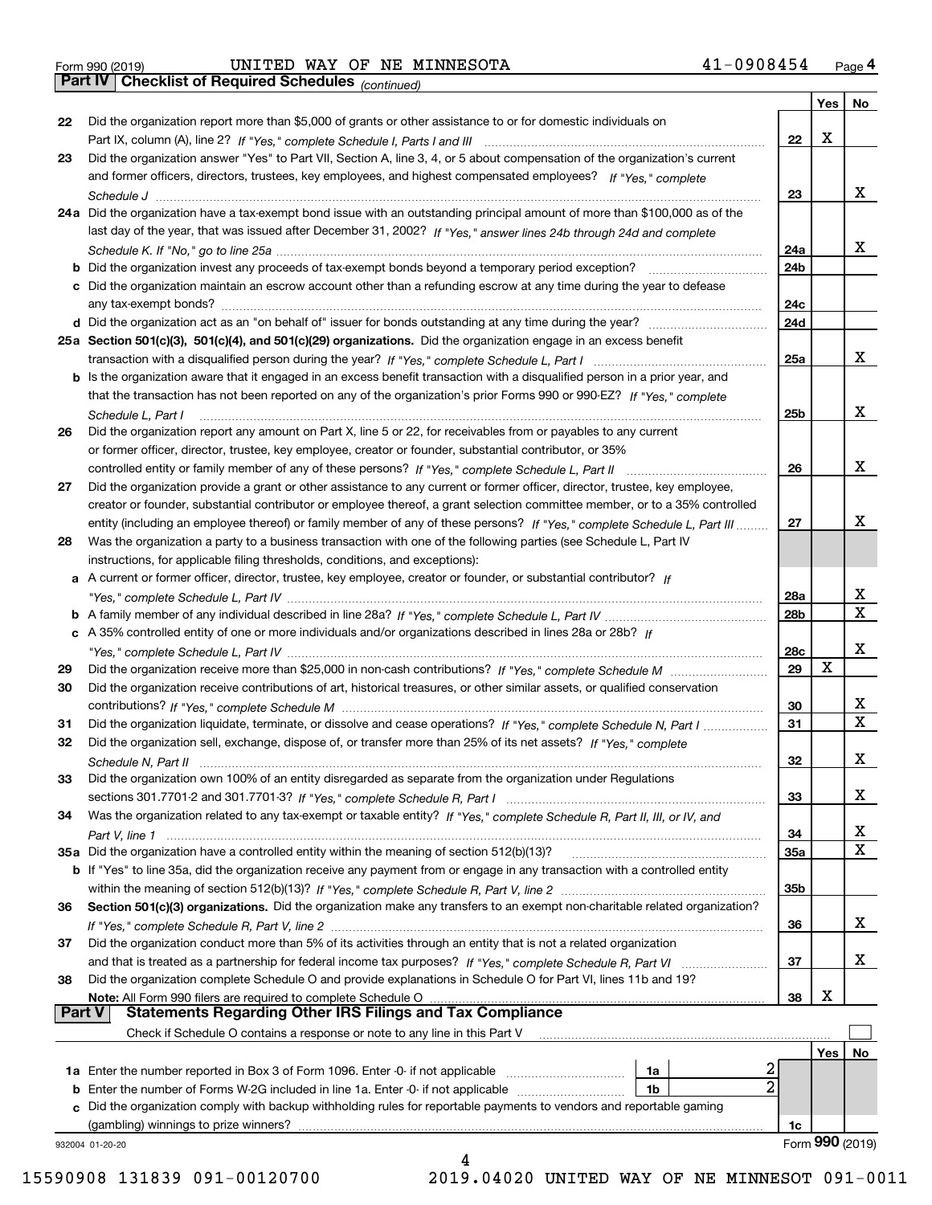Form 990 (2019) UNITED WAY OF NE MINNESOTA 41-0908454 Page **4**

## Part IV Checklist of Required Schedules *(continued)*

| | | | Yes | No |
|---|---|---|---|---|
| **22** | Did the organization report more than $5,000 of grants or other assistance to or for domestic individuals on Part IX, column (A), line 2? *If "Yes," complete Schedule I, Parts I and III* | 22 | X | |
| **23** | Did the organization answer "Yes" to Part VII, Section A, line 3, 4, or 5 about compensation of the organization's current and former officers, directors, trustees, key employees, and highest compensated employees? *If "Yes," complete Schedule J* | 23 | | X |
| **24a** | Did the organization have a tax-exempt bond issue with an outstanding principal amount of more than $100,000 as of the last day of the year, that was issued after December 31, 2002? *If "Yes," answer lines 24b through 24d and complete Schedule K. If "No," go to line 25a* | 24a | | X |
| **b** | Did the organization invest any proceeds of tax-exempt bonds beyond a temporary period exception? | 24b | | |
| **c** | Did the organization maintain an escrow account other than a refunding escrow at any time during the year to defease any tax-exempt bonds? | 24c | | |
| **d** | Did the organization act as an "on behalf of" issuer for bonds outstanding at any time during the year? | 24d | | |
| **25a** | **Section 501(c)(3), 501(c)(4), and 501(c)(29) organizations.** Did the organization engage in an excess benefit transaction with a disqualified person during the year? *If "Yes," complete Schedule L, Part I* | 25a | | X |
| **b** | Is the organization aware that it engaged in an excess benefit transaction with a disqualified person in a prior year, and that the transaction has not been reported on any of the organization's prior Forms 990 or 990-EZ? *If "Yes," complete Schedule L, Part I* | 25b | | X |
| **26** | Did the organization report any amount on Part X, line 5 or 22, for receivables from or payables to any current or former officer, director, trustee, key employee, creator or founder, substantial contributor, or 35% controlled entity or family member of any of these persons? *If "Yes," complete Schedule L, Part II* | 26 | | X |
| **27** | Did the organization provide a grant or other assistance to any current or former officer, director, trustee, key employee, creator or founder, substantial contributor or employee thereof, a grant selection committee member, or to a 35% controlled entity (including an employee thereof) or family member of any of these persons? *If "Yes," complete Schedule L, Part III* | 27 | | X |
| **28** | Was the organization a party to a business transaction with one of the following parties (see Schedule L, Part IV instructions, for applicable filing thresholds, conditions, and exceptions): | | | |
| **a** | A current or former officer, director, trustee, key employee, creator or founder, or substantial contributor? *If "Yes," complete Schedule L, Part IV* | 28a | | X |
| **b** | A family member of any individual described in line 28a? *If "Yes," complete Schedule L, Part IV* | 28b | | X |
| **c** | A 35% controlled entity of one or more individuals and/or organizations described in lines 28a or 28b? *If "Yes," complete Schedule L, Part IV* | 28c | | X |
| **29** | Did the organization receive more than $25,000 in non-cash contributions? *If "Yes," complete Schedule M* | 29 | X | |
| **30** | Did the organization receive contributions of art, historical treasures, or other similar assets, or qualified conservation contributions? *If "Yes," complete Schedule M* | 30 | | X |
| **31** | Did the organization liquidate, terminate, or dissolve and cease operations? *If "Yes," complete Schedule N, Part I* | 31 | | X |
| **32** | Did the organization sell, exchange, dispose of, or transfer more than 25% of its net assets? *If "Yes," complete Schedule N, Part II* | 32 | | X |
| **33** | Did the organization own 100% of an entity disregarded as separate from the organization under Regulations sections 301.7701-2 and 301.7701-3? *If "Yes," complete Schedule R, Part I* | 33 | | X |
| **34** | Was the organization related to any tax-exempt or taxable entity? *If "Yes," complete Schedule R, Part II, III, or IV, and Part V, line 1* | 34 | | X |
| **35a** | Did the organization have a controlled entity within the meaning of section 512(b)(13)? | 35a | | X |
| **b** | If "Yes" to line 35a, did the organization receive any payment from or engage in any transaction with a controlled entity within the meaning of section 512(b)(13)? *If "Yes," complete Schedule R, Part V, line 2* | 35b | | |
| **36** | **Section 501(c)(3) organizations.** Did the organization make any transfers to an exempt non-charitable related organization? *If "Yes," complete Schedule R, Part V, line 2* | 36 | | X |
| **37** | Did the organization conduct more than 5% of its activities through an entity that is not a related organization and that is treated as a partnership for federal income tax purposes? *If "Yes," complete Schedule R, Part VI* | 37 | | X |
| **38** | Did the organization complete Schedule O and provide explanations in Schedule O for Part VI, lines 11b and 19? **Note:** All Form 990 filers are required to complete Schedule O | 38 | X | |

## Part V Statements Regarding Other IRS Filings and Tax Compliance

Check if Schedule O contains a response or note to any line in this Part V ☐

| | | | | | Yes | No |
|---|---|---|---|---|---|---|
| **1a** | Enter the number reported in Box 3 of Form 1096. Enter -0- if not applicable | 1a | 2 | | | |
| **b** | Enter the number of Forms W-2G included in line 1a. Enter -0- if not applicable | 1b | 2 | | | |
| **c** | Did the organization comply with backup withholding rules for reportable payments to vendors and reportable gaming (gambling) winnings to prize winners? | | | 1c | | |

932004 01-20-20 Form **990** (2019)

15590908 131839 091-00120700 2019.04020 UNITED WAY OF NE MINNESOT 091-0011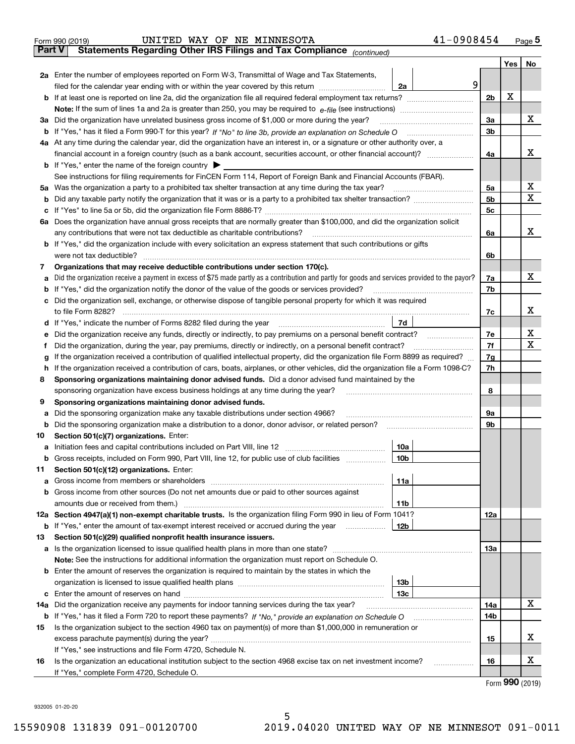Form 990 (2019) UNITED WAY OF NE MINNESOTA 41-0908454

**Part V Statements Regarding Other IRS Filings and Tax Compliance** *(continued)*

| | | | | Yes | No |
|---|---|---|---|---|---|
| **2a** | Enter the number of employees reported on Form W-3, Transmittal of Wage and Tax Statements, filed for the calendar year ending with or within the year covered by this return | 2a 9 | | | |
| **b** | If at least one is reported on line 2a, did the organization file all required federal employment tax returns? | | 2b | X | |
| | Note: If the sum of lines 1a and 2a is greater than 250, you may be required to e-file (see instructions) | | | | |
| **3a** | Did the organization have unrelated business gross income of $1,000 or more during the year? | | 3a | | X |
| **b** | If "Yes," has it filed a Form 990-T for this year? *If "No" to line 3b, provide an explanation on Schedule O* | | 3b | | |
| **4a** | At any time during the calendar year, did the organization have an interest in, or a signature or other authority over, a financial account in a foreign country (such as a bank account, securities account, or other financial account)? | | 4a | | X |
| **b** | If "Yes," enter the name of the foreign country ▶ | | | | |
| | See instructions for filing requirements for FinCEN Form 114, Report of Foreign Bank and Financial Accounts (FBAR). | | | | |
| **5a** | Was the organization a party to a prohibited tax shelter transaction at any time during the tax year? | | 5a | | X |
| **b** | Did any taxable party notify the organization that it was or is a party to a prohibited tax shelter transaction? | | 5b | | X |
| **c** | If "Yes" to line 5a or 5b, did the organization file Form 8886-T? | | 5c | | |
| **6a** | Does the organization have annual gross receipts that are normally greater than $100,000, and did the organization solicit any contributions that were not tax deductible as charitable contributions? | | 6a | | X |
| **b** | If "Yes," did the organization include with every solicitation an express statement that such contributions or gifts were not tax deductible? | | 6b | | |
| **7** | **Organizations that may receive deductible contributions under section 170(c).** | | | | |
| **a** | Did the organization receive a payment in excess of $75 made partly as a contribution and partly for goods and services provided to the payor? | | 7a | | X |
| **b** | If "Yes," did the organization notify the donor of the value of the goods or services provided? | | 7b | | |
| **c** | Did the organization sell, exchange, or otherwise dispose of tangible personal property for which it was required to file Form 8282? | | 7c | | X |
| **d** | If "Yes," indicate the number of Forms 8282 filed during the year | 7d | | | |
| **e** | Did the organization receive any funds, directly or indirectly, to pay premiums on a personal benefit contract? | | 7e | | X |
| **f** | Did the organization, during the year, pay premiums, directly or indirectly, on a personal benefit contract? | | 7f | | X |
| **g** | If the organization received a contribution of qualified intellectual property, did the organization file Form 8899 as required? | | 7g | | |
| **h** | If the organization received a contribution of cars, boats, airplanes, or other vehicles, did the organization file a Form 1098-C? | | 7h | | |
| **8** | **Sponsoring organizations maintaining donor advised funds.** Did a donor advised fund maintained by the sponsoring organization have excess business holdings at any time during the year? | | 8 | | |
| **9** | **Sponsoring organizations maintaining donor advised funds.** | | | | |
| **a** | Did the sponsoring organization make any taxable distributions under section 4966? | | 9a | | |
| **b** | Did the sponsoring organization make a distribution to a donor, donor advisor, or related person? | | 9b | | |
| **10** | **Section 501(c)(7) organizations.** Enter: | | | | |
| **a** | Initiation fees and capital contributions included on Part VIII, line 12 | 10a | | | |
| **b** | Gross receipts, included on Form 990, Part VIII, line 12, for public use of club facilities | 10b | | | |
| **11** | **Section 501(c)(12) organizations.** Enter: | | | | |
| **a** | Gross income from members or shareholders | 11a | | | |
| **b** | Gross income from other sources (Do not net amounts due or paid to other sources against amounts due or received from them.) | 11b | | | |
| **12a** | **Section 4947(a)(1) non-exempt charitable trusts.** Is the organization filing Form 990 in lieu of Form 1041? | | 12a | | |
| **b** | If "Yes," enter the amount of tax-exempt interest received or accrued during the year | 12b | | | |
| **13** | **Section 501(c)(29) qualified nonprofit health insurance issuers.** | | | | |
| **a** | Is the organization licensed to issue qualified health plans in more than one state? | | 13a | | |
| | **Note:** See the instructions for additional information the organization must report on Schedule O. | | | | |
| **b** | Enter the amount of reserves the organization is required to maintain by the states in which the organization is licensed to issue qualified health plans | 13b | | | |
| **c** | Enter the amount of reserves on hand | 13c | | | |
| **14a** | Did the organization receive any payments for indoor tanning services during the tax year? | | 14a | | X |
| **b** | If "Yes," has it filed a Form 720 to report these payments? *If "No," provide an explanation on Schedule O* | | 14b | | |
| **15** | Is the organization subject to the section 4960 tax on payment(s) of more than $1,000,000 in remuneration or excess parachute payment(s) during the year? | | 15 | | X |
| | If "Yes," see instructions and file Form 4720, Schedule N. | | | | |
| **16** | Is the organization an educational institution subject to the section 4968 excise tax on net investment income? | | 16 | | X |
| | If "Yes," complete Form 4720, Schedule O. | | | | |

Form **990** (2019)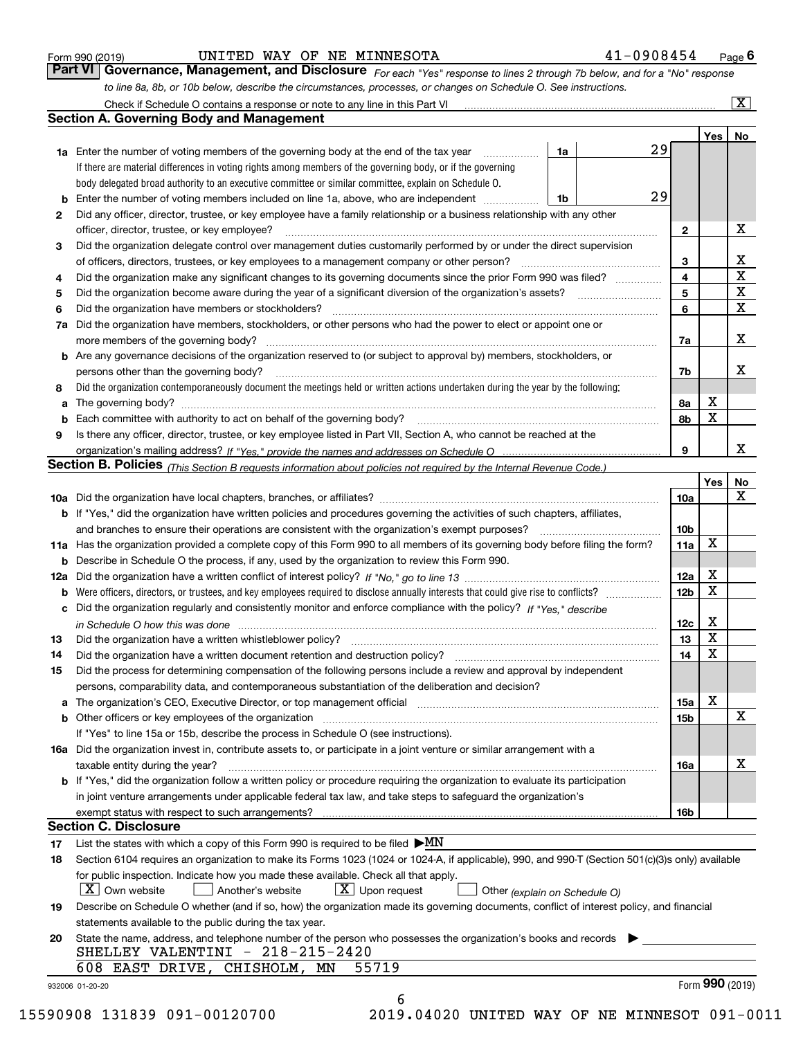Form 990 (2019) UNITED WAY OF NE MINNESOTA 41-0908454 Page 6

## Part VI Governance, Management, and Disclosure

*For each "Yes" response to lines 2 through 7b below, and for a "No" response to line 8a, 8b, or 10b below, describe the circumstances, processes, or changes on Schedule O. See instructions.*

Check if Schedule O contains a response or note to any line in this Part VI ..... [X]

### Section A. Governing Body and Management

| | | | | Yes | No |
|---|---|---|---|---|---|
| **1a** | Enter the number of voting members of the governing body at the end of the tax year. If there are material differences in voting rights among members of the governing body, or if the governing body delegated broad authority to an executive committee or similar committee, explain on Schedule O. | 1a 29 | | | |
| **b** | Enter the number of voting members included on line 1a, above, who are independent | 1b 29 | | | |
| **2** | Did any officer, director, trustee, or key employee have a family relationship or a business relationship with any other officer, director, trustee, or key employee? | | 2 | | X |
| **3** | Did the organization delegate control over management duties customarily performed by or under the direct supervision of officers, directors, trustees, or key employees to a management company or other person? | | 3 | | X |
| **4** | Did the organization make any significant changes to its governing documents since the prior Form 990 was filed? | | 4 | | X |
| **5** | Did the organization become aware during the year of a significant diversion of the organization's assets? | | 5 | | X |
| **6** | Did the organization have members or stockholders? | | 6 | | X |
| **7a** | Did the organization have members, stockholders, or other persons who had the power to elect or appoint one or more members of the governing body? | | 7a | | X |
| **b** | Are any governance decisions of the organization reserved to (or subject to approval by) members, stockholders, or persons other than the governing body? | | 7b | | X |
| **8** | Did the organization contemporaneously document the meetings held or written actions undertaken during the year by the following: | | | | |
| **a** | The governing body? | | 8a | X | |
| **b** | Each committee with authority to act on behalf of the governing body? | | 8b | X | |
| **9** | Is there any officer, director, trustee, or key employee listed in Part VII, Section A, who cannot be reached at the organization's mailing address? *If "Yes," provide the names and addresses on Schedule O* | | 9 | | X |

### Section B. Policies *(This Section B requests information about policies not required by the Internal Revenue Code.)*

| | | | Yes | No |
|---|---|---|---|---|
| **10a** | Did the organization have local chapters, branches, or affiliates? | 10a | | X |
| **b** | If "Yes," did the organization have written policies and procedures governing the activities of such chapters, affiliates, and branches to ensure their operations are consistent with the organization's exempt purposes? | 10b | | |
| **11a** | Has the organization provided a complete copy of this Form 990 to all members of its governing body before filing the form? | 11a | X | |
| **b** | Describe in Schedule O the process, if any, used by the organization to review this Form 990. | | | |
| **12a** | Did the organization have a written conflict of interest policy? *If "No," go to line 13* | 12a | X | |
| **b** | Were officers, directors, or trustees, and key employees required to disclose annually interests that could give rise to conflicts? | 12b | X | |
| **c** | Did the organization regularly and consistently monitor and enforce compliance with the policy? *If "Yes," describe in Schedule O how this was done* | 12c | X | |
| **13** | Did the organization have a written whistleblower policy? | 13 | X | |
| **14** | Did the organization have a written document retention and destruction policy? | 14 | X | |
| **15** | Did the process for determining compensation of the following persons include a review and approval by independent persons, comparability data, and contemporaneous substantiation of the deliberation and decision? | | | |
| **a** | The organization's CEO, Executive Director, or top management official | 15a | X | |
| **b** | Other officers or key employees of the organization | 15b | | X |
| | If "Yes" to line 15a or 15b, describe the process in Schedule O (see instructions). | | | |
| **16a** | Did the organization invest in, contribute assets to, or participate in a joint venture or similar arrangement with a taxable entity during the year? | 16a | | X |
| **b** | If "Yes," did the organization follow a written policy or procedure requiring the organization to evaluate its participation in joint venture arrangements under applicable federal tax law, and take steps to safeguard the organization's exempt status with respect to such arrangements? | 16b | | |

### Section C. Disclosure

**17** List the states with which a copy of this Form 990 is required to be filed ▶MN

**18** Section 6104 requires an organization to make its Forms 1023 (1024 or 1024-A, if applicable), 990, and 990-T (Section 501(c)(3)s only) available for public inspection. Indicate how you made these available. Check all that apply.

[X] Own website [ ] Another's website [X] Upon request [ ] Other *(explain on Schedule O)*

**19** Describe on Schedule O whether (and if so, how) the organization made its governing documents, conflict of interest policy, and financial statements available to the public during the tax year.

**20** State the name, address, and telephone number of the person who possesses the organization's books and records ▶

SHELLEY VALENTINI - 218-215-2420
608 EAST DRIVE, CHISHOLM, MN 55719

932006 01-20-20 Form 990 (2019)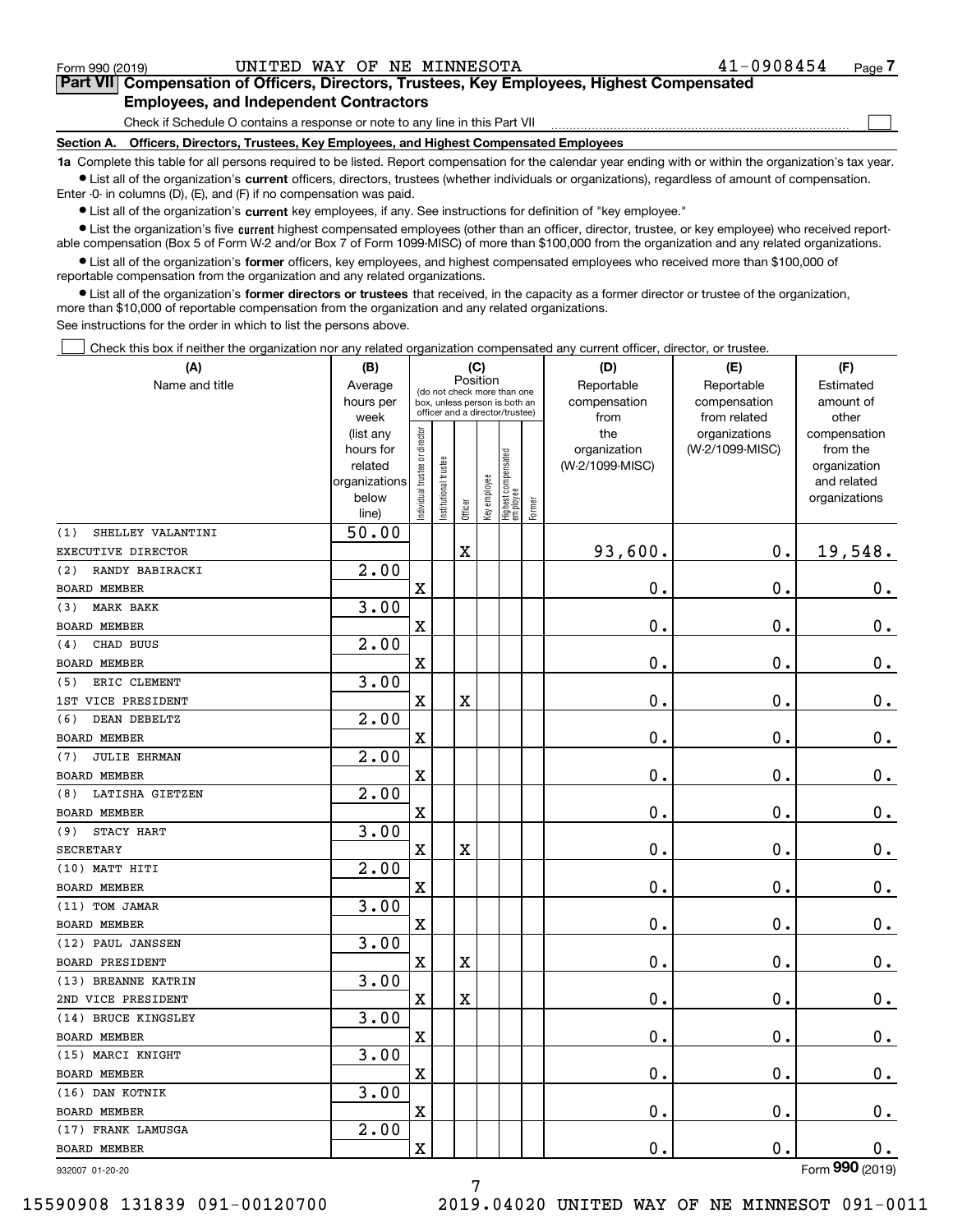Form 990 (2019) UNITED WAY OF NE MINNESOTA 41-0908454

## Part VII Compensation of Officers, Directors, Trustees, Key Employees, Highest Compensated Employees, and Independent Contractors

Check if Schedule O contains a response or note to any line in this Part VII

### Section A. Officers, Directors, Trustees, Key Employees, and Highest Compensated Employees

**1a** Complete this table for all persons required to be listed. Report compensation for the calendar year ending with or within the organization's tax year.

- List all of the organization's **current** officers, directors, trustees (whether individuals or organizations), regardless of amount of compensation. Enter -0- in columns (D), (E), and (F) if no compensation was paid.
- List all of the organization's **current** key employees, if any. See instructions for definition of "key employee."
- List the organization's five **current** highest compensated employees (other than an officer, director, trustee, or key employee) who received reportable compensation (Box 5 of Form W-2 and/or Box 7 of Form 1099-MISC) of more than $100,000 from the organization and any related organizations.
- List all of the organization's **former** officers, key employees, and highest compensated employees who received more than $100,000 of reportable compensation from the organization and any related organizations.
- List all of the organization's **former directors or trustees** that received, in the capacity as a former director or trustee of the organization, more than $10,000 of reportable compensation from the organization and any related organizations.

See instructions for the order in which to list the persons above.

Check this box if neither the organization nor any related organization compensated any current officer, director, or trustee.

| (A) Name and title | (B) Average hours per week (list any hours for related organizations below line) | (C) Position: Individual trustee or director | Institutional trustee | Officer | Key employee | Highest compensated employee | Former | (D) Reportable compensation from the organization (W-2/1099-MISC) | (E) Reportable compensation from related organizations (W-2/1099-MISC) | (F) Estimated amount of other compensation from the organization and related organizations |
|---|---|---|---|---|---|---|---|---|---|---|
| (1) SHELLEY VALANTINI<br>EXECUTIVE DIRECTOR | 50.00 | | | X | | | | 93,600. | 0. | 19,548. |
| (2) RANDY BABIRACKI<br>BOARD MEMBER | 2.00 | X | | | | | | 0. | 0. | 0. |
| (3) MARK BAKK<br>BOARD MEMBER | 3.00 | X | | | | | | 0. | 0. | 0. |
| (4) CHAD BUUS<br>BOARD MEMBER | 2.00 | X | | | | | | 0. | 0. | 0. |
| (5) ERIC CLEMENT<br>1ST VICE PRESIDENT | 3.00 | X | | X | | | | 0. | 0. | 0. |
| (6) DEAN DEBELTZ<br>BOARD MEMBER | 2.00 | X | | | | | | 0. | 0. | 0. |
| (7) JULIE EHRMAN<br>BOARD MEMBER | 2.00 | X | | | | | | 0. | 0. | 0. |
| (8) LATISHA GIETZEN<br>BOARD MEMBER | 2.00 | X | | | | | | 0. | 0. | 0. |
| (9) STACY HART<br>SECRETARY | 3.00 | X | | X | | | | 0. | 0. | 0. |
| (10) MATT HITI<br>BOARD MEMBER | 2.00 | X | | | | | | 0. | 0. | 0. |
| (11) TOM JAMAR<br>BOARD MEMBER | 3.00 | X | | | | | | 0. | 0. | 0. |
| (12) PAUL JANSSEN<br>BOARD PRESIDENT | 3.00 | X | | X | | | | 0. | 0. | 0. |
| (13) BREANNE KATRIN<br>2ND VICE PRESIDENT | 3.00 | X | | X | | | | 0. | 0. | 0. |
| (14) BRUCE KINGSLEY<br>BOARD MEMBER | 3.00 | X | | | | | | 0. | 0. | 0. |
| (15) MARCI KNIGHT<br>BOARD MEMBER | 3.00 | X | | | | | | 0. | 0. | 0. |
| (16) DAN KOTNIK<br>BOARD MEMBER | 3.00 | X | | | | | | 0. | 0. | 0. |
| (17) FRANK LAMUSGA<br>BOARD MEMBER | 2.00 | X | | | | | | 0. | 0. | 0. |

932007 01-20-20 Form 990 (2019)

15590908 131839 091-00120700 2019.04020 UNITED WAY OF NE MINNESOT 091-0011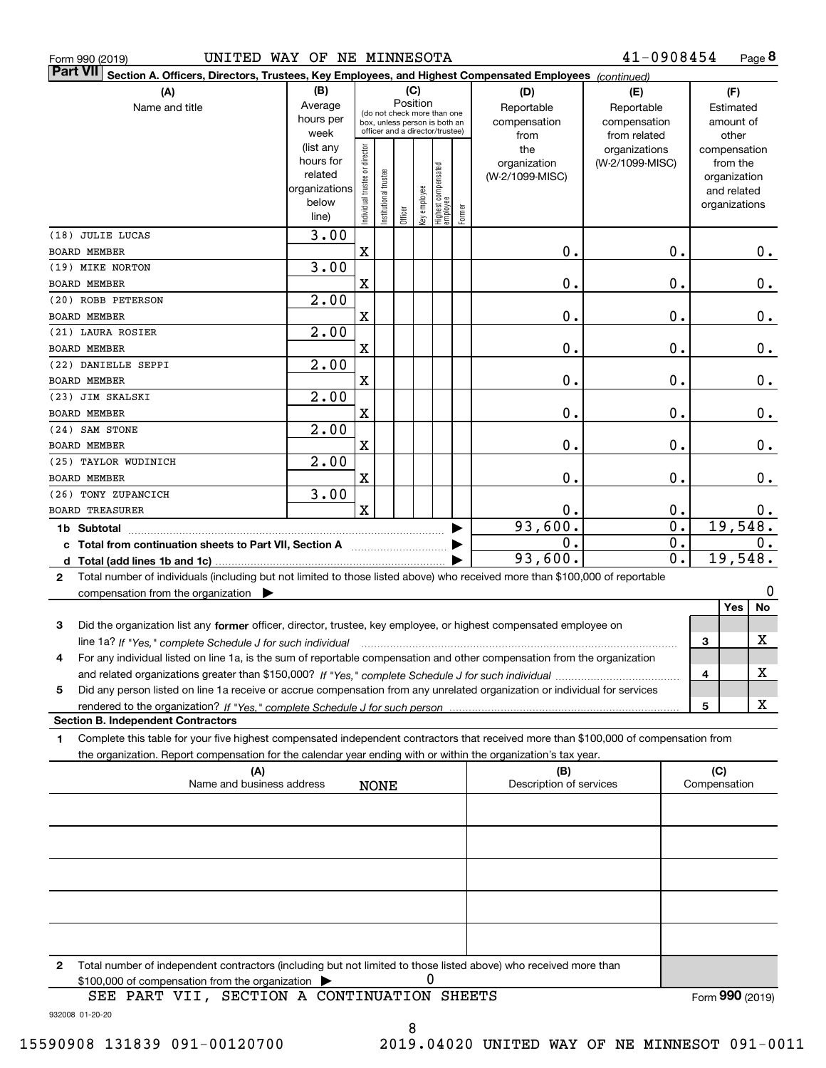Form 990 (2019) UNITED WAY OF NE MINNESOTA 41-0908454 Page 8

## Part VII Section A. Officers, Directors, Trustees, Key Employees, and Highest Compensated Employees *(continued)*

| (A) Name and title | (B) Average hours per week (list any hours for related organizations below line) | (C) Position: Individual trustee or director | Institutional trustee | Officer | Key employee | Highest compensated employee | Former | (D) Reportable compensation from the organization (W-2/1099-MISC) | (E) Reportable compensation from related organizations (W-2/1099-MISC) | (F) Estimated amount of other compensation from the organization and related organizations |
|---|---|---|---|---|---|---|---|---|---|---|
| (18) JULIE LUCAS BOARD MEMBER | 3.00 | X | | | | | | 0. | 0. | 0. |
| (19) MIKE NORTON BOARD MEMBER | 3.00 | X | | | | | | 0. | 0. | 0. |
| (20) ROBB PETERSON BOARD MEMBER | 2.00 | X | | | | | | 0. | 0. | 0. |
| (21) LAURA ROSIER BOARD MEMBER | 2.00 | X | | | | | | 0. | 0. | 0. |
| (22) DANIELLE SEPPI BOARD MEMBER | 2.00 | X | | | | | | 0. | 0. | 0. |
| (23) JIM SKALSKI BOARD MEMBER | 2.00 | X | | | | | | 0. | 0. | 0. |
| (24) SAM STONE BOARD MEMBER | 2.00 | X | | | | | | 0. | 0. | 0. |
| (25) TAYLOR WUDINICH BOARD MEMBER | 2.00 | X | | | | | | 0. | 0. | 0. |
| (26) TONY ZUPANCICH BOARD TREASURER | 3.00 | X | | | | | | 0. | 0. | 0. |
| 1b Subtotal | | | | | | | | 93,600. | 0. | 19,548. |
| c Total from continuation sheets to Part VII, Section A | | | | | | | | 0. | 0. | 0. |
| d Total (add lines 1b and 1c) | | | | | | | | 93,600. | 0. | 19,548. |

2 Total number of individuals (including but not limited to those listed above) who received more than $100,000 of reportable compensation from the organization ▶ 0

| | | Yes | No |
|---|---|---|---|
| 3 Did the organization list any **former** officer, director, trustee, key employee, or highest compensated employee on line 1a? *If "Yes," complete Schedule J for such individual* | 3 | | X |
| 4 For any individual listed on line 1a, is the sum of reportable compensation and other compensation from the organization and related organizations greater than $150,000? *If "Yes," complete Schedule J for such individual* | 4 | | X |
| 5 Did any person listed on line 1a receive or accrue compensation from any unrelated organization or individual for services rendered to the organization? *If "Yes," complete Schedule J for such person* | 5 | | X |

### Section B. Independent Contractors

1 Complete this table for your five highest compensated independent contractors that received more than $100,000 of compensation from the organization. Report compensation for the calendar year ending with or within the organization's tax year.

| (A) Name and business address | (B) Description of services | (C) Compensation |
|---|---|---|
| NONE | | |
| | | |
| | | |
| | | |
| | | |

2 Total number of independent contractors (including but not limited to those listed above) who received more than $100,000 of compensation from the organization ▶ 0

SEE PART VII, SECTION A CONTINUATION SHEETS

Form **990** (2019)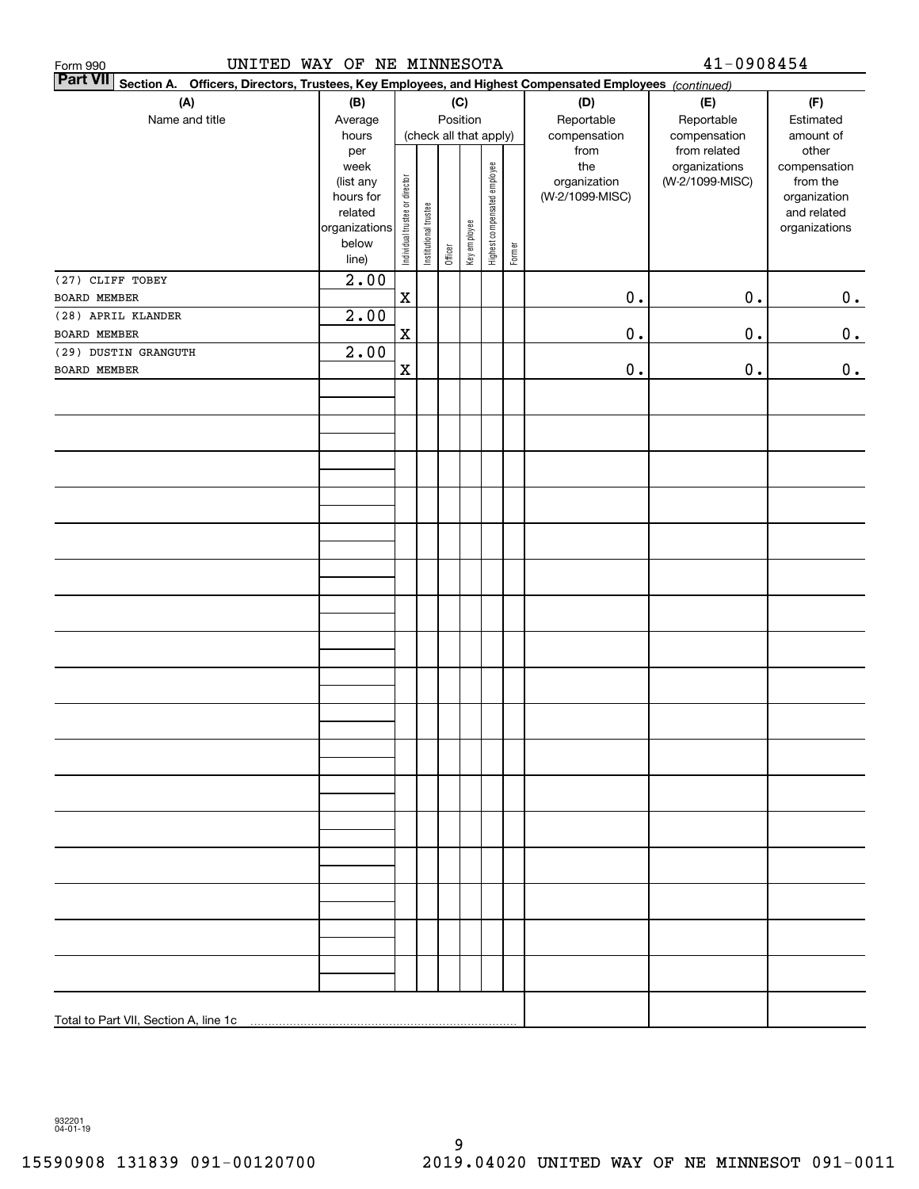Form 990 UNITED WAY OF NE MINNESOTA 41-0908454

**Part VII Section A. Officers, Directors, Trustees, Key Employees, and Highest Compensated Employees** *(continued)*

| (A) Name and title | (B) Average hours per week (list any hours for related organizations below line) | (C) Position (check all that apply): Individual trustee or director | Institutional trustee | Officer | Key employee | Highest compensated employee | Former | (D) Reportable compensation from the organization (W-2/1099-MISC) | (E) Reportable compensation from related organizations (W-2/1099-MISC) | (F) Estimated amount of other compensation from the organization and related organizations |
|---|---|---|---|---|---|---|---|---|---|---|
| (27) CLIFF TOBEY BOARD MEMBER | 2.00 | X | | | | | | 0. | 0. | 0. |
| (28) APRIL KLANDER BOARD MEMBER | 2.00 | X | | | | | | 0. | 0. | 0. |
| (29) DUSTIN GRANGUTH BOARD MEMBER | 2.00 | X | | | | | | 0. | 0. | 0. |
| Total to Part VII, Section A, line 1c | | | | | | | | | | |

932201 04-01-19

15590908 131839 091-00120700 2019.04020 UNITED WAY OF NE MINNESOT 091-0011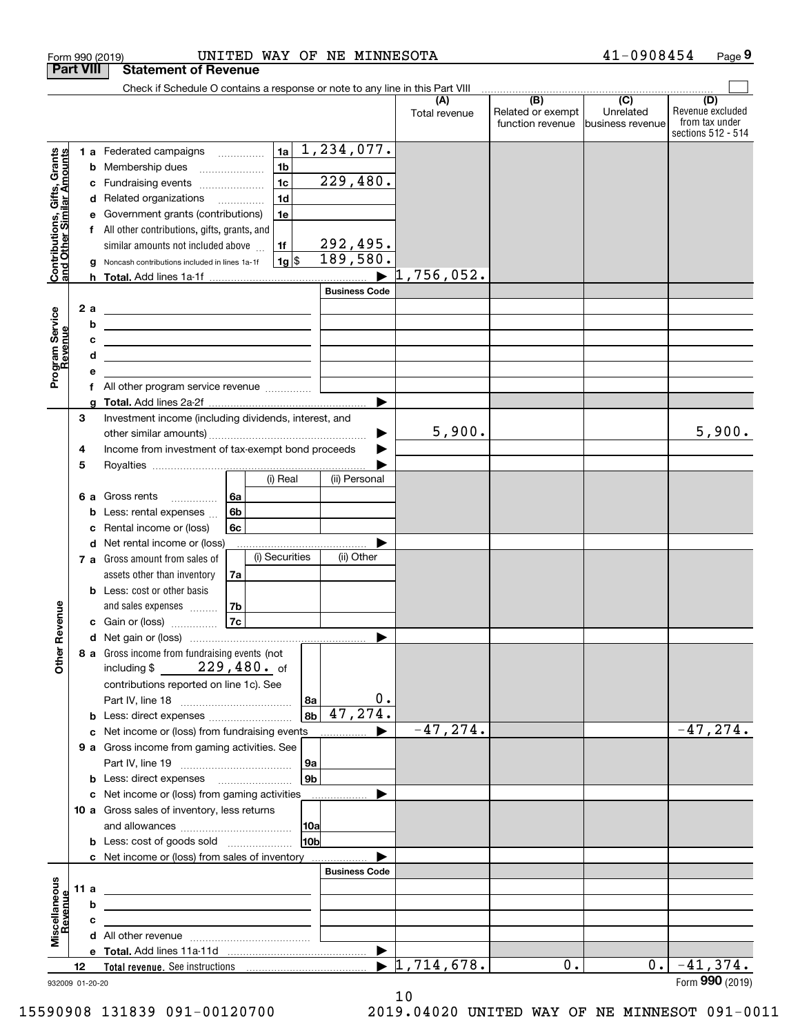Form 990 (2019) UNITED WAY OF NE MINNESOTA 41-0908454 Page 9

## Part VIII Statement of Revenue

Check if Schedule O contains a response or note to any line in this Part VIII

| | | | | (A) Total revenue | (B) Related or exempt function revenue | (C) Unrelated business revenue | (D) Revenue excluded from tax under sections 512 - 514 |
|---|---|---|---|---|---|---|---|
| **Contributions, Gifts, Grants and Other Similar Amounts** | 1 a Federated campaigns | 1a | 1,234,077. | | | | |
| | b Membership dues | 1b | | | | | |
| | c Fundraising events | 1c | 229,480. | | | | |
| | d Related organizations | 1d | | | | | |
| | e Government grants (contributions) | 1e | | | | | |
| | f All other contributions, gifts, grants, and similar amounts not included above | 1f | 292,495. | | | | |
| | g Noncash contributions included in lines 1a-1f | 1g $ | 189,580. | | | | |
| | h **Total.** Add lines 1a-1f | | ▶ | 1,756,052. | | | |
| **Program Service Revenue** | | | **Business Code** | | | | |
| | 2 a | | | | | | |
| | b | | | | | | |
| | c | | | | | | |
| | d | | | | | | |
| | e | | | | | | |
| | f All other program service revenue | | | | | | |
| | g **Total.** Add lines 2a-2f | | ▶ | | | | |
| **Other Revenue** | 3 Investment income (including dividends, interest, and other similar amounts) | | ▶ | 5,900. | | | 5,900. |
| | 4 Income from investment of tax-exempt bond proceeds | | ▶ | | | | |
| | 5 Royalties | | ▶ | | | | |
| | | (i) Real | (ii) Personal | | | | |
| | 6 a Gross rents 6a | | | | | | |
| | b Less: rental expenses 6b | | | | | | |
| | c Rental income or (loss) 6c | | | | | | |
| | d Net rental income or (loss) | | ▶ | | | | |
| | | (i) Securities | (ii) Other | | | | |
| | 7 a Gross amount from sales of assets other than inventory 7a | | | | | | |
| | b Less: cost or other basis and sales expenses 7b | | | | | | |
| | c Gain or (loss) 7c | | | | | | |
| | d Net gain or (loss) | | ▶ | | | | |
| | 8 a Gross income from fundraising events (not including $ 229,480. of contributions reported on line 1c). See Part IV, line 18 | 8a | 0. | | | | |
| | b Less: direct expenses | 8b | 47,274. | | | | |
| | c Net income or (loss) from fundraising events | | ▶ | -47,274. | | | -47,274. |
| | 9 a Gross income from gaming activities. See Part IV, line 19 | 9a | | | | | |
| | b Less: direct expenses | 9b | | | | | |
| | c Net income or (loss) from gaming activities | | ▶ | | | | |
| | 10 a Gross sales of inventory, less returns and allowances | 10a | | | | | |
| | b Less: cost of goods sold | 10b | | | | | |
| | c Net income or (loss) from sales of inventory | | ▶ | | | | |
| **Miscellaneous Revenue** | | | **Business Code** | | | | |
| | 11 a | | | | | | |
| | b | | | | | | |
| | c | | | | | | |
| | d All other revenue | | | | | | |
| | e **Total.** Add lines 11a-11d | | ▶ | | | | |
| | 12 **Total revenue.** See instructions | | ▶ | 1,714,678. | 0. | 0. | -41,374. |

932009 01-20-20 Form **990** (2019)

15590908 131839 091-00120700 2019.04020 UNITED WAY OF NE MINNESOT 091-0011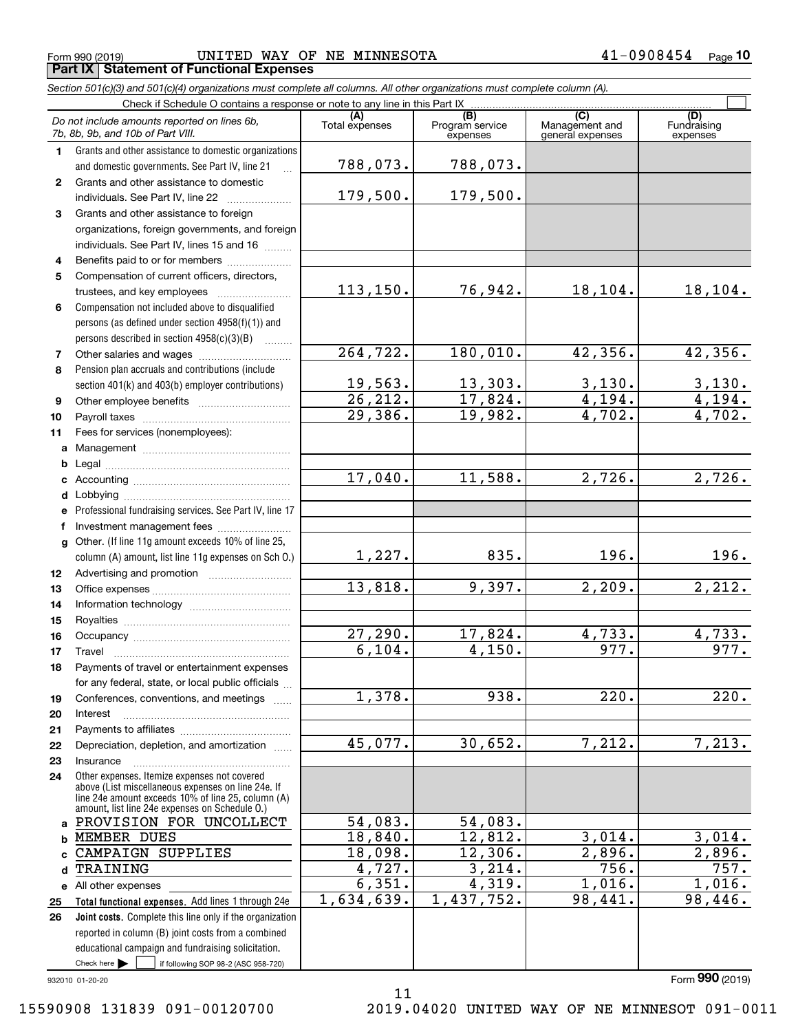Form 990 (2019) UNITED WAY OF NE MINNESOTA 41-0908454 Page 10

**Part IX Statement of Functional Expenses**

*Section 501(c)(3) and 501(c)(4) organizations must complete all columns. All other organizations must complete column (A).*

Check if Schedule O contains a response or note to any line in this Part IX

| | *Do not include amounts reported on lines 6b, 7b, 8b, 9b, and 10b of Part VIII.* | (A) Total expenses | (B) Program service expenses | (C) Management and general expenses | (D) Fundraising expenses |
|---|---|---|---|---|---|
| 1 | Grants and other assistance to domestic organizations and domestic governments. See Part IV, line 21 | 788,073. | 788,073. | | |
| 2 | Grants and other assistance to domestic individuals. See Part IV, line 22 | 179,500. | 179,500. | | |
| 3 | Grants and other assistance to foreign organizations, foreign governments, and foreign individuals. See Part IV, lines 15 and 16 | | | | |
| 4 | Benefits paid to or for members | | | | |
| 5 | Compensation of current officers, directors, trustees, and key employees | 113,150. | 76,942. | 18,104. | 18,104. |
| 6 | Compensation not included above to disqualified persons (as defined under section 4958(f)(1)) and persons described in section 4958(c)(3)(B) | | | | |
| 7 | Other salaries and wages | 264,722. | 180,010. | 42,356. | 42,356. |
| 8 | Pension plan accruals and contributions (include section 401(k) and 403(b) employer contributions) | 19,563. | 13,303. | 3,130. | 3,130. |
| 9 | Other employee benefits | 26,212. | 17,824. | 4,194. | 4,194. |
| 10 | Payroll taxes | 29,386. | 19,982. | 4,702. | 4,702. |
| 11 | Fees for services (nonemployees): | | | | |
| a | Management | | | | |
| b | Legal | | | | |
| c | Accounting | 17,040. | 11,588. | 2,726. | 2,726. |
| d | Lobbying | | | | |
| e | Professional fundraising services. See Part IV, line 17 | | | | |
| f | Investment management fees | | | | |
| g | Other. (If line 11g amount exceeds 10% of line 25, column (A) amount, list line 11g expenses on Sch O.) | 1,227. | 835. | 196. | 196. |
| 12 | Advertising and promotion | | | | |
| 13 | Office expenses | 13,818. | 9,397. | 2,209. | 2,212. |
| 14 | Information technology | | | | |
| 15 | Royalties | | | | |
| 16 | Occupancy | 27,290. | 17,824. | 4,733. | 4,733. |
| 17 | Travel | 6,104. | 4,150. | 977. | 977. |
| 18 | Payments of travel or entertainment expenses for any federal, state, or local public officials | | | | |
| 19 | Conferences, conventions, and meetings | 1,378. | 938. | 220. | 220. |
| 20 | Interest | | | | |
| 21 | Payments to affiliates | | | | |
| 22 | Depreciation, depletion, and amortization | 45,077. | 30,652. | 7,212. | 7,213. |
| 23 | Insurance | | | | |
| 24 | Other expenses. Itemize expenses not covered above (List miscellaneous expenses on line 24e. If line 24e amount exceeds 10% of line 25, column (A) amount, list line 24e expenses on Schedule O.) | | | | |
| a | PROVISION FOR UNCOLLECT | 54,083. | 54,083. | | |
| b | MEMBER DUES | 18,840. | 12,812. | 3,014. | 3,014. |
| c | CAMPAIGN SUPPLIES | 18,098. | 12,306. | 2,896. | 2,896. |
| d | TRAINING | 4,727. | 3,214. | 756. | 757. |
| e | All other expenses | 6,351. | 4,319. | 1,016. | 1,016. |
| 25 | **Total functional expenses.** Add lines 1 through 24e | 1,634,639. | 1,437,752. | 98,441. | 98,446. |
| 26 | **Joint costs.** Complete this line only if the organization reported in column (B) joint costs from a combined educational campaign and fundraising solicitation. Check here ☐ if following SOP 98-2 (ASC 958-720) | | | | |

932010 01-20-20 Form **990** (2019)

15590908 131839 091-00120700 2019.04020 UNITED WAY OF NE MINNESOT 091-0011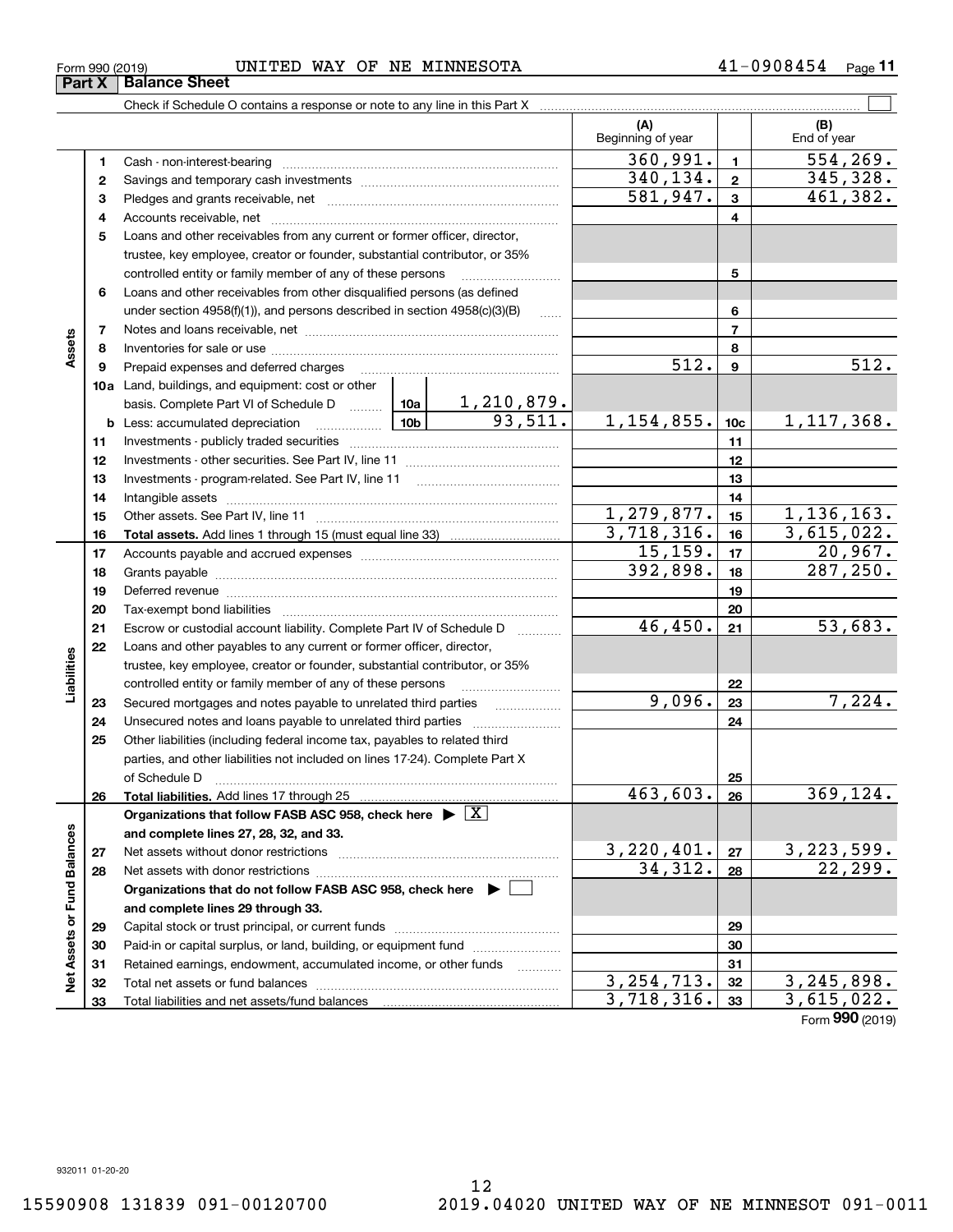Form 990 (2019) UNITED WAY OF NE MINNESOTA 41-0908454

## Part X Balance Sheet

Check if Schedule O contains a response or note to any line in this Part X

| | | | | (A) Beginning of year | | (B) End of year |
|---|---|---|---|---|---|---|
| **Assets** | 1 | Cash - non-interest-bearing | | 360,991. | 1 | 554,269. |
| | 2 | Savings and temporary cash investments | | 340,134. | 2 | 345,328. |
| | 3 | Pledges and grants receivable, net | | 581,947. | 3 | 461,382. |
| | 4 | Accounts receivable, net | | | 4 | |
| | 5 | Loans and other receivables from any current or former officer, director, trustee, key employee, creator or founder, substantial contributor, or 35% controlled entity or family member of any of these persons | | | 5 | |
| | 6 | Loans and other receivables from other disqualified persons (as defined under section 4958(f)(1)), and persons described in section 4958(c)(3)(B) | | | 6 | |
| | 7 | Notes and loans receivable, net | | | 7 | |
| | 8 | Inventories for sale or use | | | 8 | |
| | 9 | Prepaid expenses and deferred charges | | 512. | 9 | 512. |
| | 10a | Land, buildings, and equipment: cost or other basis. Complete Part VI of Schedule D | 10a 1,210,879. | | | |
| | b | Less: accumulated depreciation | 10b 93,511. | 1,154,855. | 10c | 1,117,368. |
| | 11 | Investments - publicly traded securities | | | 11 | |
| | 12 | Investments - other securities. See Part IV, line 11 | | | 12 | |
| | 13 | Investments - program-related. See Part IV, line 11 | | | 13 | |
| | 14 | Intangible assets | | | 14 | |
| | 15 | Other assets. See Part IV, line 11 | | 1,279,877. | 15 | 1,136,163. |
| | 16 | **Total assets.** Add lines 1 through 15 (must equal line 33) | | 3,718,316. | 16 | 3,615,022. |
| **Liabilities** | 17 | Accounts payable and accrued expenses | | 15,159. | 17 | 20,967. |
| | 18 | Grants payable | | 392,898. | 18 | 287,250. |
| | 19 | Deferred revenue | | | 19 | |
| | 20 | Tax-exempt bond liabilities | | | 20 | |
| | 21 | Escrow or custodial account liability. Complete Part IV of Schedule D | | 46,450. | 21 | 53,683. |
| | 22 | Loans and other payables to any current or former officer, director, trustee, key employee, creator or founder, substantial contributor, or 35% controlled entity or family member of any of these persons | | | 22 | |
| | 23 | Secured mortgages and notes payable to unrelated third parties | | 9,096. | 23 | 7,224. |
| | 24 | Unsecured notes and loans payable to unrelated third parties | | | 24 | |
| | 25 | Other liabilities (including federal income tax, payables to related third parties, and other liabilities not included on lines 17-24). Complete Part X of Schedule D | | | 25 | |
| | 26 | **Total liabilities.** Add lines 17 through 25 | | 463,603. | 26 | 369,124. |
| **Net Assets or Fund Balances** | | **Organizations that follow FASB ASC 958, check here ▶ [X] and complete lines 27, 28, 32, and 33.** | | | | |
| | 27 | Net assets without donor restrictions | | 3,220,401. | 27 | 3,223,599. |
| | 28 | Net assets with donor restrictions | | 34,312. | 28 | 22,299. |
| | | **Organizations that do not follow FASB ASC 958, check here ▶ [ ] and complete lines 29 through 33.** | | | | |
| | 29 | Capital stock or trust principal, or current funds | | | 29 | |
| | 30 | Paid-in or capital surplus, or land, building, or equipment fund | | | 30 | |
| | 31 | Retained earnings, endowment, accumulated income, or other funds | | | 31 | |
| | 32 | Total net assets or fund balances | | 3,254,713. | 32 | 3,245,898. |
| | 33 | Total liabilities and net assets/fund balances | | 3,718,316. | 33 | 3,615,022. |

Form **990** (2019)

932011 01-20-20

15590908 131839 091-00120700 2019.04020 UNITED WAY OF NE MINNESOT 091-0011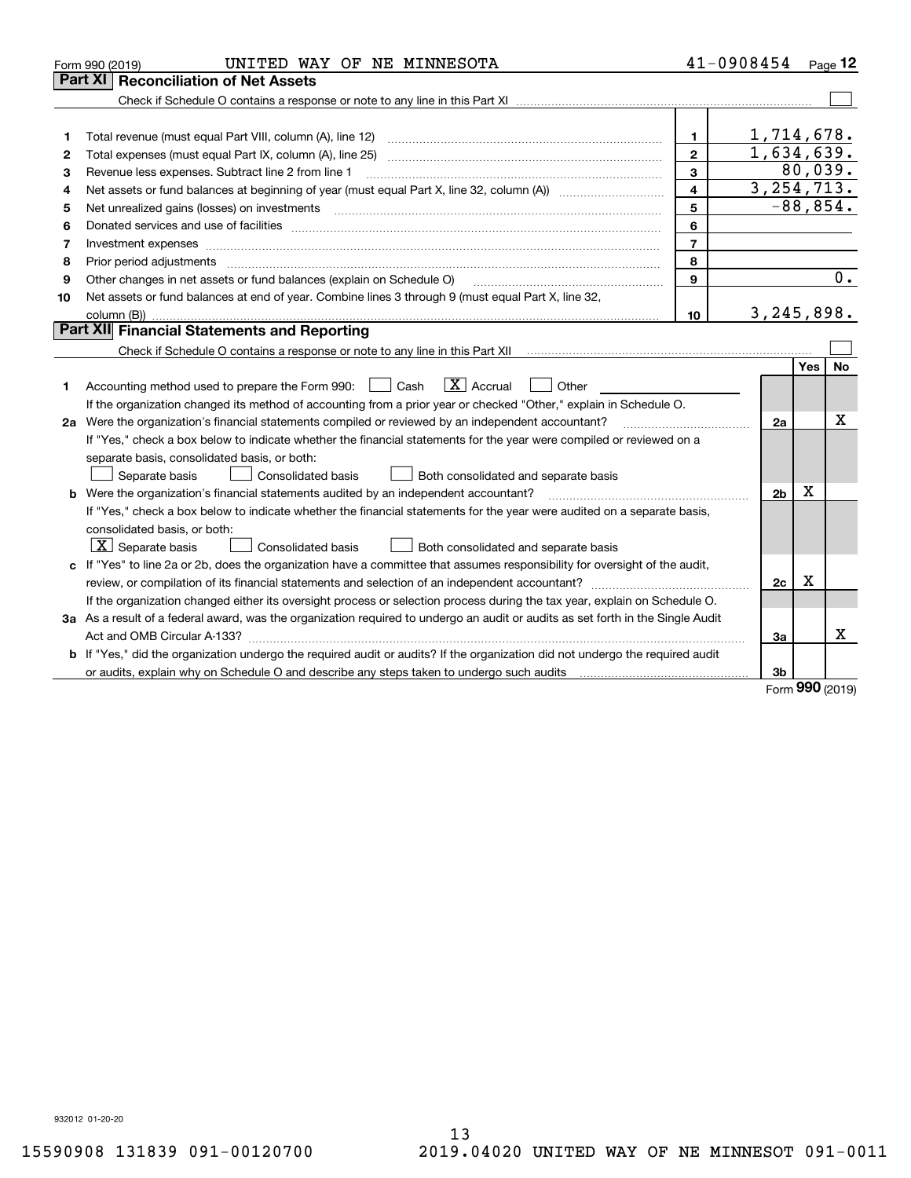Form 990 (2019) UNITED WAY OF NE MINNESOTA 41-0908454 Page **12**

## Part XI Reconciliation of Net Assets

Check if Schedule O contains a response or note to any line in this Part XI ☐

| | | | |
|---|---|---|---|
| 1 | Total revenue (must equal Part VIII, column (A), line 12) | 1 | 1,714,678. |
| 2 | Total expenses (must equal Part IX, column (A), line 25) | 2 | 1,634,639. |
| 3 | Revenue less expenses. Subtract line 2 from line 1 | 3 | 80,039. |
| 4 | Net assets or fund balances at beginning of year (must equal Part X, line 32, column (A)) | 4 | 3,254,713. |
| 5 | Net unrealized gains (losses) on investments | 5 | -88,854. |
| 6 | Donated services and use of facilities | 6 | |
| 7 | Investment expenses | 7 | |
| 8 | Prior period adjustments | 8 | |
| 9 | Other changes in net assets or fund balances (explain on Schedule O) | 9 | 0. |
| 10 | Net assets or fund balances at end of year. Combine lines 3 through 9 (must equal Part X, line 32, column (B)) | 10 | 3,245,898. |

## Part XII Financial Statements and Reporting

Check if Schedule O contains a response or note to any line in this Part XII ☐

| | | | Yes | No |
|---|---|---|---|---|
| 1 | Accounting method used to prepare the Form 990: ☐ Cash ☒ Accrual ☐ Other<br>If the organization changed its method of accounting from a prior year or checked "Other," explain in Schedule O. | | | |
| 2a | Were the organization's financial statements compiled or reviewed by an independent accountant?<br>If "Yes," check a box below to indicate whether the financial statements for the year were compiled or reviewed on a separate basis, consolidated basis, or both:<br>☐ Separate basis ☐ Consolidated basis ☐ Both consolidated and separate basis | 2a | | X |
| b | Were the organization's financial statements audited by an independent accountant?<br>If "Yes," check a box below to indicate whether the financial statements for the year were audited on a separate basis, consolidated basis, or both:<br>☒ Separate basis ☐ Consolidated basis ☐ Both consolidated and separate basis | 2b | X | |
| c | If "Yes" to line 2a or 2b, does the organization have a committee that assumes responsibility for oversight of the audit, review, or compilation of its financial statements and selection of an independent accountant?<br>If the organization changed either its oversight process or selection process during the tax year, explain on Schedule O. | 2c | X | |
| 3a | As a result of a federal award, was the organization required to undergo an audit or audits as set forth in the Single Audit Act and OMB Circular A-133? | 3a | | X |
| b | If "Yes," did the organization undergo the required audit or audits? If the organization did not undergo the required audit or audits, explain why on Schedule O and describe any steps taken to undergo such audits | 3b | | |

Form **990** (2019)

932012 01-20-20

15590908 131839 091-00120700 2019.04020 UNITED WAY OF NE MINNESOT 091-0011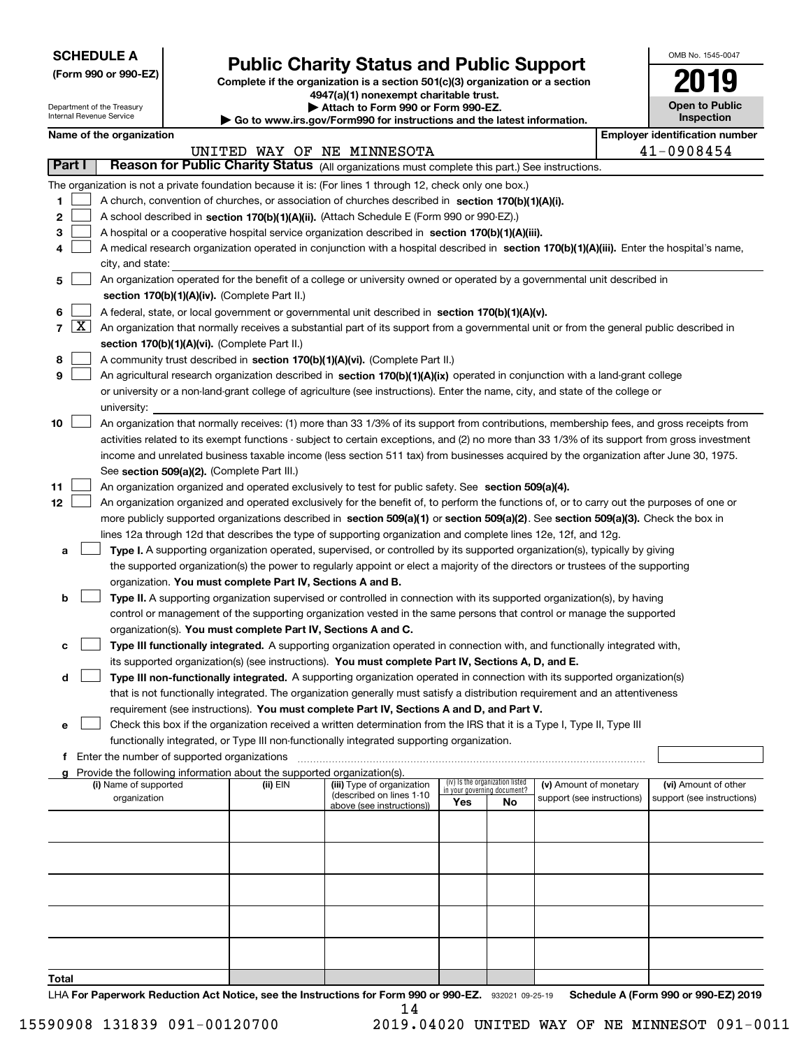**SCHEDULE A**
**(Form 990 or 990-EZ)**

Department of the Treasury
Internal Revenue Service

# Public Charity Status and Public Support

**Complete if the organization is a section 501(c)(3) organization or a section 4947(a)(1) nonexempt charitable trust.**
**▶ Attach to Form 990 or Form 990-EZ.**
**▶ Go to www.irs.gov/Form990 for instructions and the latest information.**

OMB No. 1545-0047
**2019**
**Open to Public Inspection**

**Name of the organization**: UNITED WAY OF NE MINNESOTA
**Employer identification number**: 41-0908454

## Part I — Reason for Public Charity Status (All organizations must complete this part.) See instructions.

The organization is not a private foundation because it is: (For lines 1 through 12, check only one box.)

1. [ ] A church, convention of churches, or association of churches described in **section 170(b)(1)(A)(i).**
2. [ ] A school described in **section 170(b)(1)(A)(ii).** (Attach Schedule E (Form 990 or 990-EZ).)
3. [ ] A hospital or a cooperative hospital service organization described in **section 170(b)(1)(A)(iii).**
4. [ ] A medical research organization operated in conjunction with a hospital described in **section 170(b)(1)(A)(iii).** Enter the hospital's name, city, and state:
5. [ ] An organization operated for the benefit of a college or university owned or operated by a governmental unit described in **section 170(b)(1)(A)(iv).** (Complete Part II.)
6. [ ] A federal, state, or local government or governmental unit described in **section 170(b)(1)(A)(v).**
7. [X] An organization that normally receives a substantial part of its support from a governmental unit or from the general public described in **section 170(b)(1)(A)(vi).** (Complete Part II.)
8. [ ] A community trust described in **section 170(b)(1)(A)(vi).** (Complete Part II.)
9. [ ] An agricultural research organization described in **section 170(b)(1)(A)(ix)** operated in conjunction with a land-grant college or university or a non-land-grant college of agriculture (see instructions). Enter the name, city, and state of the college or university:
10. [ ] An organization that normally receives: (1) more than 33 1/3% of its support from contributions, membership fees, and gross receipts from activities related to its exempt functions - subject to certain exceptions, and (2) no more than 33 1/3% of its support from gross investment income and unrelated business taxable income (less section 511 tax) from businesses acquired by the organization after June 30, 1975. See **section 509(a)(2).** (Complete Part III.)
11. [ ] An organization organized and operated exclusively to test for public safety. See **section 509(a)(4).**
12. [ ] An organization organized and operated exclusively for the benefit of, to perform the functions of, or to carry out the purposes of one or more publicly supported organizations described in **section 509(a)(1)** or **section 509(a)(2)**. See **section 509(a)(3).** Check the box in lines 12a through 12d that describes the type of supporting organization and complete lines 12e, 12f, and 12g.
   - **a** [ ] **Type I.** A supporting organization operated, supervised, or controlled by its supported organization(s), typically by giving the supported organization(s) the power to regularly appoint or elect a majority of the directors or trustees of the supporting organization. **You must complete Part IV, Sections A and B.**
   - **b** [ ] **Type II.** A supporting organization supervised or controlled in connection with its supported organization(s), by having control or management of the supporting organization vested in the same persons that control or manage the supported organization(s). **You must complete Part IV, Sections A and C.**
   - **c** [ ] **Type III functionally integrated.** A supporting organization operated in connection with, and functionally integrated with, its supported organization(s) (see instructions). **You must complete Part IV, Sections A, D, and E.**
   - **d** [ ] **Type III non-functionally integrated.** A supporting organization operated in connection with its supported organization(s) that is not functionally integrated. The organization generally must satisfy a distribution requirement and an attentiveness requirement (see instructions). **You must complete Part IV, Sections A and D, and Part V.**
   - **e** [ ] Check this box if the organization received a written determination from the IRS that it is a Type I, Type II, Type III functionally integrated, or Type III non-functionally integrated supporting organization.
   - **f** Enter the number of supported organizations
   - **g** Provide the following information about the supported organization(s).

| (i) Name of supported organization | (ii) EIN | (iii) Type of organization (described on lines 1-10 above (see instructions)) | (iv) Is the organization listed in your governing document? Yes | No | (v) Amount of monetary support (see instructions) | (vi) Amount of other support (see instructions) |
|---|---|---|---|---|---|---|
| | | | | | | |
| | | | | | | |
| | | | | | | |
| | | | | | | |
| | | | | | | |
| **Total** | | | | | | |

LHA **For Paperwork Reduction Act Notice, see the Instructions for Form 990 or 990-EZ.** 932021 09-25-19 **Schedule A (Form 990 or 990-EZ) 2019**

15590908 131839 091-00120700 2019.04020 UNITED WAY OF NE MINNESOT 091-0011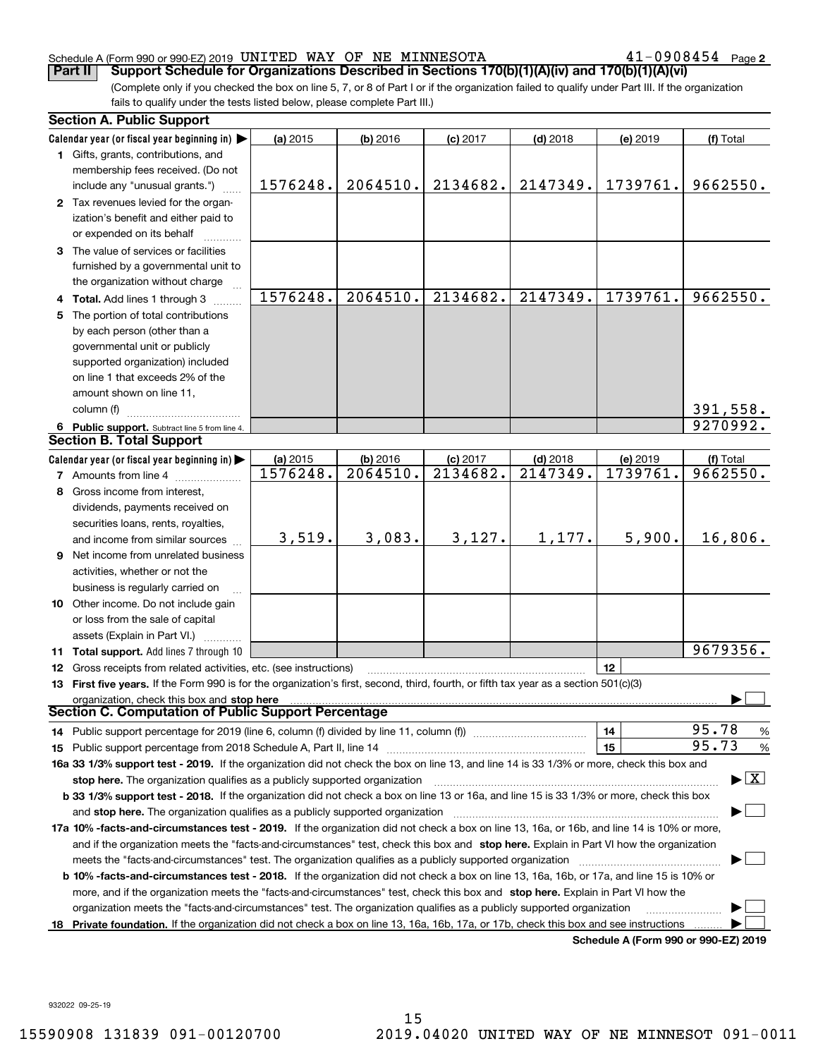Schedule A (Form 990 or 990-EZ) 2019 UNITED WAY OF NE MINNESOTA 41-0908454 Page 2

**Part II Support Schedule for Organizations Described in Sections 170(b)(1)(A)(iv) and 170(b)(1)(A)(vi)**

(Complete only if you checked the box on line 5, 7, or 8 of Part I or if the organization failed to qualify under Part III. If the organization fails to qualify under the tests listed below, please complete Part III.)

### Section A. Public Support

| Calendar year (or fiscal year beginning in) ▶ | (a) 2015 | (b) 2016 | (c) 2017 | (d) 2018 | (e) 2019 | (f) Total |
|---|---|---|---|---|---|---|
| 1 Gifts, grants, contributions, and membership fees received. (Do not include any "unusual grants.") | 1576248. | 2064510. | 2134682. | 2147349. | 1739761. | 9662550. |
| 2 Tax revenues levied for the organization's benefit and either paid to or expended on its behalf | | | | | | |
| 3 The value of services or facilities furnished by a governmental unit to the organization without charge | | | | | | |
| 4 **Total.** Add lines 1 through 3 | 1576248. | 2064510. | 2134682. | 2147349. | 1739761. | 9662550. |
| 5 The portion of total contributions by each person (other than a governmental unit or publicly supported organization) included on line 1 that exceeds 2% of the amount shown on line 11, column (f) | | | | | | 391,558. |
| 6 **Public support.** Subtract line 5 from line 4. | | | | | | 9270992. |

### Section B. Total Support

| Calendar year (or fiscal year beginning in) ▶ | (a) 2015 | (b) 2016 | (c) 2017 | (d) 2018 | (e) 2019 | (f) Total |
|---|---|---|---|---|---|---|
| 7 Amounts from line 4 | 1576248. | 2064510. | 2134682. | 2147349. | 1739761. | 9662550. |
| 8 Gross income from interest, dividends, payments received on securities loans, rents, royalties, and income from similar sources | 3,519. | 3,083. | 3,127. | 1,177. | 5,900. | 16,806. |
| 9 Net income from unrelated business activities, whether or not the business is regularly carried on | | | | | | |
| 10 Other income. Do not include gain or loss from the sale of capital assets (Explain in Part VI.) | | | | | | |
| 11 **Total support.** Add lines 7 through 10 | | | | | | 9679356. |

12 Gross receipts from related activities, etc. (see instructions) | 12 |

13 **First five years.** If the Form 990 is for the organization's first, second, third, fourth, or fifth tax year as a section 501(c)(3) organization, check this box and **stop here** ☐

### Section C. Computation of Public Support Percentage

14 Public support percentage for 2019 (line 6, column (f) divided by line 11, column (f)) | 14 | 95.78 %

15 Public support percentage from 2018 Schedule A, Part II, line 14 | 15 | 95.73 %

**16a 33 1/3% support test - 2019.** If the organization did not check the box on line 13, and line 14 is 33 1/3% or more, check this box and **stop here.** The organization qualifies as a publicly supported organization ☒

**b 33 1/3% support test - 2018.** If the organization did not check a box on line 13 or 16a, and line 15 is 33 1/3% or more, check this box and **stop here.** The organization qualifies as a publicly supported organization ☐

**17a 10% -facts-and-circumstances test - 2019.** If the organization did not check a box on line 13, 16a, or 16b, and line 14 is 10% or more, and if the organization meets the "facts-and-circumstances" test, check this box and **stop here.** Explain in Part VI how the organization meets the "facts-and-circumstances" test. The organization qualifies as a publicly supported organization ☐

**b 10% -facts-and-circumstances test - 2018.** If the organization did not check a box on line 13, 16a, 16b, or 17a, and line 15 is 10% or more, and if the organization meets the "facts-and-circumstances" test, check this box and **stop here.** Explain in Part VI how the organization meets the "facts-and-circumstances" test. The organization qualifies as a publicly supported organization ☐

**18 Private foundation.** If the organization did not check a box on line 13, 16a, 16b, 17a, or 17b, check this box and see instructions ☐

**Schedule A (Form 990 or 990-EZ) 2019**

932022 09-25-19

15590908 131839 091-00120700 2019.04020 UNITED WAY OF NE MINNESOT 091-0011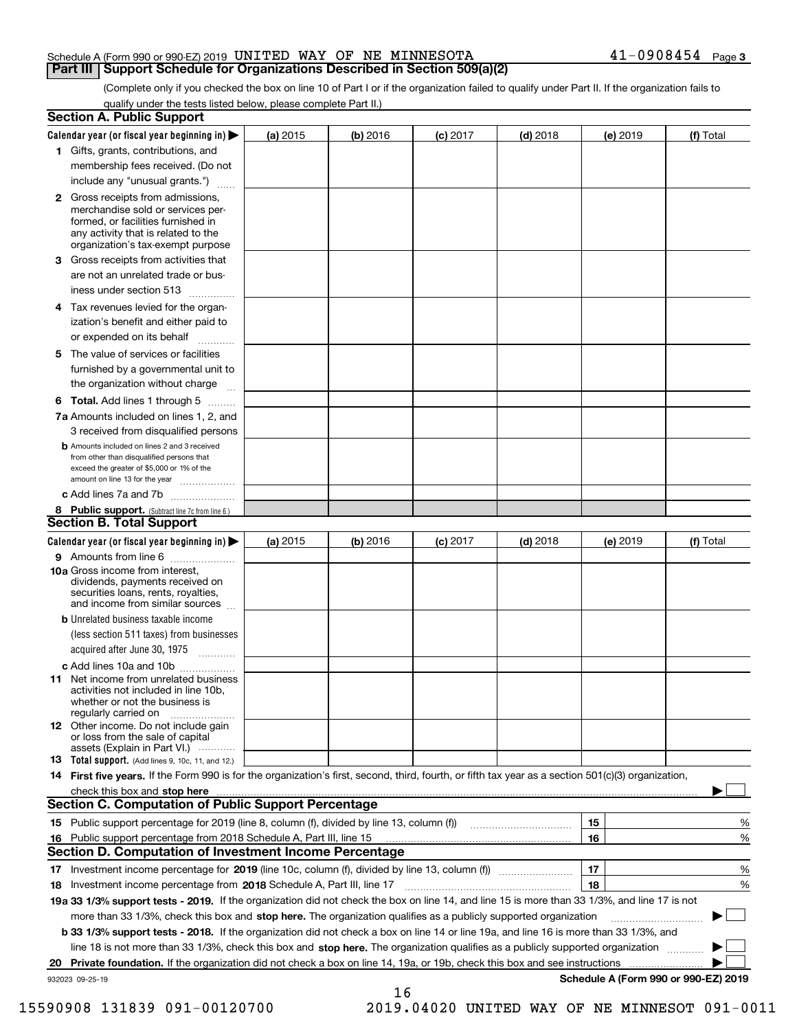Schedule A (Form 990 or 990-EZ) 2019 UNITED WAY OF NE MINNESOTA 41-0908454 Page 3

## Part III Support Schedule for Organizations Described in Section 509(a)(2)

(Complete only if you checked the box on line 10 of Part I or if the organization failed to qualify under Part II. If the organization fails to qualify under the tests listed below, please complete Part II.)

### Section A. Public Support

| Calendar year (or fiscal year beginning in) ▶ | (a) 2015 | (b) 2016 | (c) 2017 | (d) 2018 | (e) 2019 | (f) Total |
|---|---|---|---|---|---|---|
| 1 Gifts, grants, contributions, and membership fees received. (Do not include any "unusual grants.") | | | | | | |
| 2 Gross receipts from admissions, merchandise sold or services performed, or facilities furnished in any activity that is related to the organization's tax-exempt purpose | | | | | | |
| 3 Gross receipts from activities that are not an unrelated trade or business under section 513 | | | | | | |
| 4 Tax revenues levied for the organization's benefit and either paid to or expended on its behalf | | | | | | |
| 5 The value of services or facilities furnished by a governmental unit to the organization without charge | | | | | | |
| 6 Total. Add lines 1 through 5 | | | | | | |
| 7a Amounts included on lines 1, 2, and 3 received from disqualified persons | | | | | | |
| b Amounts included on lines 2 and 3 received from other than disqualified persons that exceed the greater of $5,000 or 1% of the amount on line 13 for the year | | | | | | |
| c Add lines 7a and 7b | | | | | | |
| 8 Public support. (Subtract line 7c from line 6.) | | | | | | |

### Section B. Total Support

| Calendar year (or fiscal year beginning in) ▶ | (a) 2015 | (b) 2016 | (c) 2017 | (d) 2018 | (e) 2019 | (f) Total |
|---|---|---|---|---|---|---|
| 9 Amounts from line 6 | | | | | | |
| 10a Gross income from interest, dividends, payments received on securities loans, rents, royalties, and income from similar sources | | | | | | |
| b Unrelated business taxable income (less section 511 taxes) from businesses acquired after June 30, 1975 | | | | | | |
| c Add lines 10a and 10b | | | | | | |
| 11 Net income from unrelated business activities not included in line 10b, whether or not the business is regularly carried on | | | | | | |
| 12 Other income. Do not include gain or loss from the sale of capital assets (Explain in Part VI.) | | | | | | |
| 13 Total support. (Add lines 9, 10c, 11, and 12.) | | | | | | |

14 **First five years.** If the Form 990 is for the organization's first, second, third, fourth, or fifth tax year as a section 501(c)(3) organization, check this box and **stop here** ▶ ☐

### Section C. Computation of Public Support Percentage

| | | | |
|---|---|---|---|
| 15 | Public support percentage for 2019 (line 8, column (f), divided by line 13, column (f)) | 15 | % |
| 16 | Public support percentage from 2018 Schedule A, Part III, line 15 | 16 | % |

### Section D. Computation of Investment Income Percentage

| | | | |
|---|---|---|---|
| 17 | Investment income percentage for **2019** (line 10c, column (f), divided by line 13, column (f)) | 17 | % |
| 18 | Investment income percentage from **2018** Schedule A, Part III, line 17 | 18 | % |

**19a 33 1/3% support tests - 2019.** If the organization did not check the box on line 14, and line 15 is more than 33 1/3%, and line 17 is not more than 33 1/3%, check this box and **stop here.** The organization qualifies as a publicly supported organization ▶ ☐

**b 33 1/3% support tests - 2018.** If the organization did not check a box on line 14 or line 19a, and line 16 is more than 33 1/3%, and line 18 is not more than 33 1/3%, check this box and **stop here.** The organization qualifies as a publicly supported organization ▶ ☐

**20 Private foundation.** If the organization did not check a box on line 14, 19a, or 19b, check this box and see instructions ▶ ☐

932023 09-25-19 **Schedule A (Form 990 or 990-EZ) 2019**

15590908 131839 091-00120700 2019.04020 UNITED WAY OF NE MINNESOT 091-0011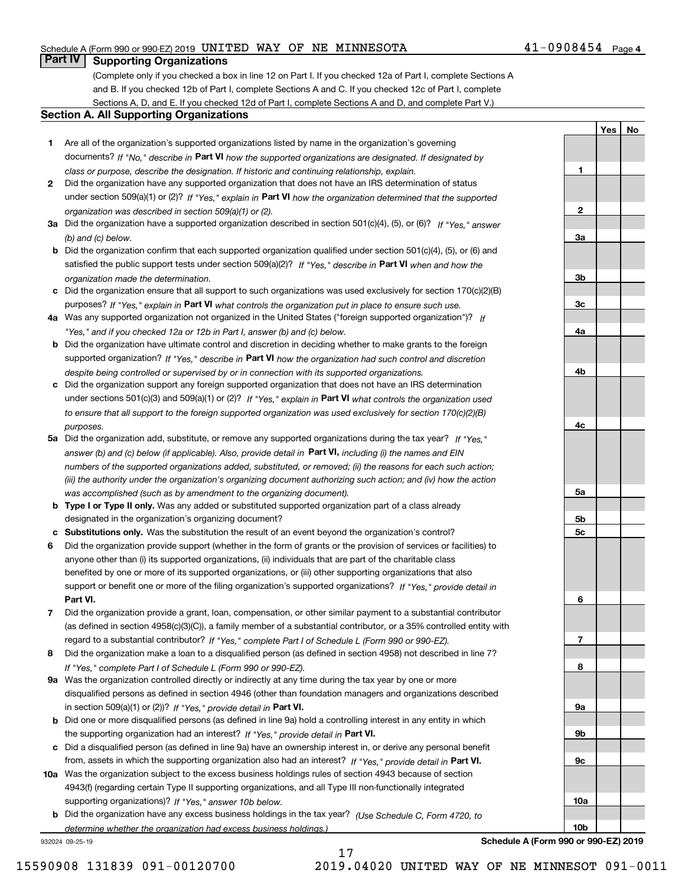Schedule A (Form 990 or 990-EZ) 2019 UNITED WAY OF NE MINNESOTA 41-0908454 Page 4

## Part IV Supporting Organizations

(Complete only if you checked a box in line 12 on Part I. If you checked 12a of Part I, complete Sections A and B. If you checked 12b of Part I, complete Sections A and C. If you checked 12c of Part I, complete Sections A, D, and E. If you checked 12d of Part I, complete Sections A and D, and complete Part V.)

### Section A. All Supporting Organizations

| | | Line | Yes | No |
|---|---|---|---|---|
| **1** | Are all of the organization's supported organizations listed by name in the organization's governing documents? *If "No," describe in* **Part VI** *how the supported organizations are designated. If designated by class or purpose, describe the designation. If historic and continuing relationship, explain.* | 1 | | |
| **2** | Did the organization have any supported organization that does not have an IRS determination of status under section 509(a)(1) or (2)? *If "Yes," explain in* **Part VI** *how the organization determined that the supported organization was described in section 509(a)(1) or (2).* | 2 | | |
| **3a** | Did the organization have a supported organization described in section 501(c)(4), (5), or (6)? *If "Yes," answer (b) and (c) below.* | 3a | | |
| **b** | Did the organization confirm that each supported organization qualified under section 501(c)(4), (5), or (6) and satisfied the public support tests under section 509(a)(2)? *If "Yes," describe in* **Part VI** *when and how the organization made the determination.* | 3b | | |
| **c** | Did the organization ensure that all support to such organizations was used exclusively for section 170(c)(2)(B) purposes? *If "Yes," explain in* **Part VI** *what controls the organization put in place to ensure such use.* | 3c | | |
| **4a** | Was any supported organization not organized in the United States ("foreign supported organization")? *If "Yes," and if you checked 12a or 12b in Part I, answer (b) and (c) below.* | 4a | | |
| **b** | Did the organization have ultimate control and discretion in deciding whether to make grants to the foreign supported organization? *If "Yes," describe in* **Part VI** *how the organization had such control and discretion despite being controlled or supervised by or in connection with its supported organizations.* | 4b | | |
| **c** | Did the organization support any foreign supported organization that does not have an IRS determination under sections 501(c)(3) and 509(a)(1) or (2)? *If "Yes," explain in* **Part VI** *what controls the organization used to ensure that all support to the foreign supported organization was used exclusively for section 170(c)(2)(B) purposes.* | 4c | | |
| **5a** | Did the organization add, substitute, or remove any supported organizations during the tax year? *If "Yes," answer (b) and (c) below (if applicable). Also, provide detail in* **Part VI,** *including (i) the names and EIN numbers of the supported organizations added, substituted, or removed; (ii) the reasons for each such action; (iii) the authority under the organization's organizing document authorizing such action; and (iv) how the action was accomplished (such as by amendment to the organizing document).* | 5a | | |
| **b** | **Type I or Type II only.** Was any added or substituted supported organization part of a class already designated in the organization's organizing document? | 5b | | |
| **c** | **Substitutions only.** Was the substitution the result of an event beyond the organization's control? | 5c | | |
| **6** | Did the organization provide support (whether in the form of grants or the provision of services or facilities) to anyone other than (i) its supported organizations, (ii) individuals that are part of the charitable class benefited by one or more of its supported organizations, or (iii) other supporting organizations that also support or benefit one or more of the filing organization's supported organizations? *If "Yes," provide detail in* **Part VI.** | 6 | | |
| **7** | Did the organization provide a grant, loan, compensation, or other similar payment to a substantial contributor (as defined in section 4958(c)(3)(C)), a family member of a substantial contributor, or a 35% controlled entity with regard to a substantial contributor? *If "Yes," complete Part I of Schedule L (Form 990 or 990-EZ).* | 7 | | |
| **8** | Did the organization make a loan to a disqualified person (as defined in section 4958) not described in line 7? *If "Yes," complete Part I of Schedule L (Form 990 or 990-EZ).* | 8 | | |
| **9a** | Was the organization controlled directly or indirectly at any time during the tax year by one or more disqualified persons as defined in section 4946 (other than foundation managers and organizations described in section 509(a)(1) or (2))? *If "Yes," provide detail in* **Part VI.** | 9a | | |
| **b** | Did one or more disqualified persons (as defined in line 9a) hold a controlling interest in any entity in which the supporting organization had an interest? *If "Yes," provide detail in* **Part VI.** | 9b | | |
| **c** | Did a disqualified person (as defined in line 9a) have an ownership interest in, or derive any personal benefit from, assets in which the supporting organization also had an interest? *If "Yes," provide detail in* **Part VI.** | 9c | | |
| **10a** | Was the organization subject to the excess business holdings rules of section 4943 because of section 4943(f) (regarding certain Type II supporting organizations, and all Type III non-functionally integrated supporting organizations)? *If "Yes," answer 10b below.* | 10a | | |
| **b** | Did the organization have any excess business holdings in the tax year? *(Use Schedule C, Form 4720, to determine whether the organization had excess business holdings.)* | 10b | | |

932024 09-25-19 **Schedule A (Form 990 or 990-EZ) 2019**

15590908 131839 091-00120700 2019.04020 UNITED WAY OF NE MINNESOT 091-0011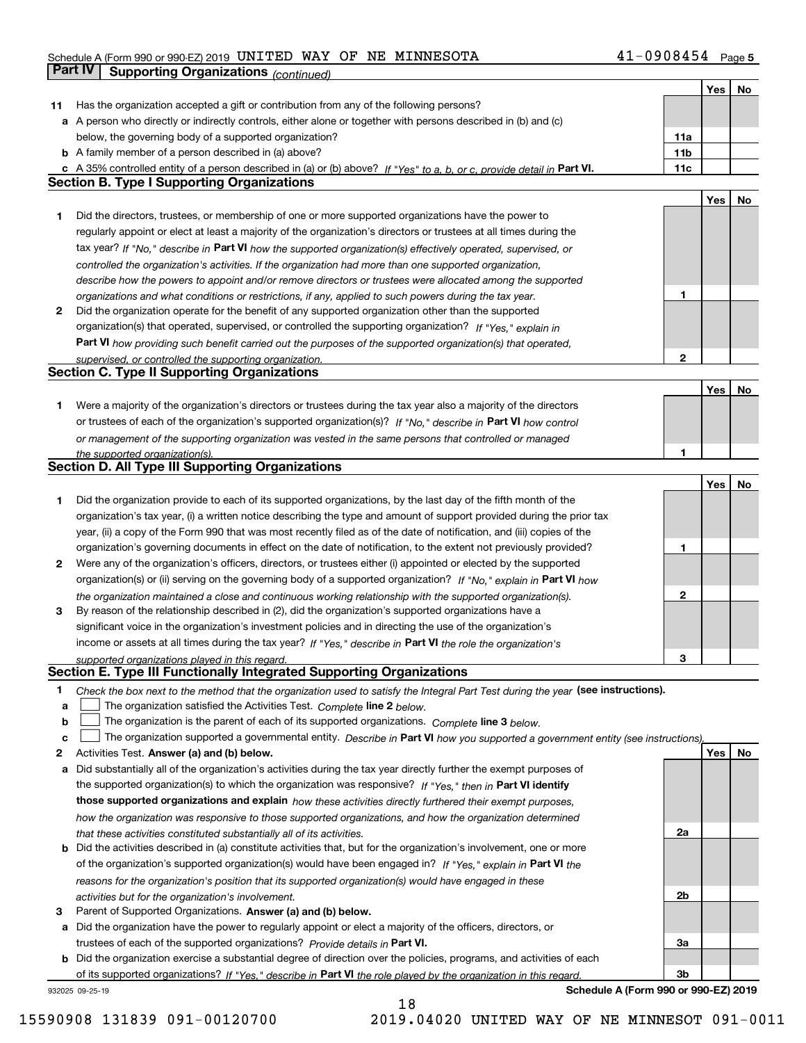## Part IV | Supporting Organizations *(continued)*

| | | | Yes | No |
|---|---|---|---|---|
| **11** | Has the organization accepted a gift or contribution from any of the following persons? | | | |
| **a** | A person who directly or indirectly controls, either alone or together with persons described in (b) and (c) below, the governing body of a supported organization? | **11a** | | |
| **b** | A family member of a person described in (a) above? | **11b** | | |
| **c** | A 35% controlled entity of a person described in (a) or (b) above? *If "Yes" to a, b, or c, provide detail in* **Part VI.** | **11c** | | |

### Section B. Type I Supporting Organizations

| | | | Yes | No |
|---|---|---|---|---|
| **1** | Did the directors, trustees, or membership of one or more supported organizations have the power to regularly appoint or elect at least a majority of the organization's directors or trustees at all times during the tax year? *If "No," describe in* **Part VI** *how the supported organization(s) effectively operated, supervised, or controlled the organization's activities. If the organization had more than one supported organization, describe how the powers to appoint and/or remove directors or trustees were allocated among the supported organizations and what conditions or restrictions, if any, applied to such powers during the tax year.* | **1** | | |
| **2** | Did the organization operate for the benefit of any supported organization other than the supported organization(s) that operated, supervised, or controlled the supporting organization? *If "Yes," explain in* **Part VI** *how providing such benefit carried out the purposes of the supported organization(s) that operated, supervised, or controlled the supporting organization.* | **2** | | |

### Section C. Type II Supporting Organizations

| | | | Yes | No |
|---|---|---|---|---|
| **1** | Were a majority of the organization's directors or trustees during the tax year also a majority of the directors or trustees of each of the organization's supported organization(s)? *If "No," describe in* **Part VI** *how control or management of the supporting organization was vested in the same persons that controlled or managed the supported organization(s).* | **1** | | |

### Section D. All Type III Supporting Organizations

| | | | Yes | No |
|---|---|---|---|---|
| **1** | Did the organization provide to each of its supported organizations, by the last day of the fifth month of the organization's tax year, (i) a written notice describing the type and amount of support provided during the prior tax year, (ii) a copy of the Form 990 that was most recently filed as of the date of notification, and (iii) copies of the organization's governing documents in effect on the date of notification, to the extent not previously provided? | **1** | | |
| **2** | Were any of the organization's officers, directors, or trustees either (i) appointed or elected by the supported organization(s) or (ii) serving on the governing body of a supported organization? *If "No," explain in* **Part VI** *how the organization maintained a close and continuous working relationship with the supported organization(s).* | **2** | | |
| **3** | By reason of the relationship described in (2), did the organization's supported organizations have a significant voice in the organization's investment policies and in directing the use of the organization's income or assets at all times during the tax year? *If "Yes," describe in* **Part VI** *the role the organization's supported organizations played in this regard.* | **3** | | |

### Section E. Type III Functionally Integrated Supporting Organizations

**1** *Check the box next to the method that the organization used to satisfy the Integral Part Test during the year* **(see instructions).**

**a** ☐ The organization satisfied the Activities Test. *Complete* **line 2** *below.*

**b** ☐ The organization is the parent of each of its supported organizations. *Complete* **line 3** *below.*

**c** ☐ The organization supported a governmental entity. *Describe in* **Part VI** *how you supported a government entity (see instructions).*

| | | | Yes | No |
|---|---|---|---|---|
| **2** | Activities Test. **Answer (a) and (b) below.** | | | |
| **a** | Did substantially all of the organization's activities during the tax year directly further the exempt purposes of the supported organization(s) to which the organization was responsive? *If "Yes," then in* **Part VI identify those supported organizations and explain** *how these activities directly furthered their exempt purposes, how the organization was responsive to those supported organizations, and how the organization determined that these activities constituted substantially all of its activities.* | **2a** | | |
| **b** | Did the activities described in (a) constitute activities that, but for the organization's involvement, one or more of the organization's supported organization(s) would have been engaged in? *If "Yes," explain in* **Part VI** *the reasons for the organization's position that its supported organization(s) would have engaged in these activities but for the organization's involvement.* | **2b** | | |
| **3** | Parent of Supported Organizations. **Answer (a) and (b) below.** | | | |
| **a** | Did the organization have the power to regularly appoint or elect a majority of the officers, directors, or trustees of each of the supported organizations? *Provide details in* **Part VI.** | **3a** | | |
| **b** | Did the organization exercise a substantial degree of direction over the policies, programs, and activities of each of its supported organizations? *If "Yes," describe in* **Part VI** *the role played by the organization in this regard.* | **3b** | | |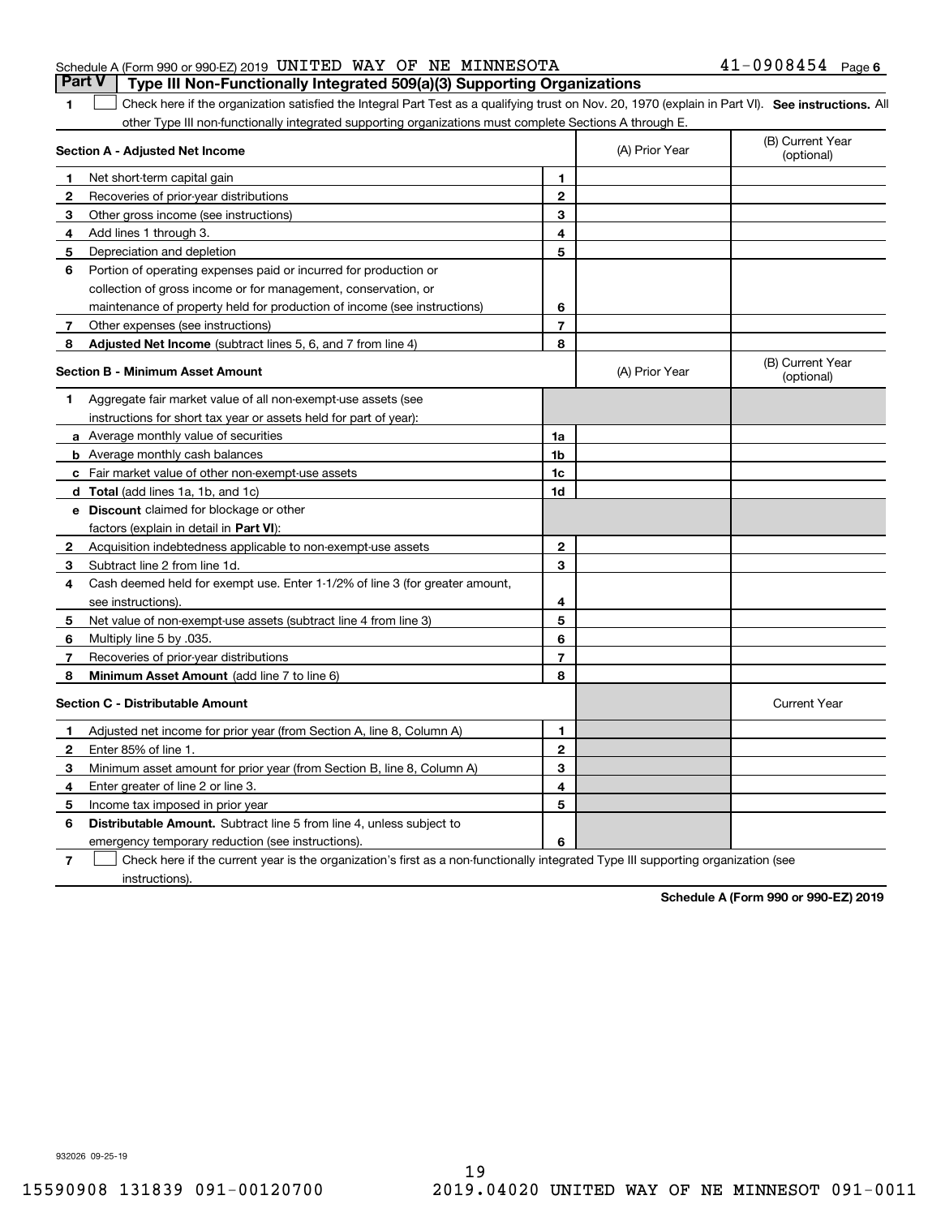Schedule A (Form 990 or 990-EZ) 2019 UNITED WAY OF NE MINNESOTA 41-0908454 Page 6

## Part V Type III Non-Functionally Integrated 509(a)(3) Supporting Organizations

1 ☐ Check here if the organization satisfied the Integral Part Test as a qualifying trust on Nov. 20, 1970 (explain in Part VI). **See instructions.** All other Type III non-functionally integrated supporting organizations must complete Sections A through E.

| **Section A - Adjusted Net Income** | | | (A) Prior Year | (B) Current Year (optional) |
|---|---|---|---|---|
| 1 | Net short-term capital gain | 1 | | |
| 2 | Recoveries of prior-year distributions | 2 | | |
| 3 | Other gross income (see instructions) | 3 | | |
| 4 | Add lines 1 through 3. | 4 | | |
| 5 | Depreciation and depletion | 5 | | |
| 6 | Portion of operating expenses paid or incurred for production or collection of gross income or for management, conservation, or maintenance of property held for production of income (see instructions) | 6 | | |
| 7 | Other expenses (see instructions) | 7 | | |
| 8 | **Adjusted Net Income** (subtract lines 5, 6, and 7 from line 4) | 8 | | |

| **Section B - Minimum Asset Amount** | | | (A) Prior Year | (B) Current Year (optional) |
|---|---|---|---|---|
| 1 | Aggregate fair market value of all non-exempt-use assets (see instructions for short tax year or assets held for part of year): | | | |
| a | Average monthly value of securities | 1a | | |
| b | Average monthly cash balances | 1b | | |
| c | Fair market value of other non-exempt-use assets | 1c | | |
| d | **Total** (add lines 1a, 1b, and 1c) | 1d | | |
| e | **Discount** claimed for blockage or other factors (explain in detail in **Part VI**): | | | |
| 2 | Acquisition indebtedness applicable to non-exempt-use assets | 2 | | |
| 3 | Subtract line 2 from line 1d. | 3 | | |
| 4 | Cash deemed held for exempt use. Enter 1-1/2% of line 3 (for greater amount, see instructions). | 4 | | |
| 5 | Net value of non-exempt-use assets (subtract line 4 from line 3) | 5 | | |
| 6 | Multiply line 5 by .035. | 6 | | |
| 7 | Recoveries of prior-year distributions | 7 | | |
| 8 | **Minimum Asset Amount** (add line 7 to line 6) | 8 | | |

| **Section C - Distributable Amount** | | | | Current Year |
|---|---|---|---|---|
| 1 | Adjusted net income for prior year (from Section A, line 8, Column A) | 1 | | |
| 2 | Enter 85% of line 1. | 2 | | |
| 3 | Minimum asset amount for prior year (from Section B, line 8, Column A) | 3 | | |
| 4 | Enter greater of line 2 or line 3. | 4 | | |
| 5 | Income tax imposed in prior year | 5 | | |
| 6 | **Distributable Amount.** Subtract line 5 from line 4, unless subject to emergency temporary reduction (see instructions). | 6 | | |

7 ☐ Check here if the current year is the organization's first as a non-functionally integrated Type III supporting organization (see instructions).

**Schedule A (Form 990 or 990-EZ) 2019**

932026 09-25-19

15590908 131839 091-00120700 2019.04020 UNITED WAY OF NE MINNESOT 091-0011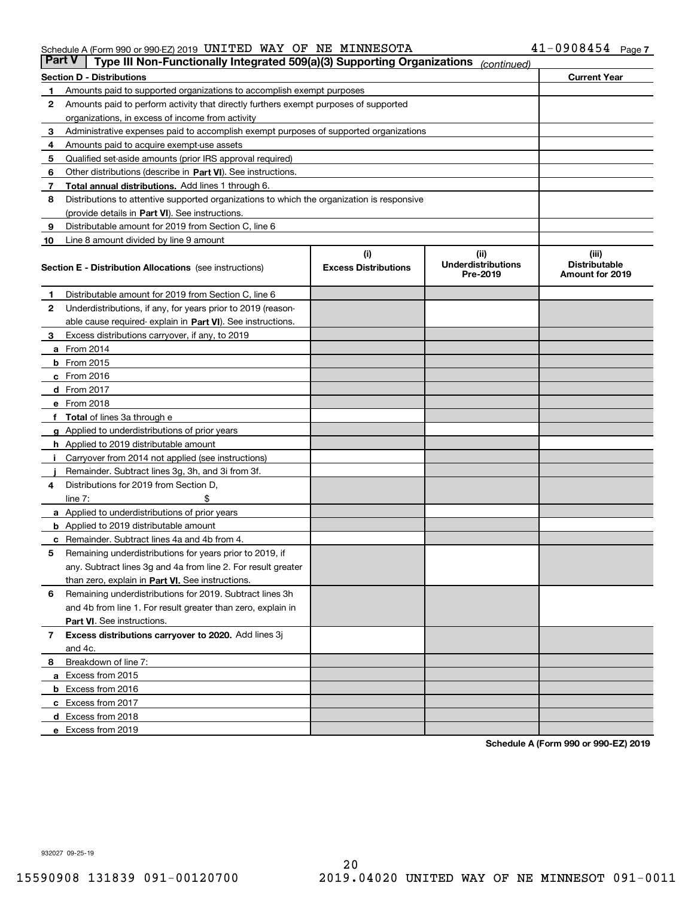Schedule A (Form 990 or 990-EZ) 2019 UNITED WAY OF NE MINNESOTA 41-0908454 Page 7

## Part V Type III Non-Functionally Integrated 509(a)(3) Supporting Organizations *(continued)*

| Section D - Distributions | | Current Year |
|---|---|---|
| 1 | Amounts paid to supported organizations to accomplish exempt purposes | |
| 2 | Amounts paid to perform activity that directly furthers exempt purposes of supported organizations, in excess of income from activity | |
| 3 | Administrative expenses paid to accomplish exempt purposes of supported organizations | |
| 4 | Amounts paid to acquire exempt-use assets | |
| 5 | Qualified set-aside amounts (prior IRS approval required) | |
| 6 | Other distributions (describe in **Part VI**). See instructions. | |
| 7 | **Total annual distributions.** Add lines 1 through 6. | |
| 8 | Distributions to attentive supported organizations to which the organization is responsive (provide details in **Part VI**). See instructions. | |
| 9 | Distributable amount for 2019 from Section C, line 6 | |
| 10 | Line 8 amount divided by line 9 amount | |

| | **Section E - Distribution Allocations** (see instructions) | (i) Excess Distributions | (ii) Underdistributions Pre-2019 | (iii) Distributable Amount for 2019 |
|---|---|---|---|---|
| 1 | Distributable amount for 2019 from Section C, line 6 | | | |
| 2 | Underdistributions, if any, for years prior to 2019 (reasonable cause required- explain in **Part VI**). See instructions. | | | |
| 3 | Excess distributions carryover, if any, to 2019 | | | |
| a | From 2014 | | | |
| b | From 2015 | | | |
| c | From 2016 | | | |
| d | From 2017 | | | |
| e | From 2018 | | | |
| f | **Total** of lines 3a through e | | | |
| g | Applied to underdistributions of prior years | | | |
| h | Applied to 2019 distributable amount | | | |
| i | Carryover from 2014 not applied (see instructions) | | | |
| j | Remainder. Subtract lines 3g, 3h, and 3i from 3f. | | | |
| 4 | Distributions for 2019 from Section D, line 7: $ | | | |
| a | Applied to underdistributions of prior years | | | |
| b | Applied to 2019 distributable amount | | | |
| c | Remainder. Subtract lines 4a and 4b from 4. | | | |
| 5 | Remaining underdistributions for years prior to 2019, if any. Subtract lines 3g and 4a from line 2. For result greater than zero, explain in **Part VI**. See instructions. | | | |
| 6 | Remaining underdistributions for 2019. Subtract lines 3h and 4b from line 1. For result greater than zero, explain in **Part VI**. See instructions. | | | |
| 7 | **Excess distributions carryover to 2020.** Add lines 3j and 4c. | | | |
| 8 | Breakdown of line 7: | | | |
| a | Excess from 2015 | | | |
| b | Excess from 2016 | | | |
| c | Excess from 2017 | | | |
| d | Excess from 2018 | | | |
| e | Excess from 2019 | | | |

**Schedule A (Form 990 or 990-EZ) 2019**

932027 09-25-19

15590908 131839 091-00120700 2019.04020 UNITED WAY OF NE MINNESOT 091-0011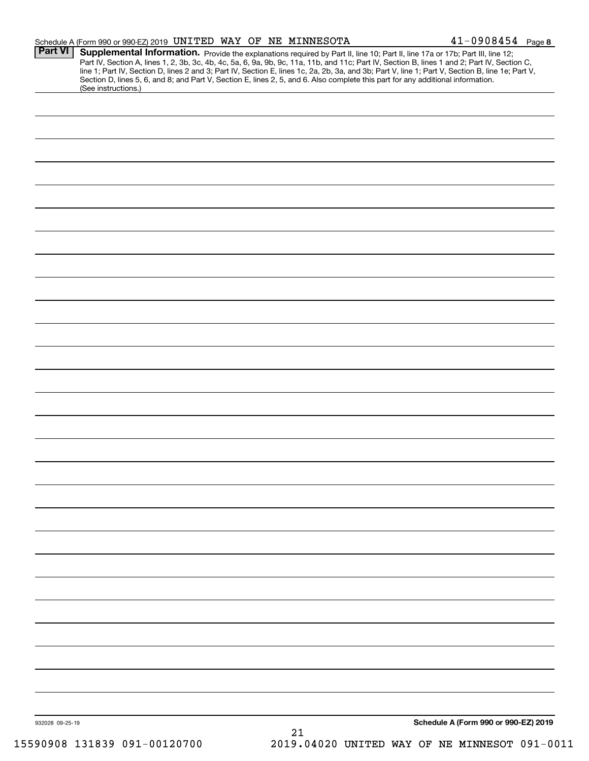Schedule A (Form 990 or 990-EZ) 2019 UNITED WAY OF NE MINNESOTA 41-0908454 Page **8**

**Part VI** **Supplemental Information.** Provide the explanations required by Part II, line 10; Part II, line 17a or 17b; Part III, line 12; Part IV, Section A, lines 1, 2, 3b, 3c, 4b, 4c, 5a, 6, 9a, 9b, 9c, 11a, 11b, and 11c; Part IV, Section B, lines 1 and 2; Part IV, Section C, line 1; Part IV, Section D, lines 2 and 3; Part IV, Section E, lines 1c, 2a, 2b, 3a, and 3b; Part V, line 1; Part V, Section B, line 1e; Part V, Section D, lines 5, 6, and 8; and Part V, Section E, lines 2, 5, and 6. Also complete this part for any additional information. (See instructions.)

932028 09-25-19 **Schedule A (Form 990 or 990-EZ) 2019**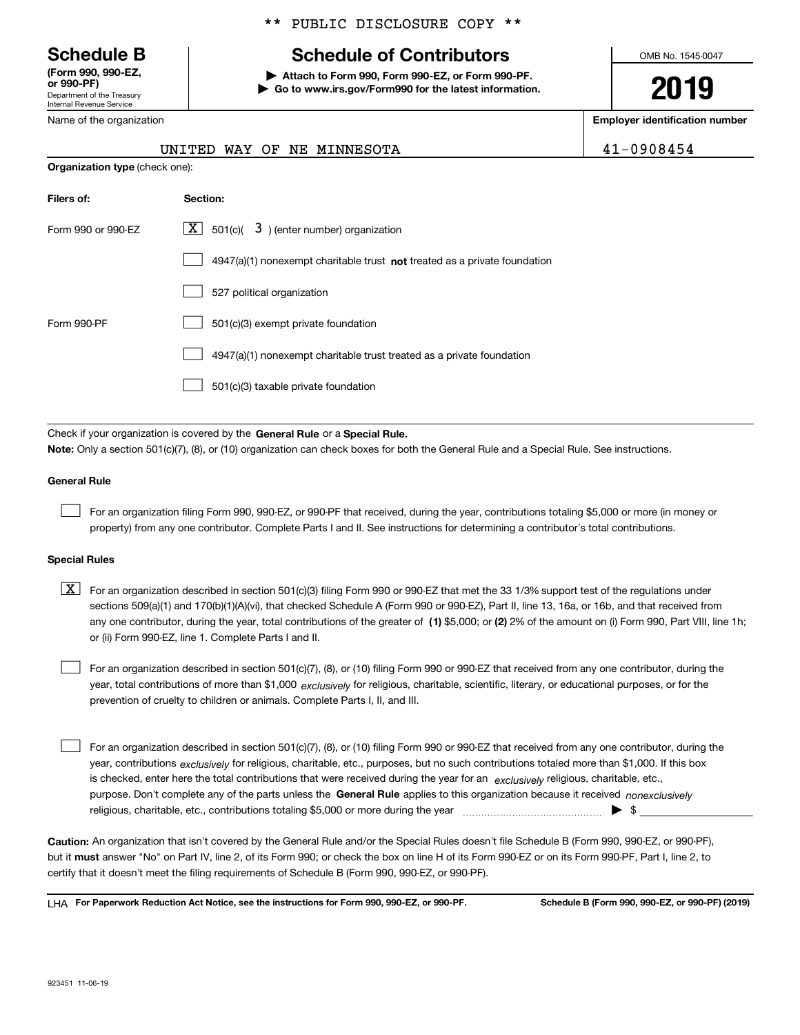\*\* PUBLIC DISCLOSURE COPY \*\*

# Schedule B

**(Form 990, 990-EZ, or 990-PF)**
Department of the Treasury
Internal Revenue Service

## Schedule of Contributors

▶ **Attach to Form 990, Form 990-EZ, or Form 990-PF.**
▶ **Go to www.irs.gov/Form990 for the latest information.**

OMB No. 1545-0047

**2019**

Name of the organization: UNITED WAY OF NE MINNESOTA

**Employer identification number**: 41-0908454

**Organization type** (check one):

| **Filers of:** | **Section:** |
|---|---|
| Form 990 or 990-EZ | [X] 501(c)( 3 ) (enter number) organization |
| | [ ] 4947(a)(1) nonexempt charitable trust **not** treated as a private foundation |
| | [ ] 527 political organization |
| Form 990-PF | [ ] 501(c)(3) exempt private foundation |
| | [ ] 4947(a)(1) nonexempt charitable trust treated as a private foundation |
| | [ ] 501(c)(3) taxable private foundation |

Check if your organization is covered by the **General Rule** or a **Special Rule.**

**Note:** Only a section 501(c)(7), (8), or (10) organization can check boxes for both the General Rule and a Special Rule. See instructions.

**General Rule**

[ ] For an organization filing Form 990, 990-EZ, or 990-PF that received, during the year, contributions totaling $5,000 or more (in money or property) from any one contributor. Complete Parts I and II. See instructions for determining a contributor's total contributions.

**Special Rules**

[X] For an organization described in section 501(c)(3) filing Form 990 or 990-EZ that met the 33 1/3% support test of the regulations under sections 509(a)(1) and 170(b)(1)(A)(vi), that checked Schedule A (Form 990 or 990-EZ), Part II, line 13, 16a, or 16b, and that received from any one contributor, during the year, total contributions of the greater of **(1)** $5,000; or **(2)** 2% of the amount on (i) Form 990, Part VIII, line 1h; or (ii) Form 990-EZ, line 1. Complete Parts I and II.

[ ] For an organization described in section 501(c)(7), (8), or (10) filing Form 990 or 990-EZ that received from any one contributor, during the year, total contributions of more than $1,000 *exclusively* for religious, charitable, scientific, literary, or educational purposes, or for the prevention of cruelty to children or animals. Complete Parts I, II, and III.

[ ] For an organization described in section 501(c)(7), (8), or (10) filing Form 990 or 990-EZ that received from any one contributor, during the year, contributions *exclusively* for religious, charitable, etc., purposes, but no such contributions totaled more than $1,000. If this box is checked, enter here the total contributions that were received during the year for an *exclusively* religious, charitable, etc., purpose. Don't complete any of the parts unless the **General Rule** applies to this organization because it received *nonexclusively* religious, charitable, etc., contributions totaling $5,000 or more during the year ▶ $ \_\_\_\_\_\_\_\_\_\_

**Caution:** An organization that isn't covered by the General Rule and/or the Special Rules doesn't file Schedule B (Form 990, 990-EZ, or 990-PF), but it **must** answer "No" on Part IV, line 2, of its Form 990; or check the box on line H of its Form 990-EZ or on its Form 990-PF, Part I, line 2, to certify that it doesn't meet the filing requirements of Schedule B (Form 990, 990-EZ, or 990-PF).

LHA **For Paperwork Reduction Act Notice, see the instructions for Form 990, 990-EZ, or 990-PF.** **Schedule B (Form 990, 990-EZ, or 990-PF) (2019)**

923451 11-06-19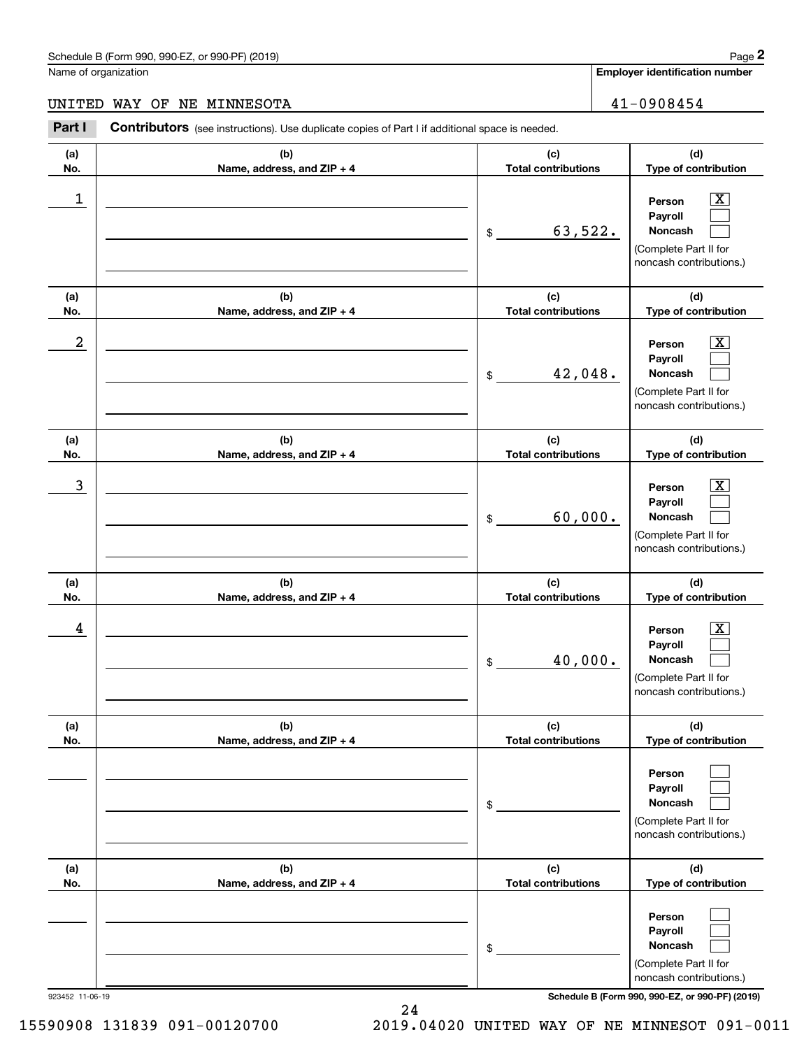Schedule B (Form 990, 990-EZ, or 990-PF) (2019)

Name of organization: UNITED WAY OF NE MINNESOTA

Employer identification number: 41-0908454

**Part I** **Contributors** (see instructions). Use duplicate copies of Part I if additional space is needed.

| (a) No. | (b) Name, address, and ZIP + 4 | (c) Total contributions | (d) Type of contribution |
|---|---|---|---|
| 1 | | $ 63,522. | Person [X] Payroll [ ] Noncash [ ] (Complete Part II for noncash contributions.) |
| 2 | | $ 42,048. | Person [X] Payroll [ ] Noncash [ ] (Complete Part II for noncash contributions.) |
| 3 | | $ 60,000. | Person [X] Payroll [ ] Noncash [ ] (Complete Part II for noncash contributions.) |
| 4 | | $ 40,000. | Person [X] Payroll [ ] Noncash [ ] (Complete Part II for noncash contributions.) |
| | | $ | Person [ ] Payroll [ ] Noncash [ ] (Complete Part II for noncash contributions.) |
| | | $ | Person [ ] Payroll [ ] Noncash [ ] (Complete Part II for noncash contributions.) |

923452 11-06-19

Schedule B (Form 990, 990-EZ, or 990-PF) (2019)

15590908 131839 091-00120700 2019.04020 UNITED WAY OF NE MINNESOT 091-0011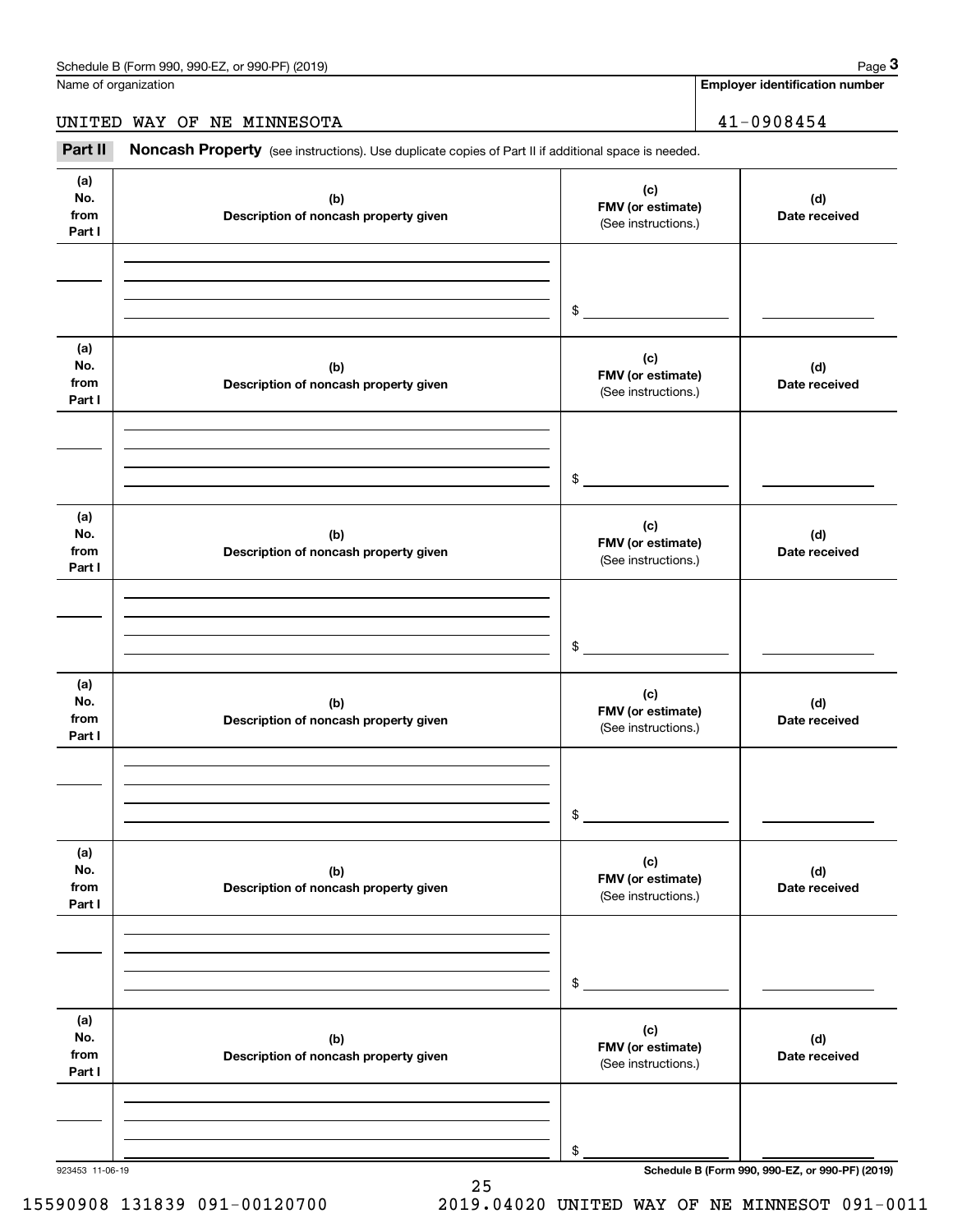Name of organization

UNITED WAY OF NE MINNESOTA

**Employer identification number**

41-0908454

**Part II** **Noncash Property** (see instructions). Use duplicate copies of Part II if additional space is needed.

| (a) No. from Part I | (b) Description of noncash property given | (c) FMV (or estimate) (See instructions.) | (d) Date received |
|---|---|---|---|
| | | $ | |

| (a) No. from Part I | (b) Description of noncash property given | (c) FMV (or estimate) (See instructions.) | (d) Date received |
|---|---|---|---|
| | | $ | |

| (a) No. from Part I | (b) Description of noncash property given | (c) FMV (or estimate) (See instructions.) | (d) Date received |
|---|---|---|---|
| | | $ | |

| (a) No. from Part I | (b) Description of noncash property given | (c) FMV (or estimate) (See instructions.) | (d) Date received |
|---|---|---|---|
| | | $ | |

| (a) No. from Part I | (b) Description of noncash property given | (c) FMV (or estimate) (See instructions.) | (d) Date received |
|---|---|---|---|
| | | $ | |

| (a) No. from Part I | (b) Description of noncash property given | (c) FMV (or estimate) (See instructions.) | (d) Date received |
|---|---|---|---|
| | | $ | |

923453 11-06-19

**Schedule B (Form 990, 990-EZ, or 990-PF) (2019)**

15590908 131839 091-00120700 2019.04020 UNITED WAY OF NE MINNESOT 091-0011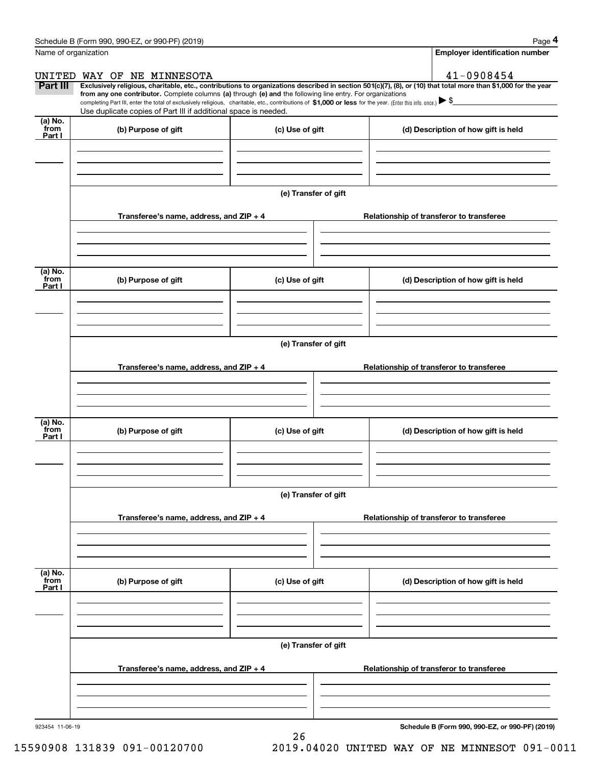Name of organization

UNITED WAY OF NE MINNESOTA

**Employer identification number**

41-0908454

**Part III** **Exclusively religious, charitable, etc., contributions to organizations described in section 501(c)(7), (8), or (10) that total more than $1,000 for the year from any one contributor.** Complete columns **(a)** through **(e)** and the following line entry. For organizations completing Part III, enter the total of exclusively religious, charitable, etc., contributions of **$1,000 or less** for the year. (Enter this info. once.) ▶ $

Use duplicate copies of Part III if additional space is needed.

| (a) No. from Part I | (b) Purpose of gift | (c) Use of gift | (d) Description of how gift is held |
|---|---|---|---|
| | | | |

(e) Transfer of gift

| Transferee's name, address, and ZIP + 4 | Relationship of transferor to transferee |
|---|---|
| | |

| (a) No. from Part I | (b) Purpose of gift | (c) Use of gift | (d) Description of how gift is held |
|---|---|---|---|
| | | | |

(e) Transfer of gift

| Transferee's name, address, and ZIP + 4 | Relationship of transferor to transferee |
|---|---|
| | |

| (a) No. from Part I | (b) Purpose of gift | (c) Use of gift | (d) Description of how gift is held |
|---|---|---|---|
| | | | |

(e) Transfer of gift

| Transferee's name, address, and ZIP + 4 | Relationship of transferor to transferee |
|---|---|
| | |

| (a) No. from Part I | (b) Purpose of gift | (c) Use of gift | (d) Description of how gift is held |
|---|---|---|---|
| | | | |

(e) Transfer of gift

| Transferee's name, address, and ZIP + 4 | Relationship of transferor to transferee |
|---|---|
| | |

923454 11-06-19

**Schedule B (Form 990, 990-EZ, or 990-PF) (2019)**

15590908 131839 091-00120700 2019.04020 UNITED WAY OF NE MINNESOT 091-0011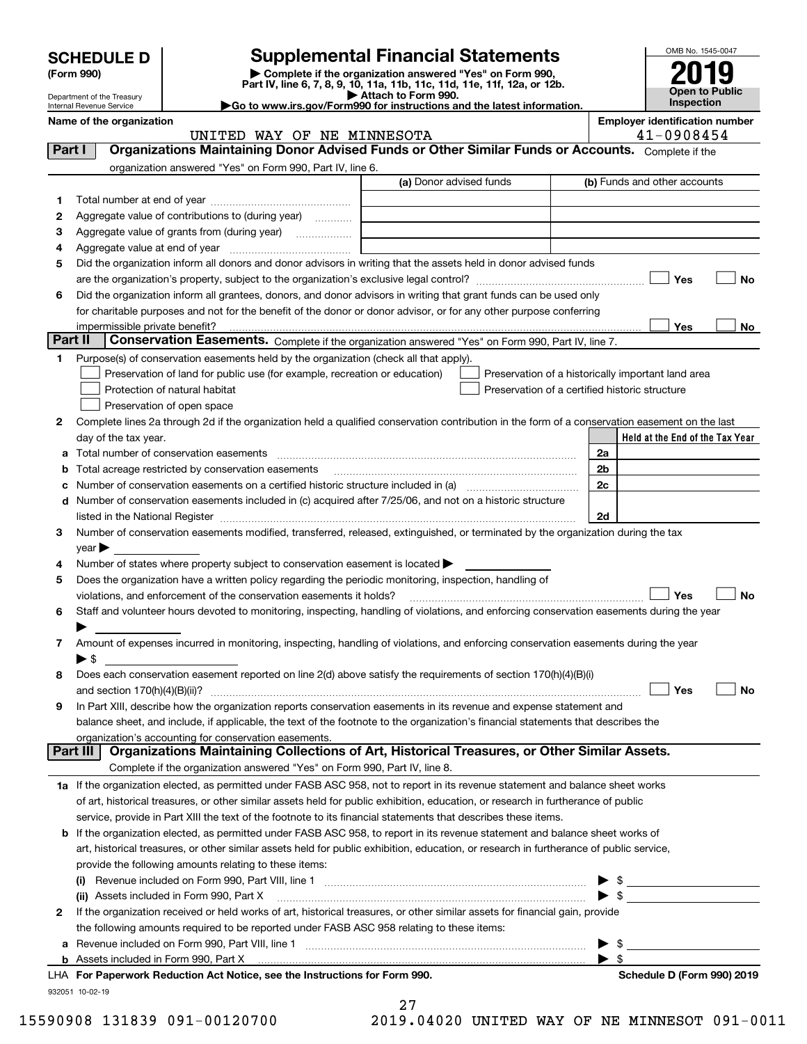**SCHEDULE D** (Form 990)

Department of the Treasury Internal Revenue Service

# Supplemental Financial Statements

▶ Complete if the organization answered "Yes" on Form 990, Part IV, line 6, 7, 8, 9, 10, 11a, 11b, 11c, 11d, 11e, 11f, 12a, or 12b.
▶ Attach to Form 990.
▶Go to www.irs.gov/Form990 for instructions and the latest information.

OMB No. 1545-0047

**2019**

**Open to Public Inspection**

**Name of the organization**
UNITED WAY OF NE MINNESOTA

**Employer identification number**
41-0908454

## Part I Organizations Maintaining Donor Advised Funds or Other Similar Funds or Accounts.
Complete if the organization answered "Yes" on Form 990, Part IV, line 6.

| | | (a) Donor advised funds | (b) Funds and other accounts |
|---|---|---|---|
| 1 | Total number at end of year | | |
| 2 | Aggregate value of contributions to (during year) | | |
| 3 | Aggregate value of grants from (during year) | | |
| 4 | Aggregate value at end of year | | |

5 Did the organization inform all donors and donor advisors in writing that the assets held in donor advised funds are the organization's property, subject to the organization's exclusive legal control? ☐ Yes ☐ No

6 Did the organization inform all grantees, donors, and donor advisors in writing that grant funds can be used only for charitable purposes and not for the benefit of the donor or donor advisor, or for any other purpose conferring impermissible private benefit? ☐ Yes ☐ No

## Part II Conservation Easements.
Complete if the organization answered "Yes" on Form 990, Part IV, line 7.

1 Purpose(s) of conservation easements held by the organization (check all that apply).

☐ Preservation of land for public use (for example, recreation or education)
☐ Protection of natural habitat
☐ Preservation of open space
☐ Preservation of a historically important land area
☐ Preservation of a certified historic structure

2 Complete lines 2a through 2d if the organization held a qualified conservation contribution in the form of a conservation easement on the last day of the tax year.

| | | | Held at the End of the Tax Year |
|---|---|---|---|
| a | Total number of conservation easements | 2a | |
| b | Total acreage restricted by conservation easements | 2b | |
| c | Number of conservation easements on a certified historic structure included in (a) | 2c | |
| d | Number of conservation easements included in (c) acquired after 7/25/06, and not on a historic structure listed in the National Register | 2d | |

3 Number of conservation easements modified, transferred, released, extinguished, or terminated by the organization during the tax year ▶

4 Number of states where property subject to conservation easement is located ▶

5 Does the organization have a written policy regarding the periodic monitoring, inspection, handling of violations, and enforcement of the conservation easements it holds? ☐ Yes ☐ No

6 Staff and volunteer hours devoted to monitoring, inspecting, handling of violations, and enforcing conservation easements during the year ▶

7 Amount of expenses incurred in monitoring, inspecting, handling of violations, and enforcing conservation easements during the year ▶ $

8 Does each conservation easement reported on line 2(d) above satisfy the requirements of section 170(h)(4)(B)(i) and section 170(h)(4)(B)(ii)? ☐ Yes ☐ No

9 In Part XIII, describe how the organization reports conservation easements in its revenue and expense statement and balance sheet, and include, if applicable, the text of the footnote to the organization's financial statements that describes the organization's accounting for conservation easements.

## Part III Organizations Maintaining Collections of Art, Historical Treasures, or Other Similar Assets.
Complete if the organization answered "Yes" on Form 990, Part IV, line 8.

1a If the organization elected, as permitted under FASB ASC 958, not to report in its revenue statement and balance sheet works of art, historical treasures, or other similar assets held for public exhibition, education, or research in furtherance of public service, provide in Part XIII the text of the footnote to its financial statements that describes these items.

b If the organization elected, as permitted under FASB ASC 958, to report in its revenue statement and balance sheet works of art, historical treasures, or other similar assets held for public exhibition, education, or research in furtherance of public service, provide the following amounts relating to these items:

(i) Revenue included on Form 990, Part VIII, line 1 ▶ $

(ii) Assets included in Form 990, Part X ▶ $

2 If the organization received or held works of art, historical treasures, or other similar assets for financial gain, provide the following amounts required to be reported under FASB ASC 958 relating to these items:

a Revenue included on Form 990, Part VIII, line 1 ▶ $

b Assets included in Form 990, Part X ▶ $

LHA For Paperwork Reduction Act Notice, see the Instructions for Form 990. Schedule D (Form 990) 2019

932051 10-02-19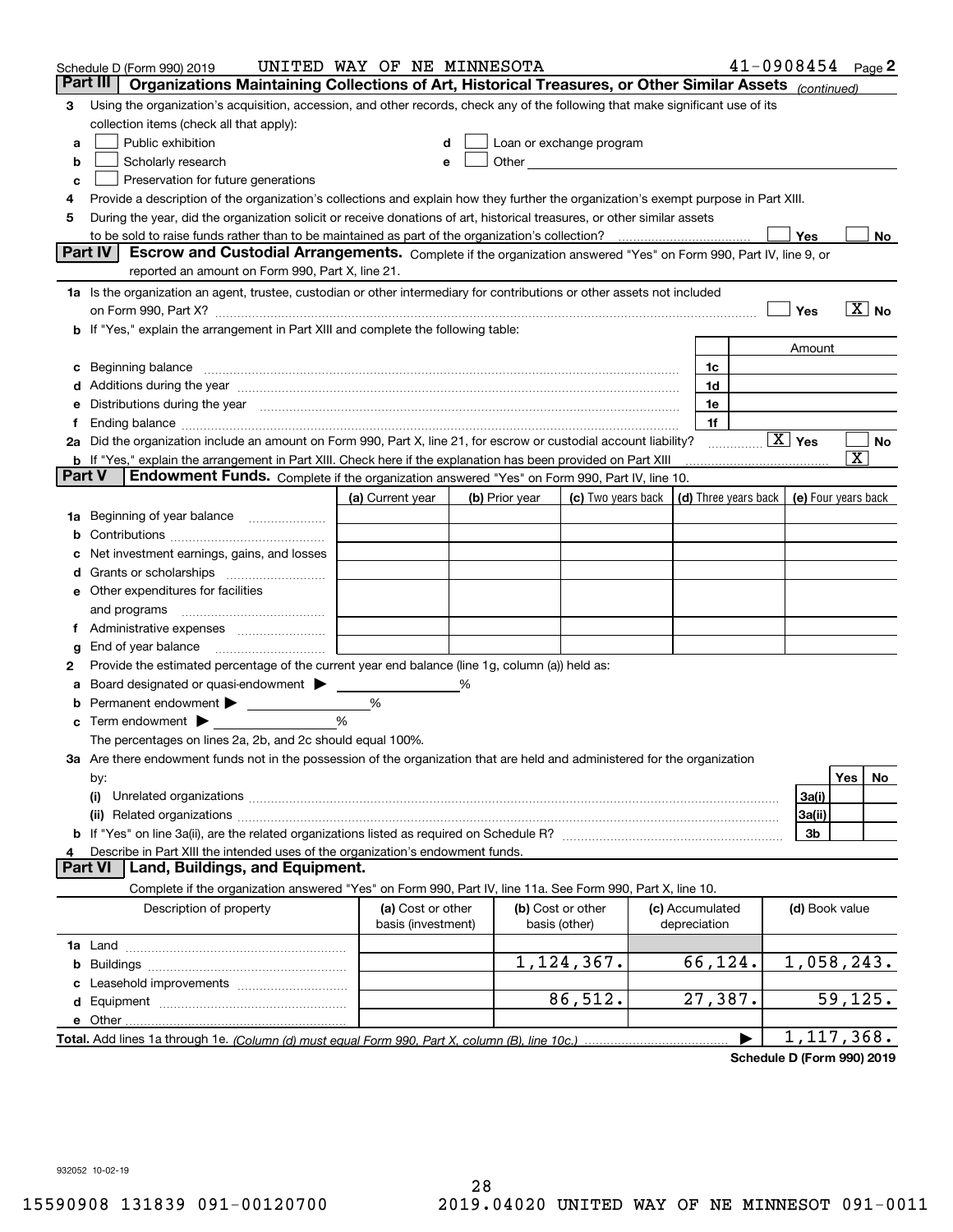Schedule D (Form 990) 2019 UNITED WAY OF NE MINNESOTA 41-0908454 Page **2**

## Part III Organizations Maintaining Collections of Art, Historical Treasures, or Other Similar Assets *(continued)*

**3** Using the organization's acquisition, accession, and other records, check any of the following that make significant use of its collection items (check all that apply):

- **a** ☐ Public exhibition
- **b** ☐ Scholarly research
- **c** ☐ Preservation for future generations
- **d** ☐ Loan or exchange program
- **e** ☐ Other

**4** Provide a description of the organization's collections and explain how they further the organization's exempt purpose in Part XIII.

**5** During the year, did the organization solicit or receive donations of art, historical treasures, or other similar assets to be sold to raise funds rather than to be maintained as part of the organization's collection? ☐ Yes ☐ No

## Part IV Escrow and Custodial Arrangements.

Complete if the organization answered "Yes" on Form 990, Part IV, line 9, or reported an amount on Form 990, Part X, line 21.

**1a** Is the organization an agent, trustee, custodian or other intermediary for contributions or other assets not included on Form 990, Part X? ☐ Yes ☒ No

**b** If "Yes," explain the arrangement in Part XIII and complete the following table:

| | | Amount |
|---|---|---|
| **c** Beginning balance | 1c | |
| **d** Additions during the year | 1d | |
| **e** Distributions during the year | 1e | |
| **f** Ending balance | 1f | |

**2a** Did the organization include an amount on Form 990, Part X, line 21, for escrow or custodial account liability? ☒ Yes ☐ No

**b** If "Yes," explain the arrangement in Part XIII. Check here if the explanation has been provided on Part XIII ☒

## Part V Endowment Funds.

Complete if the organization answered "Yes" on Form 990, Part IV, line 10.

| | (a) Current year | (b) Prior year | (c) Two years back | (d) Three years back | (e) Four years back |
|---|---|---|---|---|---|
| **1a** Beginning of year balance | | | | | |
| **b** Contributions | | | | | |
| **c** Net investment earnings, gains, and losses | | | | | |
| **d** Grants or scholarships | | | | | |
| **e** Other expenditures for facilities and programs | | | | | |
| **f** Administrative expenses | | | | | |
| **g** End of year balance | | | | | |

**2** Provide the estimated percentage of the current year end balance (line 1g, column (a)) held as:

- **a** Board designated or quasi-endowment ▶ ______ %
- **b** Permanent endowment ▶ ______ %
- **c** Term endowment ▶ ______ %

The percentages on lines 2a, 2b, and 2c should equal 100%.

**3a** Are there endowment funds not in the possession of the organization that are held and administered for the organization by:

| | | Yes | No |
|---|---|---|---|
| **(i)** Unrelated organizations | 3a(i) | | |
| **(ii)** Related organizations | 3a(ii) | | |
| **b** If "Yes" on line 3a(ii), are the related organizations listed as required on Schedule R? | 3b | | |

**4** Describe in Part XIII the intended uses of the organization's endowment funds.

## Part VI Land, Buildings, and Equipment.

Complete if the organization answered "Yes" on Form 990, Part IV, line 11a. See Form 990, Part X, line 10.

| Description of property | (a) Cost or other basis (investment) | (b) Cost or other basis (other) | (c) Accumulated depreciation | (d) Book value |
|---|---|---|---|---|
| **1a** Land | | | | |
| **b** Buildings | | 1,124,367. | 66,124. | 1,058,243. |
| **c** Leasehold improvements | | | | |
| **d** Equipment | | 86,512. | 27,387. | 59,125. |
| **e** Other | | | | |
| **Total.** Add lines 1a through 1e. *(Column (d) must equal Form 990, Part X, column (B), line 10c.)* ▶ | | | | 1,117,368. |

**Schedule D (Form 990) 2019**

932052 10-02-19

15590908 131839 091-00120700 2019.04020 UNITED WAY OF NE MINNESOT 091-0011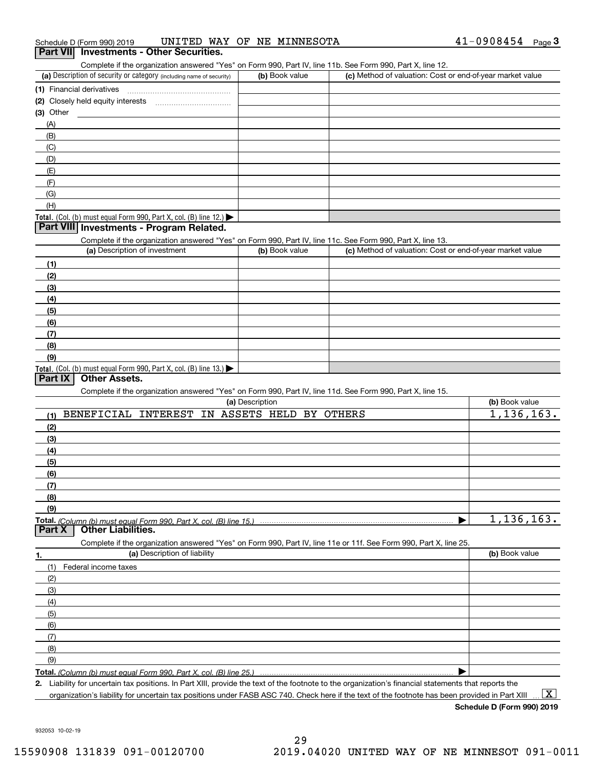Schedule D (Form 990) 2019 UNITED WAY OF NE MINNESOTA 41-0908454 Page 3

## Part VII Investments - Other Securities.

Complete if the organization answered "Yes" on Form 990, Part IV, line 11b. See Form 990, Part X, line 12.

| (a) Description of security or category (including name of security) | (b) Book value | (c) Method of valuation: Cost or end-of-year market value |
|---|---|---|
| (1) Financial derivatives | | |
| (2) Closely held equity interests | | |
| (3) Other | | |
| (A) | | |
| (B) | | |
| (C) | | |
| (D) | | |
| (E) | | |
| (F) | | |
| (G) | | |
| (H) | | |
| Total. (Col. (b) must equal Form 990, Part X, col. (B) line 12.) ▶ | | |

## Part VIII Investments - Program Related.

Complete if the organization answered "Yes" on Form 990, Part IV, line 11c. See Form 990, Part X, line 13.

| (a) Description of investment | (b) Book value | (c) Method of valuation: Cost or end-of-year market value |
|---|---|---|
| (1) | | |
| (2) | | |
| (3) | | |
| (4) | | |
| (5) | | |
| (6) | | |
| (7) | | |
| (8) | | |
| (9) | | |
| Total. (Col. (b) must equal Form 990, Part X, col. (B) line 13.) ▶ | | |

## Part IX Other Assets.

Complete if the organization answered "Yes" on Form 990, Part IV, line 11d. See Form 990, Part X, line 15.

| (a) Description | (b) Book value |
|---|---|
| (1) BENEFICIAL INTEREST IN ASSETS HELD BY OTHERS | 1,136,163. |
| (2) | |
| (3) | |
| (4) | |
| (5) | |
| (6) | |
| (7) | |
| (8) | |
| (9) | |
| Total. *(Column (b) must equal Form 990, Part X, col. (B) line 15.)* ▶ | 1,136,163. |

## Part X Other Liabilities.

Complete if the organization answered "Yes" on Form 990, Part IV, line 11e or 11f. See Form 990, Part X, line 25.

| 1. (a) Description of liability | (b) Book value |
|---|---|
| (1) Federal income taxes | |
| (2) | |
| (3) | |
| (4) | |
| (5) | |
| (6) | |
| (7) | |
| (8) | |
| (9) | |
| Total. *(Column (b) must equal Form 990, Part X, col. (B) line 25.)* ▶ | |

2. Liability for uncertain tax positions. In Part XIII, provide the text of the footnote to the organization's financial statements that reports the organization's liability for uncertain tax positions under FASB ASC 740. Check here if the text of the footnote has been provided in Part XIII ... [X]

Schedule D (Form 990) 2019

932053 10-02-19

15590908 131839 091-00120700 2019.04020 UNITED WAY OF NE MINNESOT 091-0011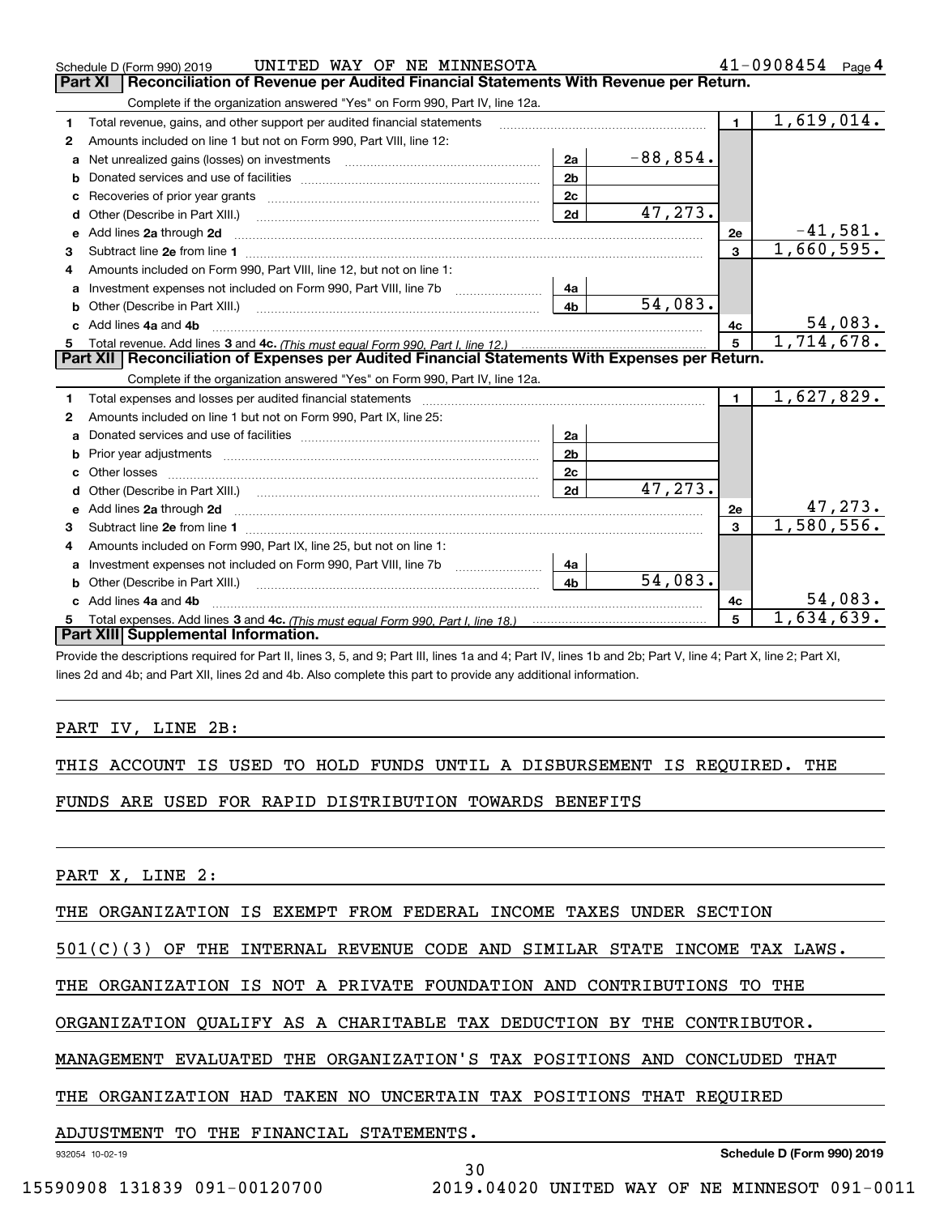Schedule D (Form 990) 2019 UNITED WAY OF NE MINNESOTA 41-0908454 Page 4

## Part XI Reconciliation of Revenue per Audited Financial Statements With Revenue per Return.

Complete if the organization answered "Yes" on Form 990, Part IV, line 12a.

| | | | | | |
|---|---|---|---|---|---|
| 1 | Total revenue, gains, and other support per audited financial statements | | | 1 | 1,619,014. |
| 2 | Amounts included on line 1 but not on Form 990, Part VIII, line 12: | | | | |
| a | Net unrealized gains (losses) on investments | 2a | -88,854. | | |
| b | Donated services and use of facilities | 2b | | | |
| c | Recoveries of prior year grants | 2c | | | |
| d | Other (Describe in Part XIII.) | 2d | 47,273. | | |
| e | Add lines 2a through 2d | | | 2e | -41,581. |
| 3 | Subtract line 2e from line 1 | | | 3 | 1,660,595. |
| 4 | Amounts included on Form 990, Part VIII, line 12, but not on line 1: | | | | |
| a | Investment expenses not included on Form 990, Part VIII, line 7b | 4a | | | |
| b | Other (Describe in Part XIII.) | 4b | 54,083. | | |
| c | Add lines 4a and 4b | | | 4c | 54,083. |
| 5 | Total revenue. Add lines 3 and 4c. *(This must equal Form 990, Part I, line 12.)* | | | 5 | 1,714,678. |

## Part XII Reconciliation of Expenses per Audited Financial Statements With Expenses per Return.

Complete if the organization answered "Yes" on Form 990, Part IV, line 12a.

| | | | | | |
|---|---|---|---|---|---|
| 1 | Total expenses and losses per audited financial statements | | | 1 | 1,627,829. |
| 2 | Amounts included on line 1 but not on Form 990, Part IX, line 25: | | | | |
| a | Donated services and use of facilities | 2a | | | |
| b | Prior year adjustments | 2b | | | |
| c | Other losses | 2c | | | |
| d | Other (Describe in Part XIII.) | 2d | 47,273. | | |
| e | Add lines 2a through 2d | | | 2e | 47,273. |
| 3 | Subtract line 2e from line 1 | | | 3 | 1,580,556. |
| 4 | Amounts included on Form 990, Part IX, line 25, but not on line 1: | | | | |
| a | Investment expenses not included on Form 990, Part VIII, line 7b | 4a | | | |
| b | Other (Describe in Part XIII.) | 4b | 54,083. | | |
| c | Add lines 4a and 4b | | | 4c | 54,083. |
| 5 | Total expenses. Add lines 3 and 4c. *(This must equal Form 990, Part I, line 18.)* | | | 5 | 1,634,639. |

## Part XIII Supplemental Information.

Provide the descriptions required for Part II, lines 3, 5, and 9; Part III, lines 1a and 4; Part IV, lines 1b and 2b; Part V, line 4; Part X, line 2; Part XI, lines 2d and 4b; and Part XII, lines 2d and 4b. Also complete this part to provide any additional information.

PART IV, LINE 2B:

THIS ACCOUNT IS USED TO HOLD FUNDS UNTIL A DISBURSEMENT IS REQUIRED. THE FUNDS ARE USED FOR RAPID DISTRIBUTION TOWARDS BENEFITS

PART X, LINE 2:

THE ORGANIZATION IS EXEMPT FROM FEDERAL INCOME TAXES UNDER SECTION 501(C)(3) OF THE INTERNAL REVENUE CODE AND SIMILAR STATE INCOME TAX LAWS. THE ORGANIZATION IS NOT A PRIVATE FOUNDATION AND CONTRIBUTIONS TO THE ORGANIZATION QUALIFY AS A CHARITABLE TAX DEDUCTION BY THE CONTRIBUTOR. MANAGEMENT EVALUATED THE ORGANIZATION'S TAX POSITIONS AND CONCLUDED THAT THE ORGANIZATION HAD TAKEN NO UNCERTAIN TAX POSITIONS THAT REQUIRED ADJUSTMENT TO THE FINANCIAL STATEMENTS.

932054 10-02-19 Schedule D (Form 990) 2019

15590908 131839 091-00120700 2019.04020 UNITED WAY OF NE MINNESOT 091-0011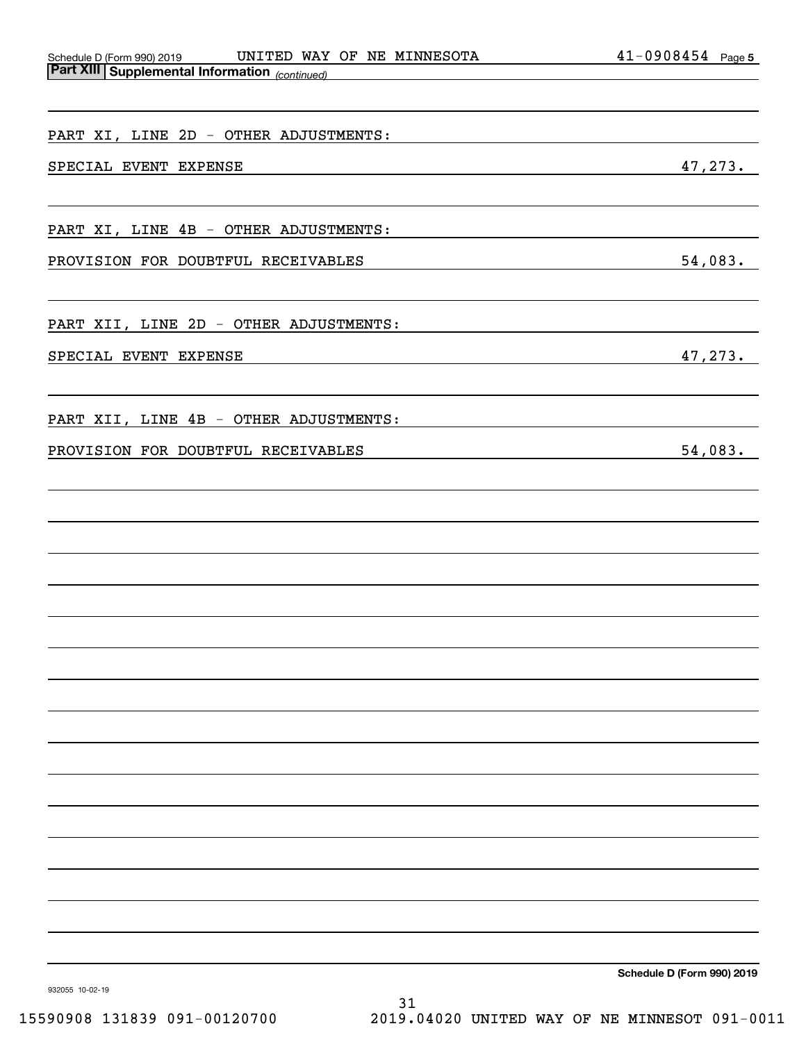## Part XIII Supplemental Information *(continued)*

PART XI, LINE 2D - OTHER ADJUSTMENTS:

SPECIAL EVENT EXPENSE 47,273.

PART XI, LINE 4B - OTHER ADJUSTMENTS:

PROVISION FOR DOUBTFUL RECEIVABLES 54,083.

PART XII, LINE 2D - OTHER ADJUSTMENTS:

SPECIAL EVENT EXPENSE 47,273.

PART XII, LINE 4B - OTHER ADJUSTMENTS:

PROVISION FOR DOUBTFUL RECEIVABLES 54,083.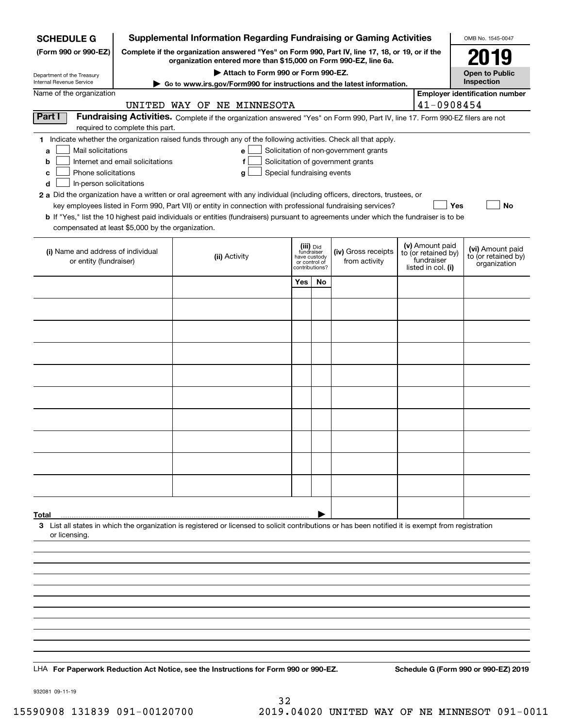**SCHEDULE G (Form 990 or 990-EZ)**

Department of the Treasury
Internal Revenue Service

# Supplemental Information Regarding Fundraising or Gaming Activities

**Complete if the organization answered "Yes" on Form 990, Part IV, line 17, 18, or 19, or if the organization entered more than $15,000 on Form 990-EZ, line 6a.**

▶ Attach to Form 990 or Form 990-EZ.

▶ Go to www.irs.gov/Form990 for instructions and the latest information.

OMB No. 1545-0047

**2019**

**Open to Public Inspection**

Name of the organization: UNITED WAY OF NE MINNESOTA

Employer identification number: 41-0908454

## Part I Fundraising Activities.

Complete if the organization answered "Yes" on Form 990, Part IV, line 17. Form 990-EZ filers are not required to complete this part.

**1** Indicate whether the organization raised funds through any of the following activities. Check all that apply.

- **a** ☐ Mail solicitations
- **b** ☐ Internet and email solicitations
- **c** ☐ Phone solicitations
- **d** ☐ In-person solicitations
- **e** ☐ Solicitation of non-government grants
- **f** ☐ Solicitation of government grants
- **g** ☐ Special fundraising events

**2 a** Did the organization have a written or oral agreement with any individual (including officers, directors, trustees, or key employees listed in Form 990, Part VII) or entity in connection with professional fundraising services? ☐ Yes ☐ No

**b** If "Yes," list the 10 highest paid individuals or entities (fundraisers) pursuant to agreements under which the fundraiser is to be compensated at least $5,000 by the organization.

| (i) Name and address of individual or entity (fundraiser) | (ii) Activity | (iii) Did fundraiser have custody or control of contributions? Yes | No | (iv) Gross receipts from activity | (v) Amount paid to (or retained by) fundraiser listed in col. (i) | (vi) Amount paid to (or retained by) organization |
|---|---|---|---|---|---|---|
| | | | | | | |
| | | | | | | |
| | | | | | | |
| | | | | | | |
| | | | | | | |
| | | | | | | |
| | | | | | | |
| | | | | | | |
| | | | | | | |
| | | | | | | |
| **Total** ▶ | | | | | | |

**3** List all states in which the organization is registered or licensed to solicit contributions or has been notified it is exempt from registration or licensing.

LHA **For Paperwork Reduction Act Notice, see the Instructions for Form 990 or 990-EZ.** **Schedule G (Form 990 or 990-EZ) 2019**

932081 09-11-19

15590908 131839 091-00120700 2019.04020 UNITED WAY OF NE MINNESOT 091-0011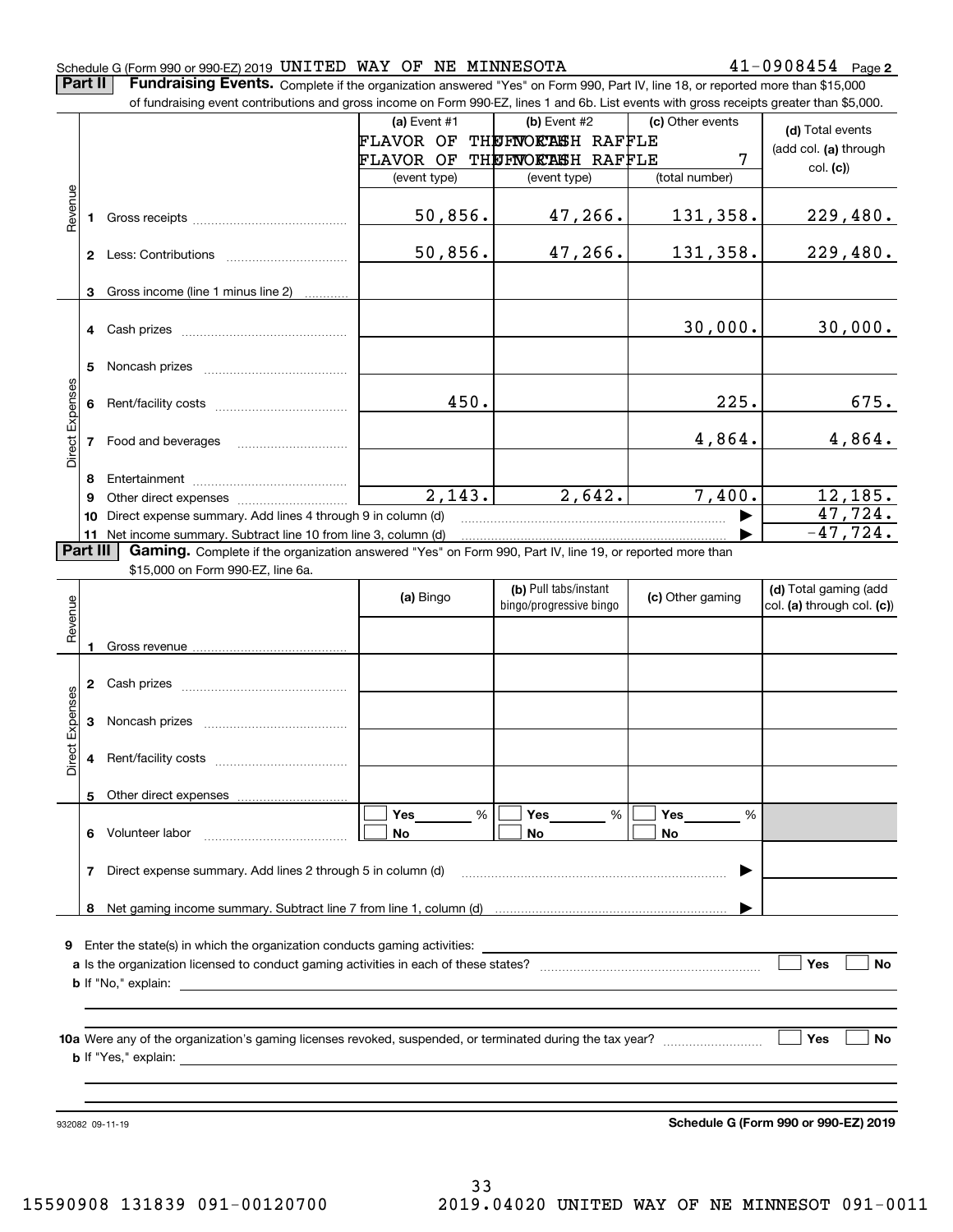Schedule G (Form 990 or 990-EZ) 2019 UNITED WAY OF NE MINNESOTA 41-0908454 Page **2**

**Part II** **Fundraising Events.** Complete if the organization answered "Yes" on Form 990, Part IV, line 18, or reported more than $15,000 of fundraising event contributions and gross income on Form 990-EZ, lines 1 and 6b. List events with gross receipts greater than $5,000.

| | | (a) Event #1 FLAVOR OF THE NORTH (event type) | (b) Event #2 UFI CASH RAFFLE (event type) | (c) Other events 7 (total number) | (d) Total events (add col. (a) through col. (c)) |
|---|---|---|---|---|---|
| Revenue | 1 Gross receipts | 50,856. | 47,266. | 131,358. | 229,480. |
| | 2 Less: Contributions | 50,856. | 47,266. | 131,358. | 229,480. |
| | 3 Gross income (line 1 minus line 2) | | | | |
| Direct Expenses | 4 Cash prizes | | | 30,000. | 30,000. |
| | 5 Noncash prizes | | | | |
| | 6 Rent/facility costs | 450. | | 225. | 675. |
| | 7 Food and beverages | | | 4,864. | 4,864. |
| | 8 Entertainment | | | | |
| | 9 Other direct expenses | 2,143. | 2,642. | 7,400. | 12,185. |
| | 10 Direct expense summary. Add lines 4 through 9 in column (d) | | | ▶ | 47,724. |
| | 11 Net income summary. Subtract line 10 from line 3, column (d) | | | ▶ | -47,724. |

**Part III** **Gaming.** Complete if the organization answered "Yes" on Form 990, Part IV, line 19, or reported more than $15,000 on Form 990-EZ, line 6a.

| | | (a) Bingo | (b) Pull tabs/instant bingo/progressive bingo | (c) Other gaming | (d) Total gaming (add col. (a) through col. (c)) |
|---|---|---|---|---|---|
| Revenue | 1 Gross revenue | | | | |
| Direct Expenses | 2 Cash prizes | | | | |
| | 3 Noncash prizes | | | | |
| | 4 Rent/facility costs | | | | |
| | 5 Other direct expenses | | | | |
| | 6 Volunteer labor | ☐ Yes ___ % ☐ No | ☐ Yes ___ % ☐ No | ☐ Yes ___ % ☐ No | |
| | 7 Direct expense summary. Add lines 2 through 5 in column (d) | | | ▶ | |
| | 8 Net gaming income summary. Subtract line 7 from line 1, column (d) | | | ▶ | |

**9** Enter the state(s) in which the organization conducts gaming activities: ____________

**a** Is the organization licensed to conduct gaming activities in each of these states? ☐ Yes ☐ No

**b** If "No," explain: ____________

**10a** Were any of the organization's gaming licenses revoked, suspended, or terminated during the tax year? ☐ Yes ☐ No

**b** If "Yes," explain: ____________

932082 09-11-19 **Schedule G (Form 990 or 990-EZ) 2019**

15590908 131839 091-00120700 2019.04020 UNITED WAY OF NE MINNESOT 091-0011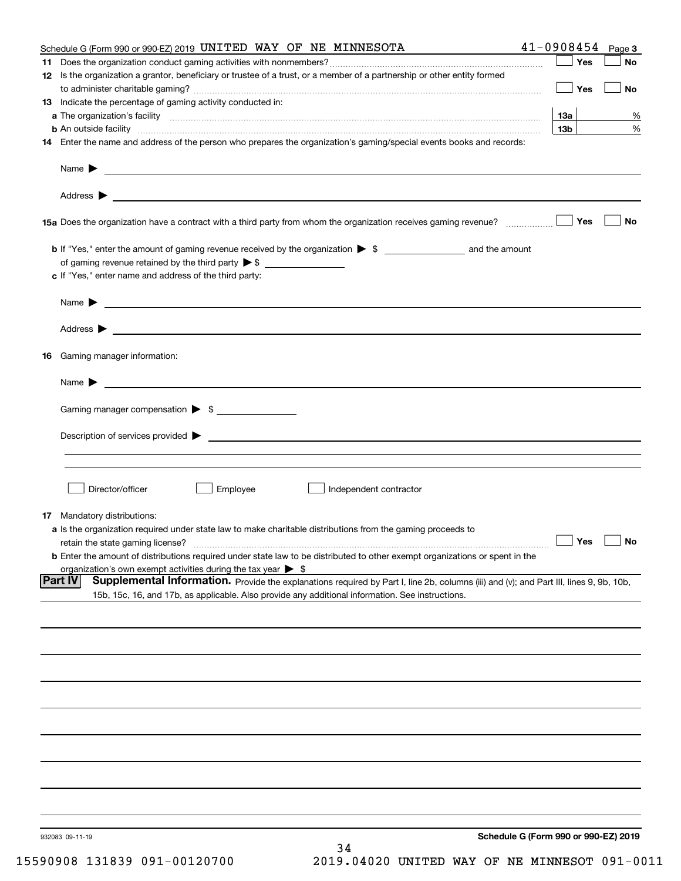Schedule G (Form 990 or 990-EZ) 2019 UNITED WAY OF NE MINNESOTA 41-0908454 Page 3

**11** Does the organization conduct gaming activities with nonmembers? ☐ Yes ☐ No

**12** Is the organization a grantor, beneficiary or trustee of a trust, or a member of a partnership or other entity formed to administer charitable gaming? ☐ Yes ☐ No

**13** Indicate the percentage of gaming activity conducted in:

**a** The organization's facility **13a** %

**b** An outside facility **13b** %

**14** Enter the name and address of the person who prepares the organization's gaming/special events books and records:

Name ▶

Address ▶

**15a** Does the organization have a contract with a third party from whom the organization receives gaming revenue? ☐ Yes ☐ No

**b** If "Yes," enter the amount of gaming revenue received by the organization ▶ $ ________ and the amount of gaming revenue retained by the third party ▶ $ ________

**c** If "Yes," enter name and address of the third party:

Name ▶

Address ▶

**16** Gaming manager information:

Name ▶

Gaming manager compensation ▶ $

Description of services provided ▶

☐ Director/officer ☐ Employee ☐ Independent contractor

**17** Mandatory distributions:

**a** Is the organization required under state law to make charitable distributions from the gaming proceeds to retain the state gaming license? ☐ Yes ☐ No

**b** Enter the amount of distributions required under state law to be distributed to other exempt organizations or spent in the organization's own exempt activities during the tax year ▶ $

**Part IV** **Supplemental Information.** Provide the explanations required by Part I, line 2b, columns (iii) and (v); and Part III, lines 9, 9b, 10b, 15b, 15c, 16, and 17b, as applicable. Also provide any additional information. See instructions.

932083 09-11-19

**Schedule G (Form 990 or 990-EZ) 2019**

15590908 131839 091-00120700 2019.04020 UNITED WAY OF NE MINNESOT 091-0011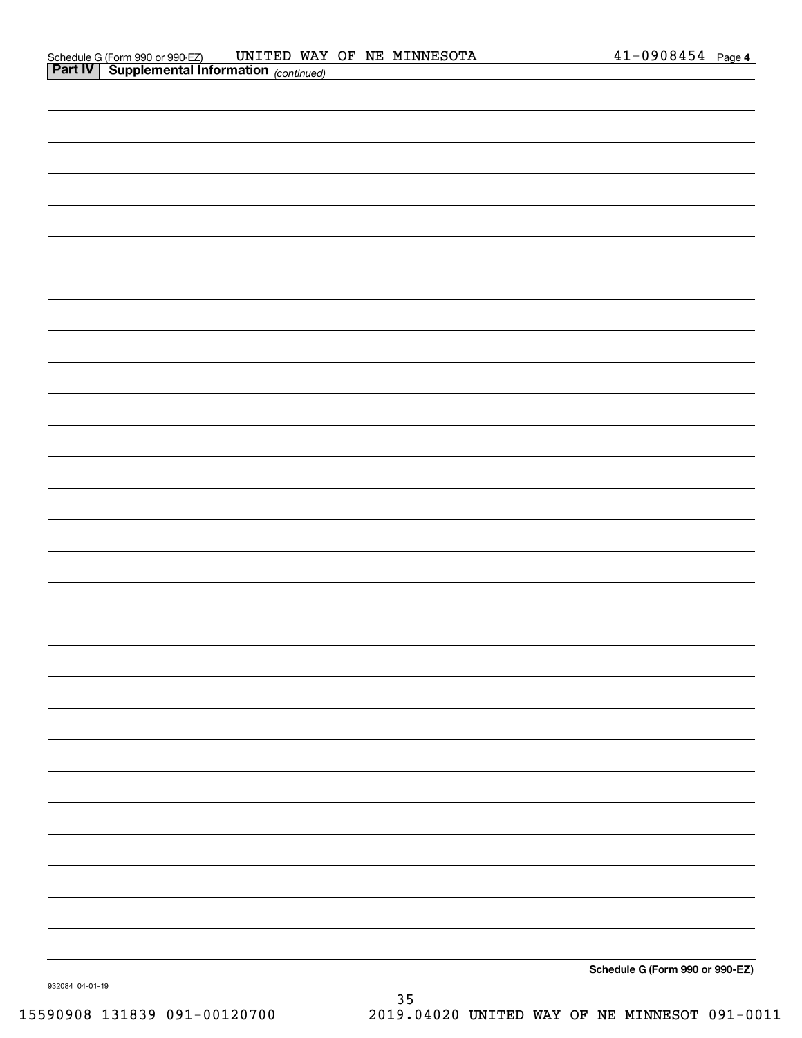Schedule G (Form 990 or 990-EZ) UNITED WAY OF NE MINNESOTA 41-0908454 Page **4**

**Part IV** **Supplemental Information** *(continued)*

**Schedule G (Form 990 or 990-EZ)**

932084 04-01-19

15590908 131839 091-00120700 2019.04020 UNITED WAY OF NE MINNESOT 091-0011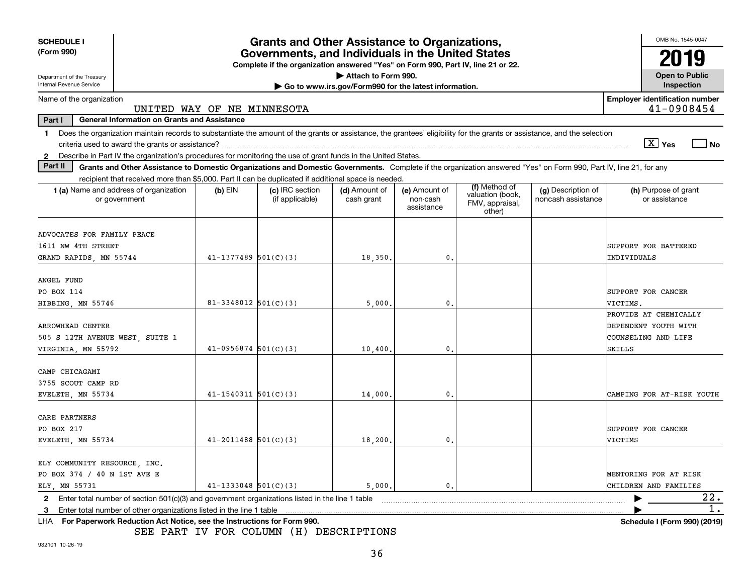**SCHEDULE I (Form 990)**

Department of the Treasury
Internal Revenue Service

# Grants and Other Assistance to Organizations, Governments, and Individuals in the United States

**Complete if the organization answered "Yes" on Form 990, Part IV, line 21 or 22.**
**▶ Attach to Form 990.**
**▶ Go to www.irs.gov/Form990 for the latest information.**

OMB No. 1545-0047
**2019**
**Open to Public Inspection**

Name of the organization: UNITED WAY OF NE MINNESOTA

Employer identification number: 41-0908454

**Part I General Information on Grants and Assistance**

1 Does the organization maintain records to substantiate the amount of the grants or assistance, the grantees' eligibility for the grants or assistance, and the selection criteria used to award the grants or assistance? [X] Yes [ ] No

2 Describe in Part IV the organization's procedures for monitoring the use of grant funds in the United States.

**Part II Grants and Other Assistance to Domestic Organizations and Domestic Governments.** Complete if the organization answered "Yes" on Form 990, Part IV, line 21, for any recipient that received more than $5,000. Part II can be duplicated if additional space is needed.

| 1 (a) Name and address of organization or government | (b) EIN | (c) IRC section (if applicable) | (d) Amount of cash grant | (e) Amount of non-cash assistance | (f) Method of valuation (book, FMV, appraisal, other) | (g) Description of noncash assistance | (h) Purpose of grant or assistance |
|---|---|---|---|---|---|---|---|
| ADVOCATES FOR FAMILY PEACE<br>1611 NW 4TH STREET<br>GRAND RAPIDS, MN 55744 | 41-1377489 | 501(C)(3) | 18,350. | 0. | | | SUPPORT FOR BATTERED INDIVIDUALS |
| ANGEL FUND<br>PO BOX 114<br>HIBBING, MN 55746 | 81-3348012 | 501(C)(3) | 5,000. | 0. | | | SUPPORT FOR CANCER VICTIMS. |
| ARROWHEAD CENTER<br>505 S 12TH AVENUE WEST, SUITE 1<br>VIRGINIA, MN 55792 | 41-0956874 | 501(C)(3) | 10,400. | 0. | | | PROVIDE AT CHEMICALLY DEPENDENT YOUTH WITH COUNSELING AND LIFE SKILLS |
| CAMP CHICAGAMI<br>3755 SCOUT CAMP RD<br>EVELETH, MN 55734 | 41-1540311 | 501(C)(3) | 14,000. | 0. | | | CAMPING FOR AT-RISK YOUTH |
| CARE PARTNERS<br>PO BOX 217<br>EVELETH, MN 55734 | 41-2011488 | 501(C)(3) | 18,200. | 0. | | | SUPPORT FOR CANCER VICTIMS |
| ELY COMMUNITY RESOURCE, INC.<br>PO BOX 374 / 40 N 1ST AVE E<br>ELY, MN 55731 | 41-1333048 | 501(C)(3) | 5,000. | 0. | | | MENTORING FOR AT RISK CHILDREN AND FAMILIES |

2 Enter total number of section 501(c)(3) and government organizations listed in the line 1 table ▶ 22.

3 Enter total number of other organizations listed in the line 1 table ▶ 1.

LHA **For Paperwork Reduction Act Notice, see the Instructions for Form 990.** **Schedule I (Form 990) (2019)**

SEE PART IV FOR COLUMN (H) DESCRIPTIONS

932101 10-26-19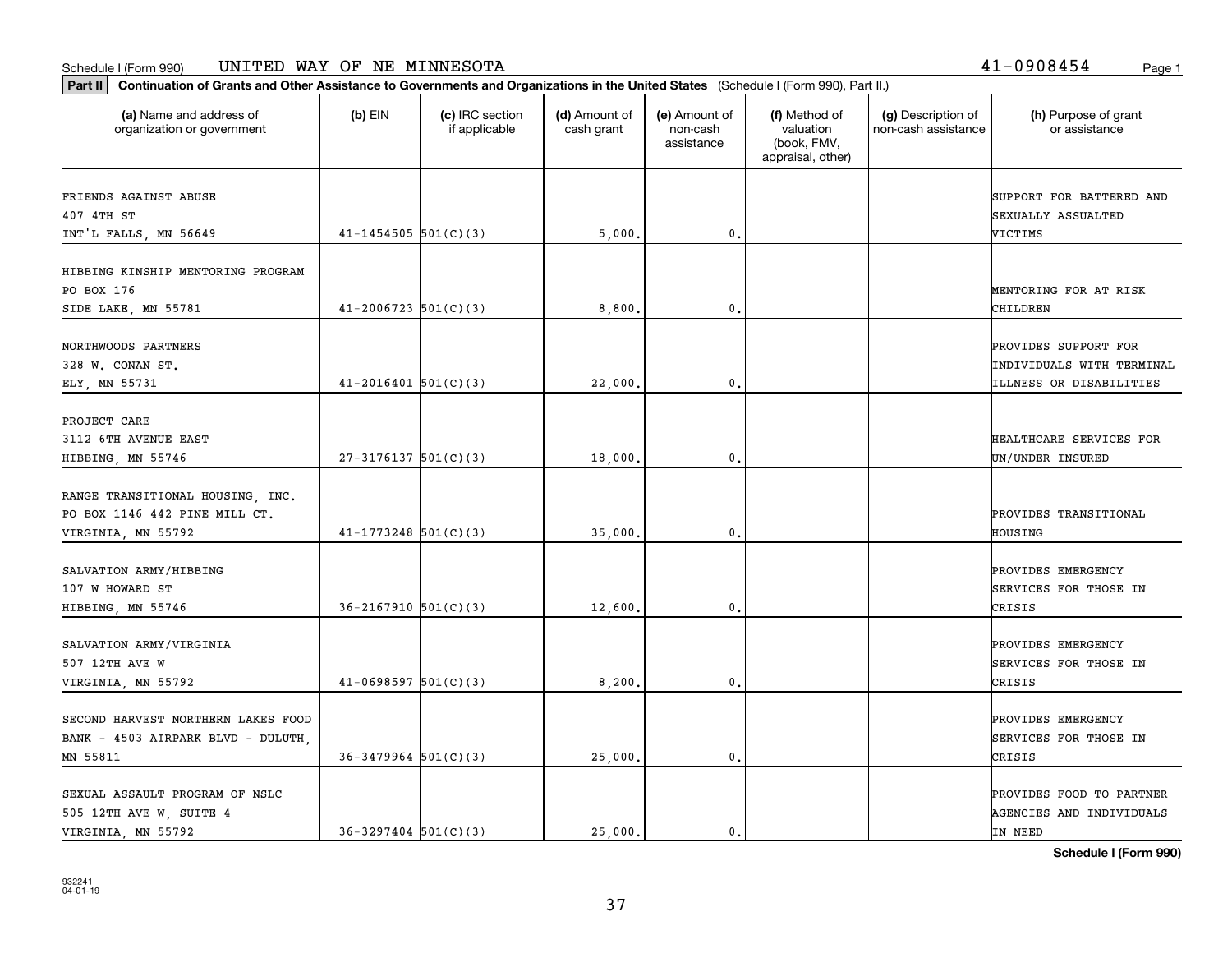Schedule I (Form 990) UNITED WAY OF NE MINNESOTA 41-0908454

**Part II** **Continuation of Grants and Other Assistance to Governments and Organizations in the United States** (Schedule I (Form 990), Part II.)

| (a) Name and address of organization or government | (b) EIN | (c) IRC section if applicable | (d) Amount of cash grant | (e) Amount of non-cash assistance | (f) Method of valuation (book, FMV, appraisal, other) | (g) Description of non-cash assistance | (h) Purpose of grant or assistance |
|---|---|---|---|---|---|---|---|
| FRIENDS AGAINST ABUSE 407 4TH ST INT'L FALLS, MN 56649 | 41-1454505 | 501(C)(3) | 5,000. | 0. | | | SUPPORT FOR BATTERED AND SEXUALLY ASSAULTED VICTIMS |
| HIBBING KINSHIP MENTORING PROGRAM PO BOX 176 SIDE LAKE, MN 55781 | 41-2006723 | 501(C)(3) | 8,800. | 0. | | | MENTORING FOR AT RISK CHILDREN |
| NORTHWOODS PARTNERS 328 W. CONAN ST. ELY, MN 55731 | 41-2016401 | 501(C)(3) | 22,000. | 0. | | | PROVIDES SUPPORT FOR INDIVIDUALS WITH TERMINAL ILLNESS OR DISABILITIES |
| PROJECT CARE 3112 6TH AVENUE EAST HIBBING, MN 55746 | 27-3176137 | 501(C)(3) | 18,000. | 0. | | | HEALTHCARE SERVICES FOR UN/UNDER INSURED |
| RANGE TRANSITIONAL HOUSING, INC. PO BOX 1146 442 PINE MILL CT. VIRGINIA, MN 55792 | 41-1773248 | 501(C)(3) | 35,000. | 0. | | | PROVIDES TRANSITIONAL HOUSING |
| SALVATION ARMY/HIBBING 107 W HOWARD ST HIBBING, MN 55746 | 36-2167910 | 501(C)(3) | 12,600. | 0. | | | PROVIDES EMERGENCY SERVICES FOR THOSE IN CRISIS |
| SALVATION ARMY/VIRGINIA 507 12TH AVE W VIRGINIA, MN 55792 | 41-0698597 | 501(C)(3) | 8,200. | 0. | | | PROVIDES EMERGENCY SERVICES FOR THOSE IN CRISIS |
| SECOND HARVEST NORTHERN LAKES FOOD BANK - 4503 AIRPARK BLVD - DULUTH, MN 55811 | 36-3479964 | 501(C)(3) | 25,000. | 0. | | | PROVIDES EMERGENCY SERVICES FOR THOSE IN CRISIS |
| SEXUAL ASSAULT PROGRAM OF NSLC 505 12TH AVE W, SUITE 4 VIRGINIA, MN 55792 | 36-3297404 | 501(C)(3) | 25,000. | 0. | | | PROVIDES FOOD TO PARTNER AGENCIES AND INDIVIDUALS IN NEED |

**Schedule I (Form 990)**

932241
04-01-19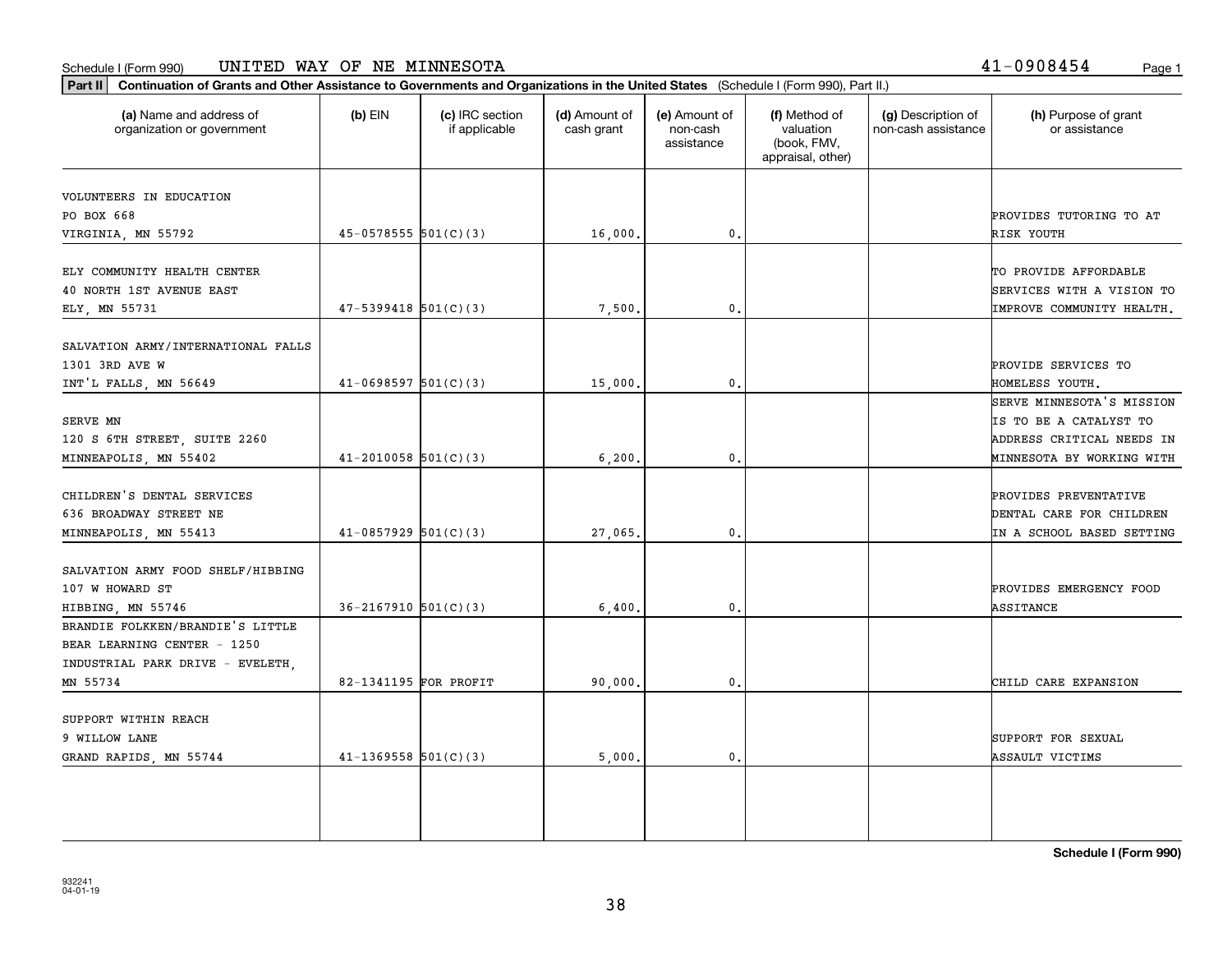Schedule I (Form 990) UNITED WAY OF NE MINNESOTA 41-0908454

**Part II** **Continuation of Grants and Other Assistance to Governments and Organizations in the United States** (Schedule I (Form 990), Part II.)

| (a) Name and address of organization or government | (b) EIN | (c) IRC section if applicable | (d) Amount of cash grant | (e) Amount of non-cash assistance | (f) Method of valuation (book, FMV, appraisal, other) | (g) Description of non-cash assistance | (h) Purpose of grant or assistance |
|---|---|---|---|---|---|---|---|
| VOLUNTEERS IN EDUCATION PO BOX 668 VIRGINIA, MN 55792 | 45-0578555 | 501(C)(3) | 16,000. | 0. | | | PROVIDES TUTORING TO AT RISK YOUTH |
| ELY COMMUNITY HEALTH CENTER 40 NORTH 1ST AVENUE EAST ELY, MN 55731 | 47-5399418 | 501(C)(3) | 7,500. | 0. | | | TO PROVIDE AFFORDABLE SERVICES WITH A VISION TO IMPROVE COMMUNITY HEALTH. |
| SALVATION ARMY/INTERNATIONAL FALLS 1301 3RD AVE W INT'L FALLS, MN 56649 | 41-0698597 | 501(C)(3) | 15,000. | 0. | | | PROVIDE SERVICES TO HOMELESS YOUTH. |
| SERVE MN 120 S 6TH STREET, SUITE 2260 MINNEAPOLIS, MN 55402 | 41-2010058 | 501(C)(3) | 6,200. | 0. | | | SERVE MINNESOTA'S MISSION IS TO BE A CATALYST TO ADDRESS CRITICAL NEEDS IN MINNESOTA BY WORKING WITH |
| CHILDREN'S DENTAL SERVICES 636 BROADWAY STREET NE MINNEAPOLIS, MN 55413 | 41-0857929 | 501(C)(3) | 27,065. | 0. | | | PROVIDES PREVENTATIVE DENTAL CARE FOR CHILDREN IN A SCHOOL BASED SETTING |
| SALVATION ARMY FOOD SHELF/HIBBING 107 W HOWARD ST HIBBING, MN 55746 | 36-2167910 | 501(C)(3) | 6,400. | 0. | | | PROVIDES EMERGENCY FOOD ASSITANCE |
| BRANDIE FOLKKEN/BRANDIE'S LITTLE BEAR LEARNING CENTER - 1250 INDUSTRIAL PARK DRIVE - EVELETH, MN 55734 | 82-1341195 | FOR PROFIT | 90,000. | 0. | | | CHILD CARE EXPANSION |
| SUPPORT WITHIN REACH 9 WILLOW LANE GRAND RAPIDS, MN 55744 | 41-1369558 | 501(C)(3) | 5,000. | 0. | | | SUPPORT FOR SEXUAL ASSAULT VICTIMS |

**Schedule I (Form 990)**

932241 04-01-19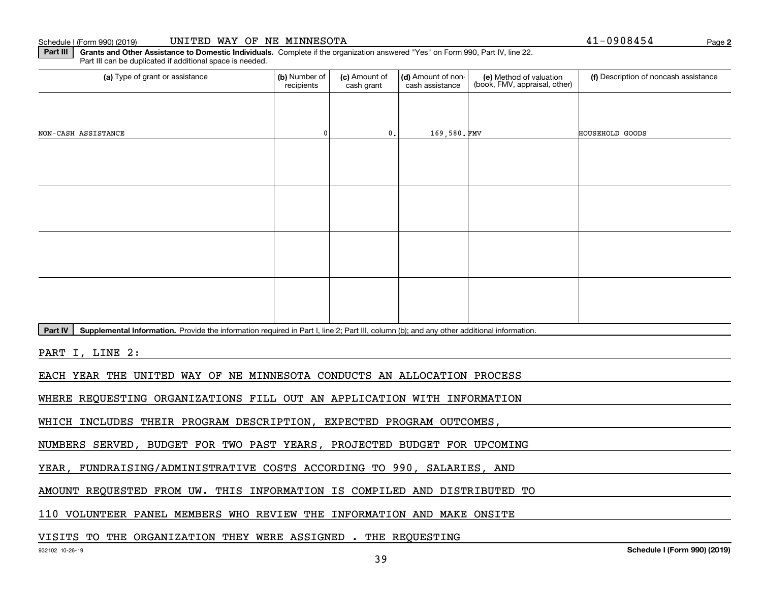Schedule I (Form 990) (2019) UNITED WAY OF NE MINNESOTA 41-0908454 Page 2

**Part III** **Grants and Other Assistance to Domestic Individuals.** Complete if the organization answered "Yes" on Form 990, Part IV, line 22. Part III can be duplicated if additional space is needed.

| (a) Type of grant or assistance | (b) Number of recipients | (c) Amount of cash grant | (d) Amount of non-cash assistance | (e) Method of valuation (book, FMV, appraisal, other) | (f) Description of noncash assistance |
|---|---|---|---|---|---|
| NON-CASH ASSISTANCE | 0 | 0. | 169,580. | FMV | HOUSEHOLD GOODS |
| | | | | | |
| | | | | | |
| | | | | | |
| | | | | | |

**Part IV** **Supplemental Information.** Provide the information required in Part I, line 2; Part III, column (b); and any other additional information.

PART I, LINE 2:

EACH YEAR THE UNITED WAY OF NE MINNESOTA CONDUCTS AN ALLOCATION PROCESS WHERE REQUESTING ORGANIZATIONS FILL OUT AN APPLICATION WITH INFORMATION WHICH INCLUDES THEIR PROGRAM DESCRIPTION, EXPECTED PROGRAM OUTCOMES, NUMBERS SERVED, BUDGET FOR TWO PAST YEARS, PROJECTED BUDGET FOR UPCOMING YEAR, FUNDRAISING/ADMINISTRATIVE COSTS ACCORDING TO 990, SALARIES, AND AMOUNT REQUESTED FROM UW. THIS INFORMATION IS COMPILED AND DISTRIBUTED TO 110 VOLUNTEER PANEL MEMBERS WHO REVIEW THE INFORMATION AND MAKE ONSITE VISITS TO THE ORGANIZATION THEY WERE ASSIGNED . THE REQUESTING

932102 10-26-19 **Schedule I (Form 990) (2019)**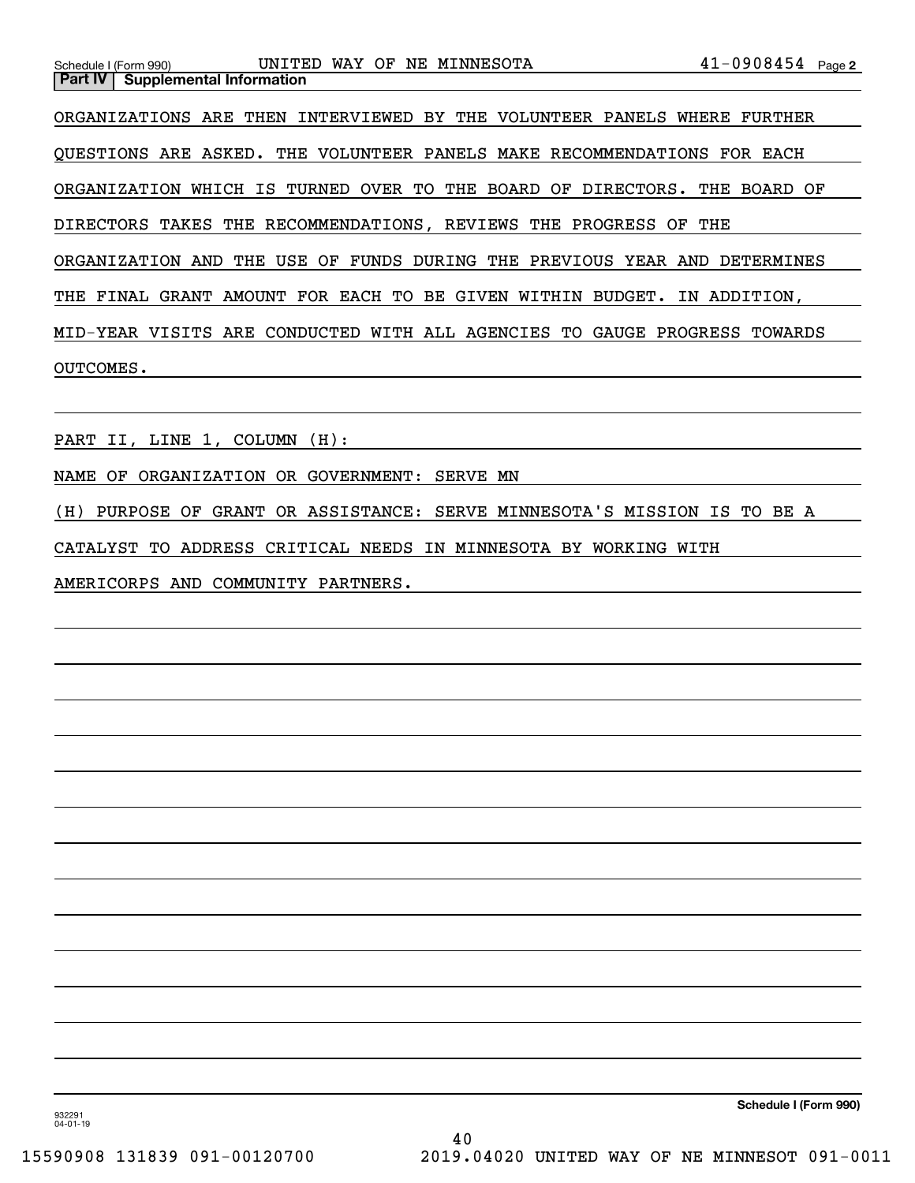Schedule I (Form 990) UNITED WAY OF NE MINNESOTA 41-0908454 Page 2

**Part IV | Supplemental Information**

ORGANIZATIONS ARE THEN INTERVIEWED BY THE VOLUNTEER PANELS WHERE FURTHER QUESTIONS ARE ASKED. THE VOLUNTEER PANELS MAKE RECOMMENDATIONS FOR EACH ORGANIZATION WHICH IS TURNED OVER TO THE BOARD OF DIRECTORS. THE BOARD OF DIRECTORS TAKES THE RECOMMENDATIONS, REVIEWS THE PROGRESS OF THE ORGANIZATION AND THE USE OF FUNDS DURING THE PREVIOUS YEAR AND DETERMINES THE FINAL GRANT AMOUNT FOR EACH TO BE GIVEN WITHIN BUDGET. IN ADDITION, MID-YEAR VISITS ARE CONDUCTED WITH ALL AGENCIES TO GAUGE PROGRESS TOWARDS OUTCOMES.

PART II, LINE 1, COLUMN (H):

NAME OF ORGANIZATION OR GOVERNMENT: SERVE MN

(H) PURPOSE OF GRANT OR ASSISTANCE: SERVE MINNESOTA'S MISSION IS TO BE A CATALYST TO ADDRESS CRITICAL NEEDS IN MINNESOTA BY WORKING WITH AMERICORPS AND COMMUNITY PARTNERS.

**Schedule I (Form 990)**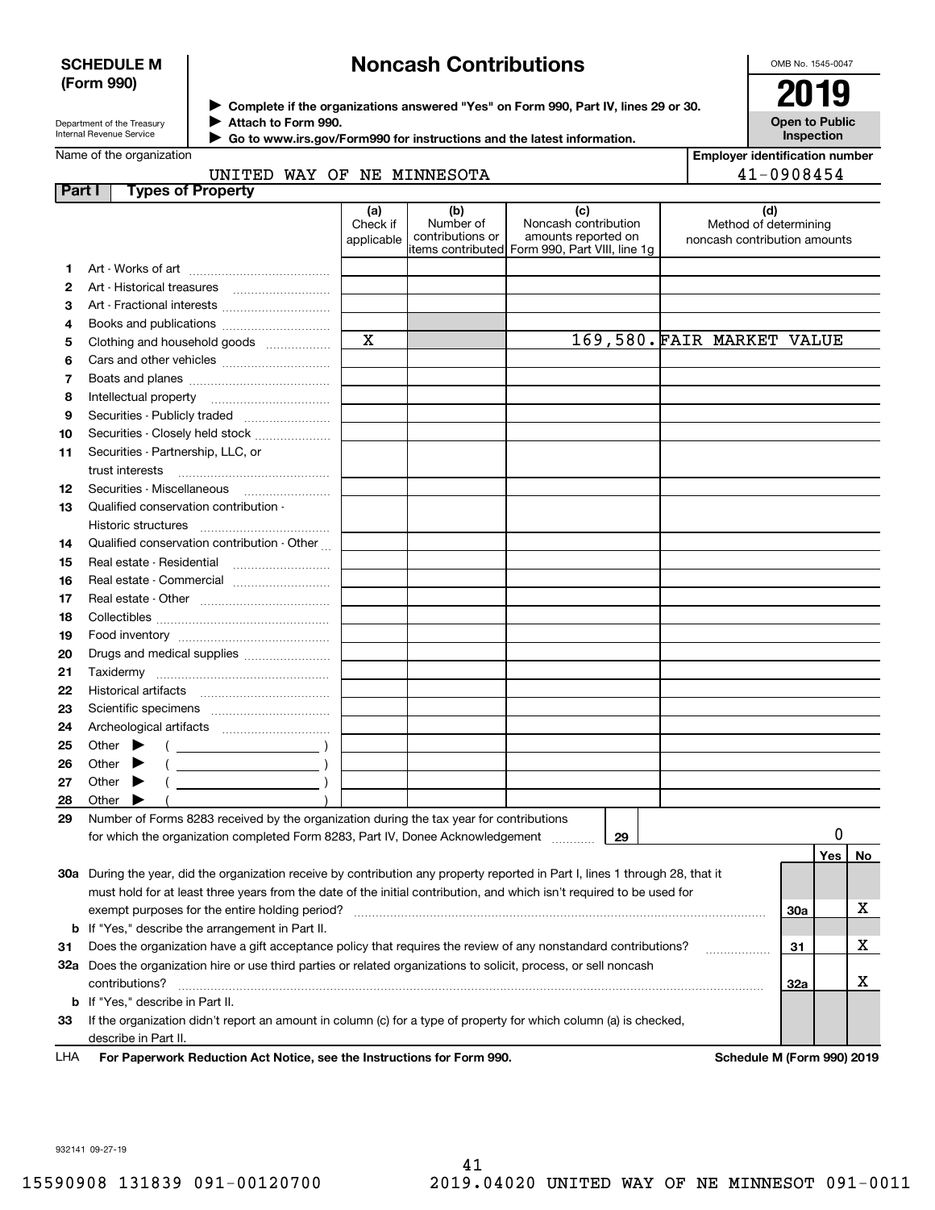**SCHEDULE M (Form 990)**

Department of the Treasury
Internal Revenue Service

# Noncash Contributions

▶ Complete if the organizations answered "Yes" on Form 990, Part IV, lines 29 or 30.
▶ Attach to Form 990.
▶ Go to www.irs.gov/Form990 for instructions and the latest information.

OMB No. 1545-0047

**2019**

**Open to Public Inspection**

Name of the organization: UNITED WAY OF NE MINNESOTA

Employer identification number: 41-0908454

**Part I — Types of Property**

| | | (a) Check if applicable | (b) Number of contributions or items contributed | (c) Noncash contribution amounts reported on Form 990, Part VIII, line 1g | (d) Method of determining noncash contribution amounts |
|---|---|---|---|---|---|
| 1 | Art - Works of art | | | | |
| 2 | Art - Historical treasures | | | | |
| 3 | Art - Fractional interests | | | | |
| 4 | Books and publications | | | | |
| 5 | Clothing and household goods | X | | 169,580. | FAIR MARKET VALUE |
| 6 | Cars and other vehicles | | | | |
| 7 | Boats and planes | | | | |
| 8 | Intellectual property | | | | |
| 9 | Securities - Publicly traded | | | | |
| 10 | Securities - Closely held stock | | | | |
| 11 | Securities - Partnership, LLC, or trust interests | | | | |
| 12 | Securities - Miscellaneous | | | | |
| 13 | Qualified conservation contribution - Historic structures | | | | |
| 14 | Qualified conservation contribution - Other | | | | |
| 15 | Real estate - Residential | | | | |
| 16 | Real estate - Commercial | | | | |
| 17 | Real estate - Other | | | | |
| 18 | Collectibles | | | | |
| 19 | Food inventory | | | | |
| 20 | Drugs and medical supplies | | | | |
| 21 | Taxidermy | | | | |
| 22 | Historical artifacts | | | | |
| 23 | Scientific specimens | | | | |
| 24 | Archeological artifacts | | | | |
| 25 | Other ▶ ( ) | | | | |
| 26 | Other ▶ ( ) | | | | |
| 27 | Other ▶ ( ) | | | | |
| 28 | Other ▶ ( ) | | | | |

**29** Number of Forms 8283 received by the organization during the tax year for contributions for which the organization completed Form 8283, Part IV, Donee Acknowledgement ..... **29** | 0

| | | | Yes | No |
|---|---|---|---|---|
| 30a | During the year, did the organization receive by contribution any property reported in Part I, lines 1 through 28, that it must hold for at least three years from the date of the initial contribution, and which isn't required to be used for exempt purposes for the entire holding period? | 30a | | X |
| b | If "Yes," describe the arrangement in Part II. | | | |
| 31 | Does the organization have a gift acceptance policy that requires the review of any nonstandard contributions? | 31 | | X |
| 32a | Does the organization hire or use third parties or related organizations to solicit, process, or sell noncash contributions? | 32a | | X |
| b | If "Yes," describe in Part II. | | | |
| 33 | If the organization didn't report an amount in column (c) for a type of property for which column (a) is checked, describe in Part II. | | | |

LHA **For Paperwork Reduction Act Notice, see the Instructions for Form 990.** **Schedule M (Form 990) 2019**

932141 09-27-19

15590908 131839 091-00120700 2019.04020 UNITED WAY OF NE MINNESOT 091-0011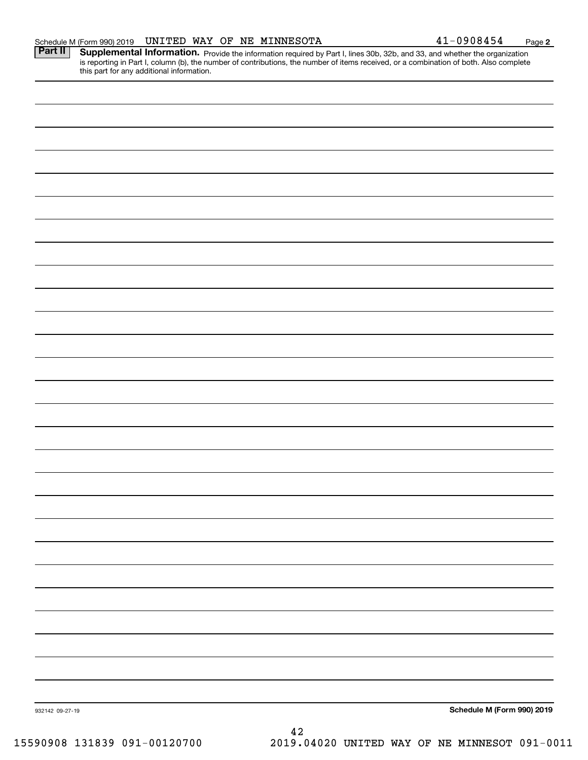Schedule M (Form 990) 2019 UNITED WAY OF NE MINNESOTA 41-0908454 Page 2

**Part II** **Supplemental Information.** Provide the information required by Part I, lines 30b, 32b, and 33, and whether the organization is reporting in Part I, column (b), the number of contributions, the number of items received, or a combination of both. Also complete this part for any additional information.

932142 09-27-19

**Schedule M (Form 990) 2019**

15590908 131839 091-00120700 2019.04020 UNITED WAY OF NE MINNESOT 091-0011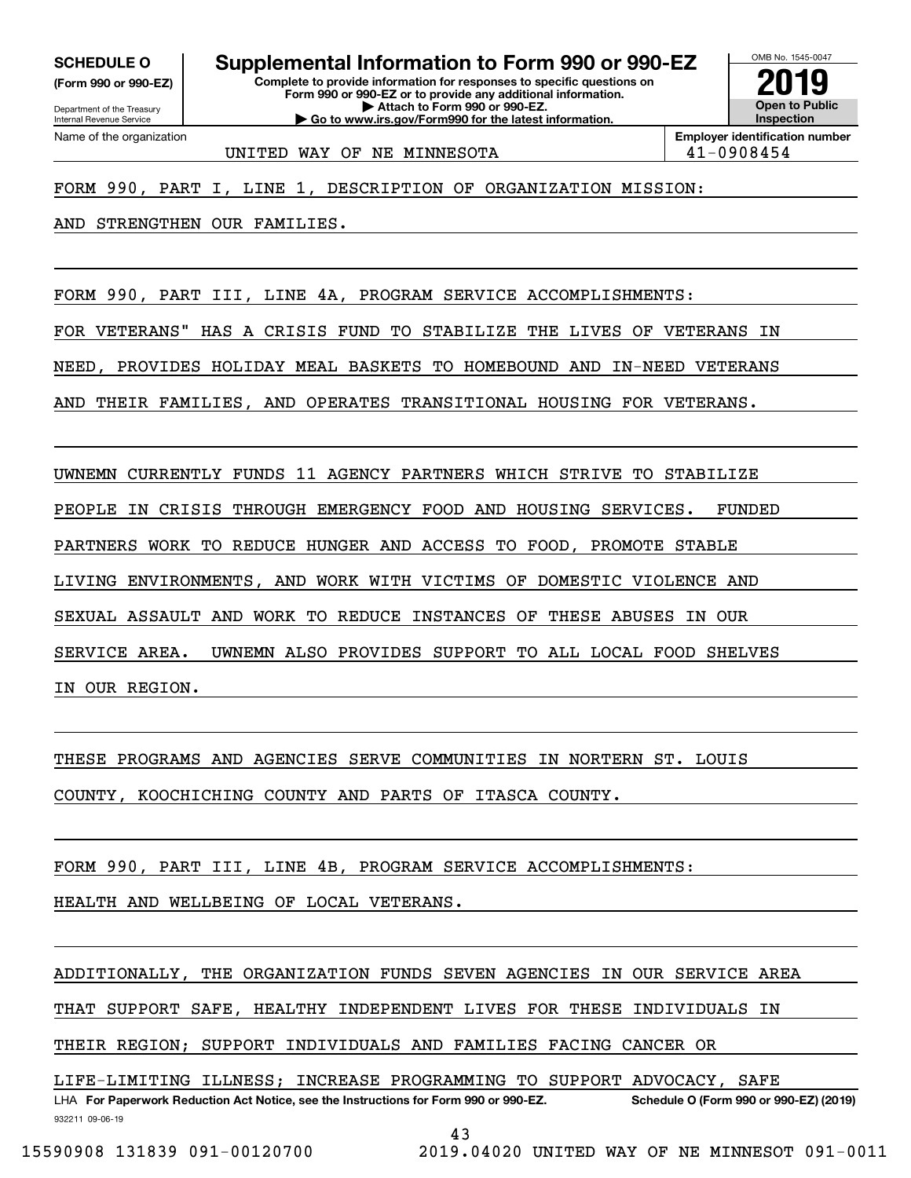**SCHEDULE O**
**(Form 990 or 990-EZ)**

Department of the Treasury
Internal Revenue Service

# Supplemental Information to Form 990 or 990-EZ

**Complete to provide information for responses to specific questions on Form 990 or 990-EZ or to provide any additional information.**
**▶ Attach to Form 990 or 990-EZ.**
**▶ Go to www.irs.gov/Form990 for the latest information.**

OMB No. 1545-0047
**2019**
**Open to Public Inspection**

Name of the organization: UNITED WAY OF NE MINNESOTA

**Employer identification number:** 41-0908454

FORM 990, PART I, LINE 1, DESCRIPTION OF ORGANIZATION MISSION:

AND STRENGTHEN OUR FAMILIES.

FORM 990, PART III, LINE 4A, PROGRAM SERVICE ACCOMPLISHMENTS:

FOR VETERANS" HAS A CRISIS FUND TO STABILIZE THE LIVES OF VETERANS IN NEED, PROVIDES HOLIDAY MEAL BASKETS TO HOMEBOUND AND IN-NEED VETERANS AND THEIR FAMILIES, AND OPERATES TRANSITIONAL HOUSING FOR VETERANS.

UWNEMN CURRENTLY FUNDS 11 AGENCY PARTNERS WHICH STRIVE TO STABILIZE PEOPLE IN CRISIS THROUGH EMERGENCY FOOD AND HOUSING SERVICES. FUNDED PARTNERS WORK TO REDUCE HUNGER AND ACCESS TO FOOD, PROMOTE STABLE LIVING ENVIRONMENTS, AND WORK WITH VICTIMS OF DOMESTIC VIOLENCE AND SEXUAL ASSAULT AND WORK TO REDUCE INSTANCES OF THESE ABUSES IN OUR SERVICE AREA. UWNEMN ALSO PROVIDES SUPPORT TO ALL LOCAL FOOD SHELVES IN OUR REGION.

THESE PROGRAMS AND AGENCIES SERVE COMMUNITIES IN NORTERN ST. LOUIS COUNTY, KOOCHICHING COUNTY AND PARTS OF ITASCA COUNTY.

FORM 990, PART III, LINE 4B, PROGRAM SERVICE ACCOMPLISHMENTS:

HEALTH AND WELLBEING OF LOCAL VETERANS.

ADDITIONALLY, THE ORGANIZATION FUNDS SEVEN AGENCIES IN OUR SERVICE AREA THAT SUPPORT SAFE, HEALTHY INDEPENDENT LIVES FOR THESE INDIVIDUALS IN THEIR REGION; SUPPORT INDIVIDUALS AND FAMILIES FACING CANCER OR LIFE-LIMITING ILLNESS; INCREASE PROGRAMMING TO SUPPORT ADVOCACY, SAFE

LHA **For Paperwork Reduction Act Notice, see the Instructions for Form 990 or 990-EZ.** **Schedule O (Form 990 or 990-EZ) (2019)**

932211 09-06-19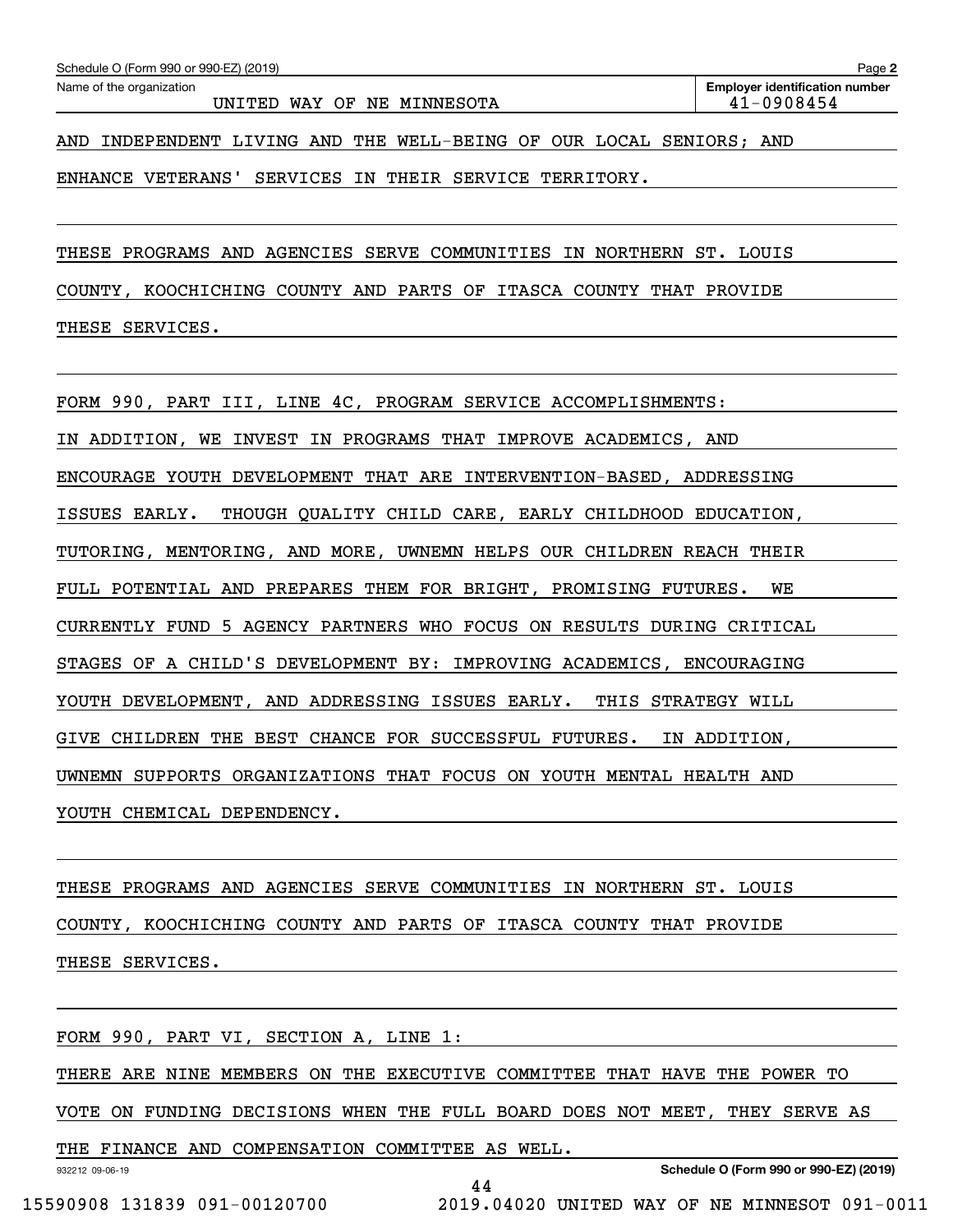Schedule O (Form 990 or 990-EZ) (2019) Page 2

Name of the organization: UNITED WAY OF NE MINNESOTA

Employer identification number: 41-0908454

AND INDEPENDENT LIVING AND THE WELL-BEING OF OUR LOCAL SENIORS; AND ENHANCE VETERANS' SERVICES IN THEIR SERVICE TERRITORY.

THESE PROGRAMS AND AGENCIES SERVE COMMUNITIES IN NORTHERN ST. LOUIS COUNTY, KOOCHICHING COUNTY AND PARTS OF ITASCA COUNTY THAT PROVIDE THESE SERVICES.

FORM 990, PART III, LINE 4C, PROGRAM SERVICE ACCOMPLISHMENTS:

IN ADDITION, WE INVEST IN PROGRAMS THAT IMPROVE ACADEMICS, AND ENCOURAGE YOUTH DEVELOPMENT THAT ARE INTERVENTION-BASED, ADDRESSING ISSUES EARLY. THOUGH QUALITY CHILD CARE, EARLY CHILDHOOD EDUCATION, TUTORING, MENTORING, AND MORE, UWNEMN HELPS OUR CHILDREN REACH THEIR FULL POTENTIAL AND PREPARES THEM FOR BRIGHT, PROMISING FUTURES. WE CURRENTLY FUND 5 AGENCY PARTNERS WHO FOCUS ON RESULTS DURING CRITICAL STAGES OF A CHILD'S DEVELOPMENT BY: IMPROVING ACADEMICS, ENCOURAGING YOUTH DEVELOPMENT, AND ADDRESSING ISSUES EARLY. THIS STRATEGY WILL GIVE CHILDREN THE BEST CHANCE FOR SUCCESSFUL FUTURES. IN ADDITION, UWNEMN SUPPORTS ORGANIZATIONS THAT FOCUS ON YOUTH MENTAL HEALTH AND YOUTH CHEMICAL DEPENDENCY.

THESE PROGRAMS AND AGENCIES SERVE COMMUNITIES IN NORTHERN ST. LOUIS COUNTY, KOOCHICHING COUNTY AND PARTS OF ITASCA COUNTY THAT PROVIDE THESE SERVICES.

FORM 990, PART VI, SECTION A, LINE 1:

THERE ARE NINE MEMBERS ON THE EXECUTIVE COMMITTEE THAT HAVE THE POWER TO VOTE ON FUNDING DECISIONS WHEN THE FULL BOARD DOES NOT MEET, THEY SERVE AS THE FINANCE AND COMPENSATION COMMITTEE AS WELL.

932212 09-06-19 Schedule O (Form 990 or 990-EZ) (2019)

15590908 131839 091-00120700 2019.04020 UNITED WAY OF NE MINNESOT 091-0011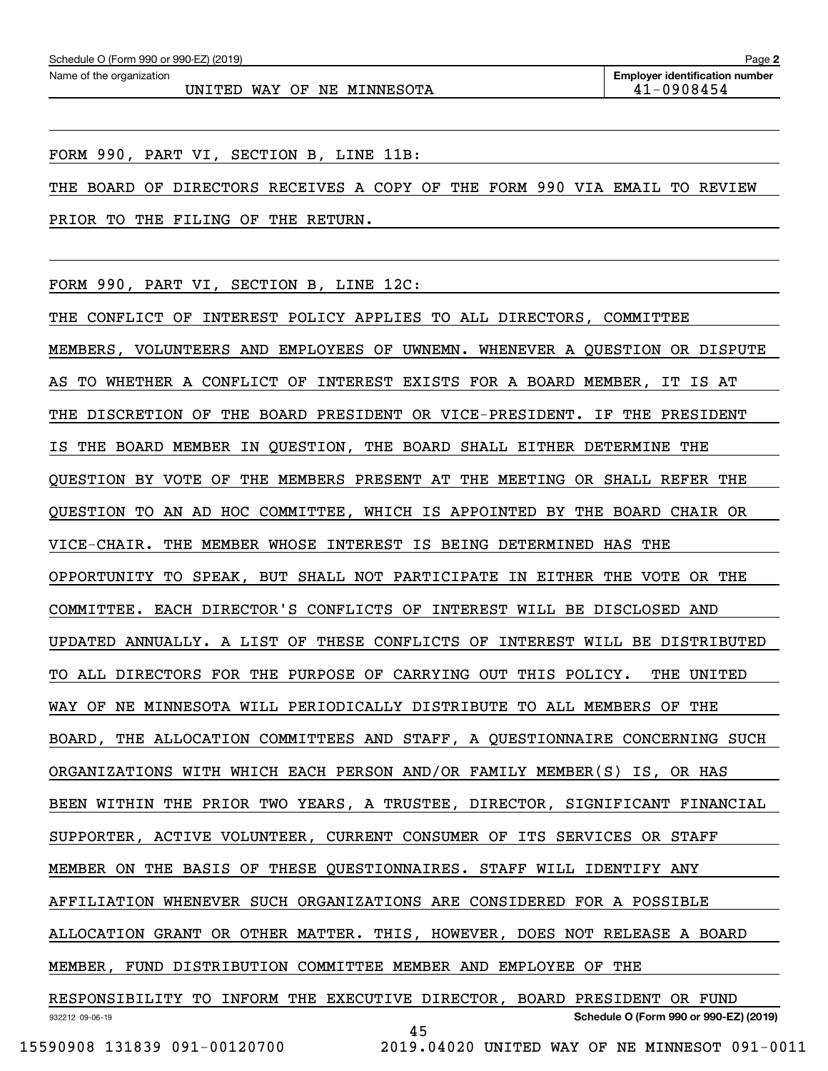Schedule O (Form 990 or 990-EZ) (2019) Page **2**

| Name of the organization | Employer identification number |
| --- | --- |
| UNITED WAY OF NE MINNESOTA | 41-0908454 |

FORM 990, PART VI, SECTION B, LINE 11B:

THE BOARD OF DIRECTORS RECEIVES A COPY OF THE FORM 990 VIA EMAIL TO REVIEW PRIOR TO THE FILING OF THE RETURN.

FORM 990, PART VI, SECTION B, LINE 12C:

THE CONFLICT OF INTEREST POLICY APPLIES TO ALL DIRECTORS, COMMITTEE MEMBERS, VOLUNTEERS AND EMPLOYEES OF UWNEMN. WHENEVER A QUESTION OR DISPUTE AS TO WHETHER A CONFLICT OF INTEREST EXISTS FOR A BOARD MEMBER, IT IS AT THE DISCRETION OF THE BOARD PRESIDENT OR VICE-PRESIDENT. IF THE PRESIDENT IS THE BOARD MEMBER IN QUESTION, THE BOARD SHALL EITHER DETERMINE THE QUESTION BY VOTE OF THE MEMBERS PRESENT AT THE MEETING OR SHALL REFER THE QUESTION TO AN AD HOC COMMITTEE, WHICH IS APPOINTED BY THE BOARD CHAIR OR VICE-CHAIR. THE MEMBER WHOSE INTEREST IS BEING DETERMINED HAS THE OPPORTUNITY TO SPEAK, BUT SHALL NOT PARTICIPATE IN EITHER THE VOTE OR THE COMMITTEE. EACH DIRECTOR'S CONFLICTS OF INTEREST WILL BE DISCLOSED AND UPDATED ANNUALLY. A LIST OF THESE CONFLICTS OF INTEREST WILL BE DISTRIBUTED TO ALL DIRECTORS FOR THE PURPOSE OF CARRYING OUT THIS POLICY. THE UNITED WAY OF NE MINNESOTA WILL PERIODICALLY DISTRIBUTE TO ALL MEMBERS OF THE BOARD, THE ALLOCATION COMMITTEES AND STAFF, A QUESTIONNAIRE CONCERNING SUCH ORGANIZATIONS WITH WHICH EACH PERSON AND/OR FAMILY MEMBER(S) IS, OR HAS BEEN WITHIN THE PRIOR TWO YEARS, A TRUSTEE, DIRECTOR, SIGNIFICANT FINANCIAL SUPPORTER, ACTIVE VOLUNTEER, CURRENT CONSUMER OF ITS SERVICES OR STAFF MEMBER ON THE BASIS OF THESE QUESTIONNAIRES. STAFF WILL IDENTIFY ANY AFFILIATION WHENEVER SUCH ORGANIZATIONS ARE CONSIDERED FOR A POSSIBLE ALLOCATION GRANT OR OTHER MATTER. THIS, HOWEVER, DOES NOT RELEASE A BOARD MEMBER, FUND DISTRIBUTION COMMITTEE MEMBER AND EMPLOYEE OF THE RESPONSIBILITY TO INFORM THE EXECUTIVE DIRECTOR, BOARD PRESIDENT OR FUND

932212 09-06-19 Schedule O (Form 990 or 990-EZ) (2019)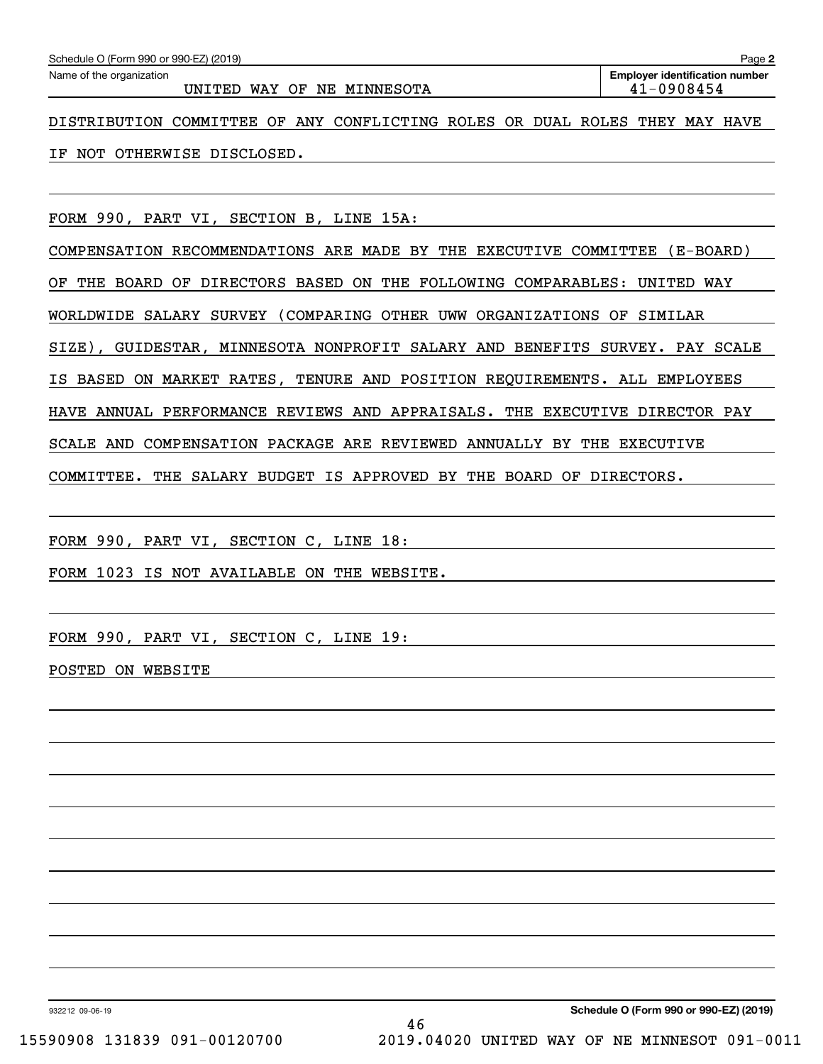Name of the organization: UNITED WAY OF NE MINNESOTA

Employer identification number: 41-0908454

DISTRIBUTION COMMITTEE OF ANY CONFLICTING ROLES OR DUAL ROLES THEY MAY HAVE IF NOT OTHERWISE DISCLOSED.

FORM 990, PART VI, SECTION B, LINE 15A:

COMPENSATION RECOMMENDATIONS ARE MADE BY THE EXECUTIVE COMMITTEE (E-BOARD) OF THE BOARD OF DIRECTORS BASED ON THE FOLLOWING COMPARABLES: UNITED WAY WORLDWIDE SALARY SURVEY (COMPARING OTHER UWW ORGANIZATIONS OF SIMILAR SIZE), GUIDESTAR, MINNESOTA NONPROFIT SALARY AND BENEFITS SURVEY. PAY SCALE IS BASED ON MARKET RATES, TENURE AND POSITION REQUIREMENTS. ALL EMPLOYEES HAVE ANNUAL PERFORMANCE REVIEWS AND APPRAISALS. THE EXECUTIVE DIRECTOR PAY SCALE AND COMPENSATION PACKAGE ARE REVIEWED ANNUALLY BY THE EXECUTIVE COMMITTEE. THE SALARY BUDGET IS APPROVED BY THE BOARD OF DIRECTORS.

FORM 990, PART VI, SECTION C, LINE 18:

FORM 1023 IS NOT AVAILABLE ON THE WEBSITE.

FORM 990, PART VI, SECTION C, LINE 19:

POSTED ON WEBSITE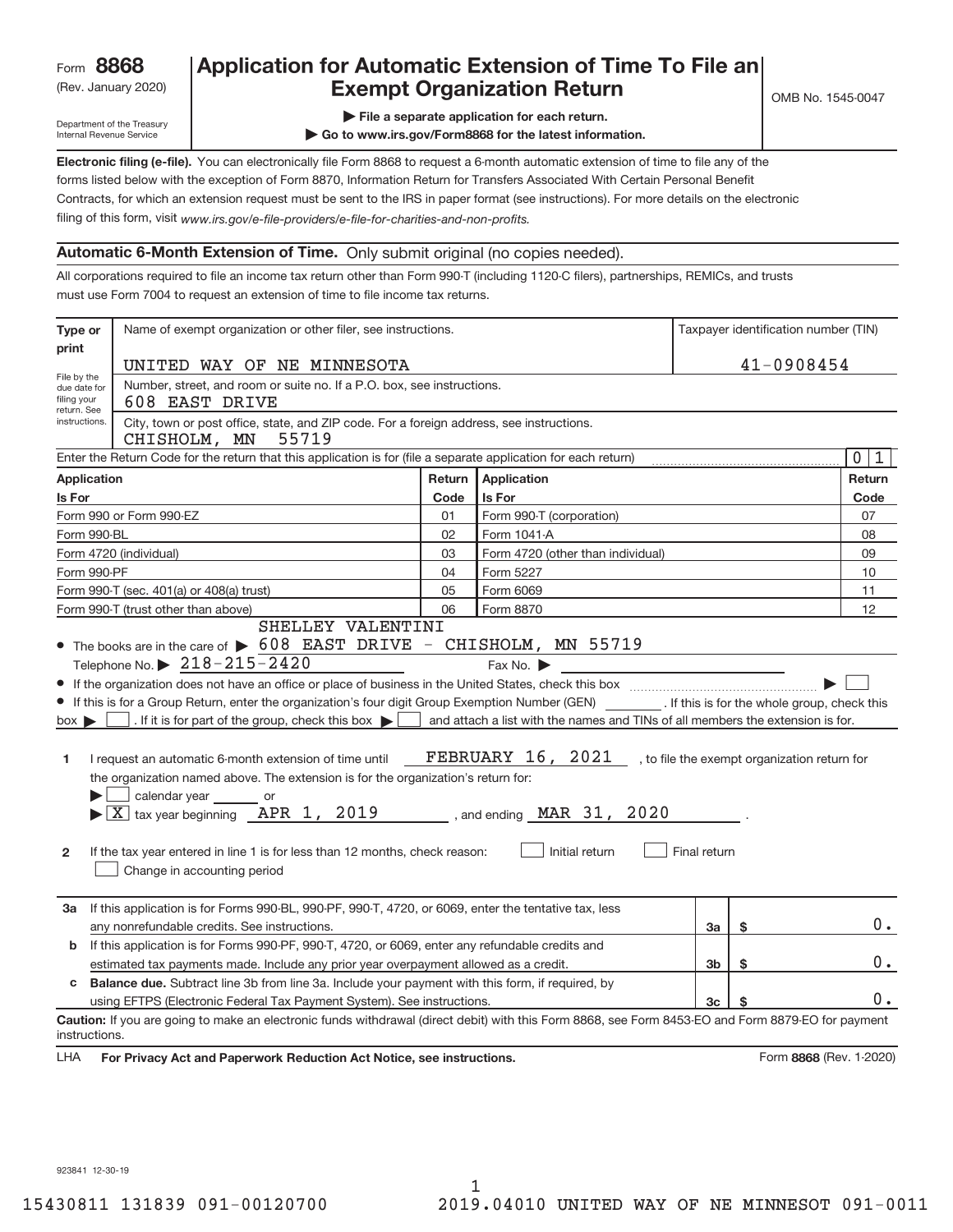Form **8868** (Rev. January 2020)

Department of the Treasury Internal Revenue Service

# Application for Automatic Extension of Time To File an Exempt Organization Return

OMB No. 1545-0047

▶ File a separate application for each return.

▶ Go to www.irs.gov/Form8868 for the latest information.

**Electronic filing (e-file).** You can electronically file Form 8868 to request a 6-month automatic extension of time to file any of the forms listed below with the exception of Form 8870, Information Return for Transfers Associated With Certain Personal Benefit Contracts, for which an extension request must be sent to the IRS in paper format (see instructions). For more details on the electronic filing of this form, visit *www.irs.gov/e-file-providers/e-file-for-charities-and-non-profits.*

## Automatic 6-Month Extension of Time. Only submit original (no copies needed).

All corporations required to file an income tax return other than Form 990-T (including 1120-C filers), partnerships, REMICs, and trusts must use Form 7004 to request an extension of time to file income tax returns.

| Type or print | Name of exempt organization or other filer, see instructions. | Taxpayer identification number (TIN) |
|---|---|---|
| File by the due date for filing your return. See instructions. | UNITED WAY OF NE MINNESOTA | 41-0908454 |
| | Number, street, and room or suite no. If a P.O. box, see instructions. 608 EAST DRIVE | |
| | City, town or post office, state, and ZIP code. For a foreign address, see instructions. CHISHOLM, MN 55719 | |

Enter the Return Code for the return that this application is for (file a separate application for each return) ..... 0 1

| Application Is For | Return Code | Application Is For | Return Code |
|---|---|---|---|
| Form 990 or Form 990-EZ | 01 | Form 990-T (corporation) | 07 |
| Form 990-BL | 02 | Form 1041-A | 08 |
| Form 4720 (individual) | 03 | Form 4720 (other than individual) | 09 |
| Form 990-PF | 04 | Form 5227 | 10 |
| Form 990-T (sec. 401(a) or 408(a) trust) | 05 | Form 6069 | 11 |
| Form 990-T (trust other than above) | 06 | Form 8870 | 12 |

- The books are in the care of ▶ SHELLEY VALENTINI 608 EAST DRIVE - CHISHOLM, MN 55719
  Telephone No. ▶ 218-215-2420 Fax No. ▶
- If the organization does not have an office or place of business in the United States, check this box ..... ▶ ☐
- If this is for a Group Return, enter the organization's four digit Group Exemption Number (GEN) ______ . If this is for the whole group, check this box ▶ ☐ . If it is for part of the group, check this box ▶ ☐ and attach a list with the names and TINs of all members the extension is for.

**1** I request an automatic 6-month extension of time until FEBRUARY 16, 2021 , to file the exempt organization return for the organization named above. The extension is for the organization's return for:
▶ ☐ calendar year ______ or
▶ ☒ tax year beginning APR 1, 2019 , and ending MAR 31, 2020 .

**2** If the tax year entered in line 1 is for less than 12 months, check reason: ☐ Initial return ☐ Final return ☐ Change in accounting period

| | | | | |
|---|---|---|---|---|
| **3a** | If this application is for Forms 990-BL, 990-PF, 990-T, 4720, or 6069, enter the tentative tax, less any nonrefundable credits. See instructions. | 3a | $ | 0. |
| **b** | If this application is for Forms 990-PF, 990-T, 4720, or 6069, enter any refundable credits and estimated tax payments made. Include any prior year overpayment allowed as a credit. | 3b | $ | 0. |
| **c** | **Balance due.** Subtract line 3b from line 3a. Include your payment with this form, if required, by using EFTPS (Electronic Federal Tax Payment System). See instructions. | 3c | $ | 0. |

**Caution:** If you are going to make an electronic funds withdrawal (direct debit) with this Form 8868, see Form 8453-EO and Form 8879-EO for payment instructions.

LHA **For Privacy Act and Paperwork Reduction Act Notice, see instructions.** Form **8868** (Rev. 1-2020)

923841 12-30-19

15430811 131839 091-00120700 2019.04010 UNITED WAY OF NE MINNESOT 091-0011